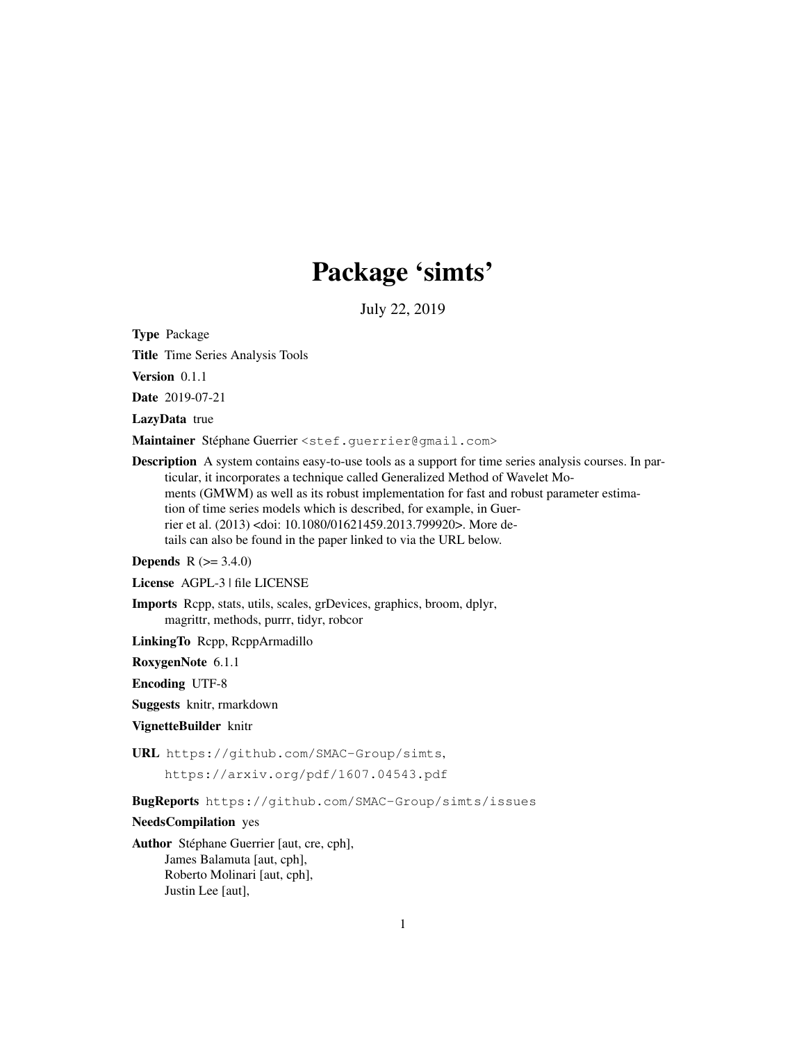# Package 'simts'

July 22, 2019

**Type** Package

**Title** Time Series Analysis Tools

**Version** 0.1.1

**Date** 2019-07-21

**LazyData** true

**Maintainer** Stéphane Guerrier <stef.guerrier@gmail.com>

**Description** A system contains easy-to-use tools as a support for time series analysis courses. In particular, it incorporates a technique called Generalized Method of Wavelet Moments (GMWM) as well as its robust implementation for fast and robust parameter estimation of time series models which is described, for example, in Guerrier et al. (2013) <doi: 10.1080/01621459.2013.799920>. More details can also be found in the paper linked to via the URL below.

**Depends** R (>= 3.4.0)

**License** AGPL-3 | file LICENSE

**Imports** Rcpp, stats, utils, scales, grDevices, graphics, broom, dplyr, magrittr, methods, purrr, tidyr, robcor

**LinkingTo** Rcpp, RcppArmadillo

**RoxygenNote** 6.1.1

**Encoding** UTF-8

**Suggests** knitr, rmarkdown

**VignetteBuilder** knitr

**URL** https://github.com/SMAC-Group/simts, https://arxiv.org/pdf/1607.04543.pdf

**BugReports** https://github.com/SMAC-Group/simts/issues

**NeedsCompilation** yes

**Author** Stéphane Guerrier [aut, cre, cph],
James Balamuta [aut, cph],
Roberto Molinari [aut, cph],
Justin Lee [aut],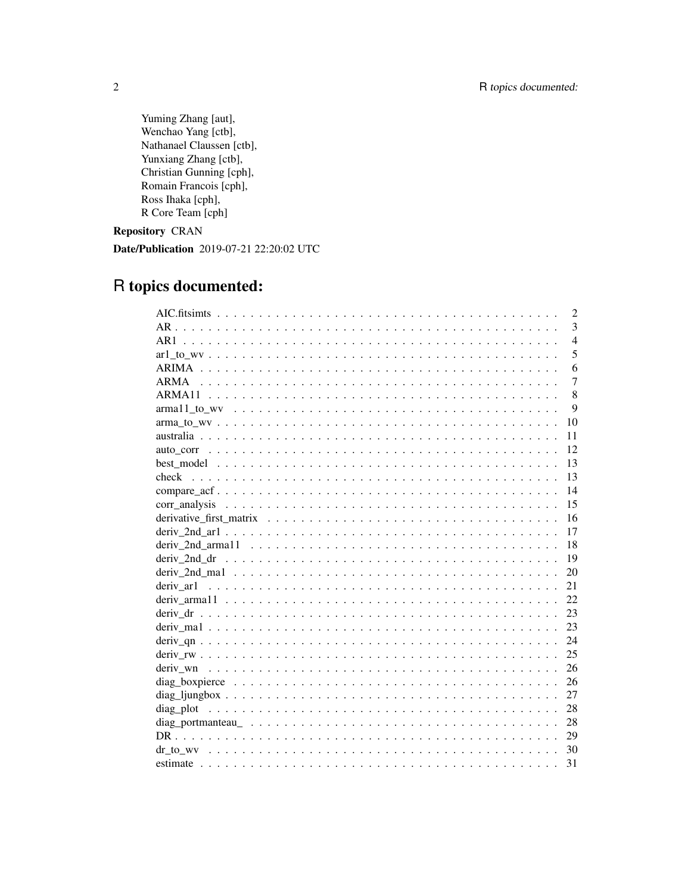Yuming Zhang [aut],
Wenchao Yang [ctb],
Nathanael Claussen [ctb],
Yunxiang Zhang [ctb],
Christian Gunning [cph],
Romain Francois [cph],
Ross Ihaka [cph],
R Core Team [cph]

**Repository** CRAN

**Date/Publication** 2019-07-21 22:20:02 UTC

# R topics documented:

| | |
|---|---|
| AIC.fitsimts | 2 |
| AR | 3 |
| AR1 | 4 |
| ar1_to_wv | 5 |
| ARIMA | 6 |
| ARMA | 7 |
| ARMA11 | 8 |
| arma11_to_wv | 9 |
| arma_to_wv | 10 |
| australia | 11 |
| auto_corr | 12 |
| best_model | 13 |
| check | 13 |
| compare_acf | 14 |
| corr_analysis | 15 |
| derivative_first_matrix | 16 |
| deriv_2nd_ar1 | 17 |
| deriv_2nd_arma11 | 18 |
| deriv_2nd_dr | 19 |
| deriv_2nd_ma1 | 20 |
| deriv_ar1 | 21 |
| deriv_arma11 | 22 |
| deriv_dr | 23 |
| deriv_ma1 | 23 |
| deriv_qn | 24 |
| deriv_rw | 25 |
| deriv_wn | 26 |
| diag_boxpierce | 26 |
| diag_ljungbox | 27 |
| diag_plot | 28 |
| diag_portmanteau_ | 28 |
| DR | 29 |
| dr_to_wv | 30 |
| estimate | 31 |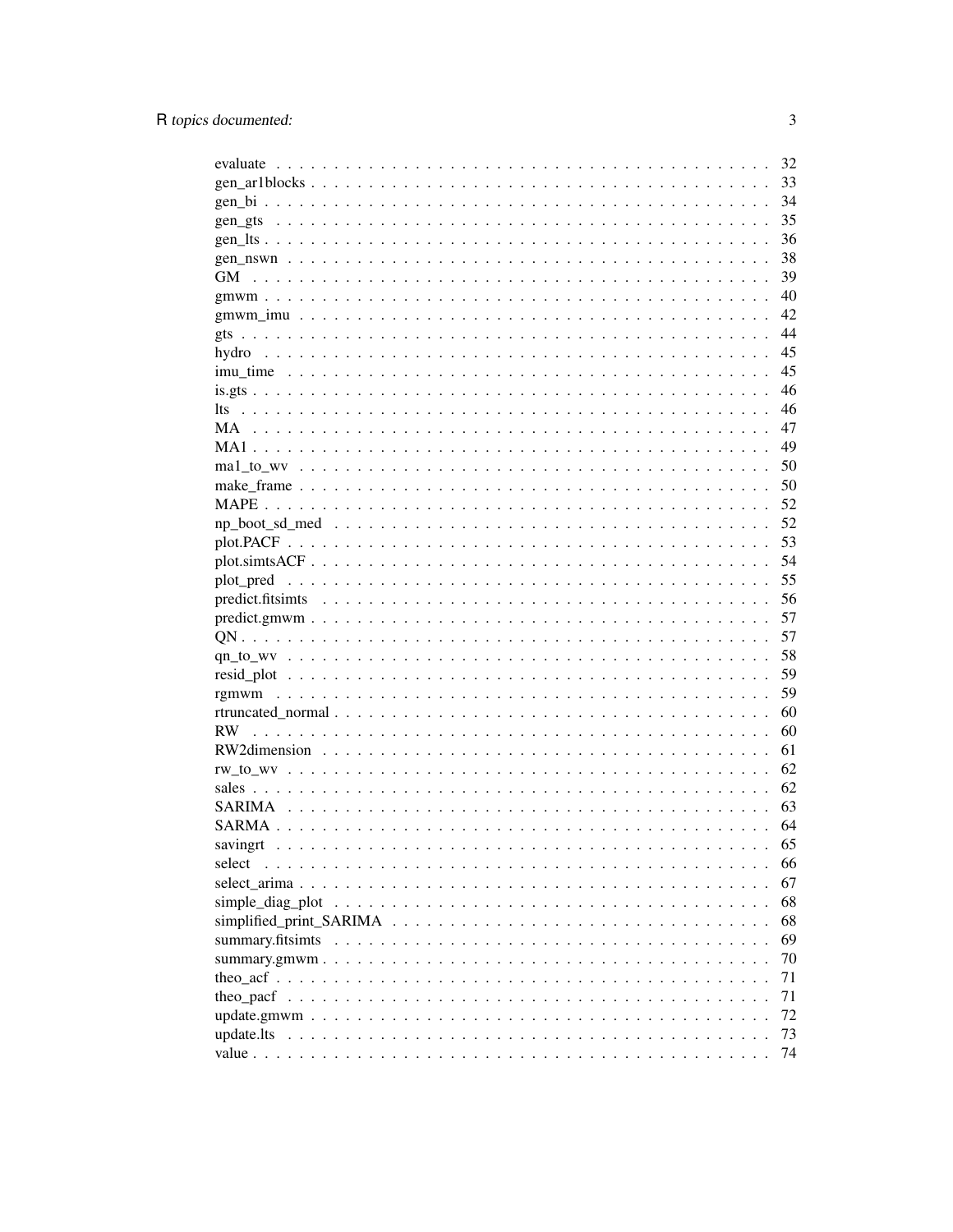evaluate . . . . . . . . . . . . . . . . . . . . . . . . . . . . . . . . . . . . . . . . 32
gen_ar1blocks . . . . . . . . . . . . . . . . . . . . . . . . . . . . . . . . . . . . . . 33
gen_bi . . . . . . . . . . . . . . . . . . . . . . . . . . . . . . . . . . . . . . . . . . 34
gen_gts . . . . . . . . . . . . . . . . . . . . . . . . . . . . . . . . . . . . . . . . . 35
gen_lts . . . . . . . . . . . . . . . . . . . . . . . . . . . . . . . . . . . . . . . . . 36
gen_nswn . . . . . . . . . . . . . . . . . . . . . . . . . . . . . . . . . . . . . . . . 38
GM . . . . . . . . . . . . . . . . . . . . . . . . . . . . . . . . . . . . . . . . . . . 39
gmwm . . . . . . . . . . . . . . . . . . . . . . . . . . . . . . . . . . . . . . . . . . 40
gmwm_imu . . . . . . . . . . . . . . . . . . . . . . . . . . . . . . . . . . . . . . . . 42
gts . . . . . . . . . . . . . . . . . . . . . . . . . . . . . . . . . . . . . . . . . . . 44
hydro . . . . . . . . . . . . . . . . . . . . . . . . . . . . . . . . . . . . . . . . . . 45
imu_time . . . . . . . . . . . . . . . . . . . . . . . . . . . . . . . . . . . . . . . . 45
is.gts . . . . . . . . . . . . . . . . . . . . . . . . . . . . . . . . . . . . . . . . . . 46
lts . . . . . . . . . . . . . . . . . . . . . . . . . . . . . . . . . . . . . . . . . . . 46
MA . . . . . . . . . . . . . . . . . . . . . . . . . . . . . . . . . . . . . . . . . . . 47
MA1 . . . . . . . . . . . . . . . . . . . . . . . . . . . . . . . . . . . . . . . . . . . 49
ma1_to_wv . . . . . . . . . . . . . . . . . . . . . . . . . . . . . . . . . . . . . . . 50
make_frame . . . . . . . . . . . . . . . . . . . . . . . . . . . . . . . . . . . . . . . 50
MAPE . . . . . . . . . . . . . . . . . . . . . . . . . . . . . . . . . . . . . . . . . . 52
np_boot_sd_med . . . . . . . . . . . . . . . . . . . . . . . . . . . . . . . . . . . . . 52
plot.PACF . . . . . . . . . . . . . . . . . . . . . . . . . . . . . . . . . . . . . . . . 53
plot.simtsACF . . . . . . . . . . . . . . . . . . . . . . . . . . . . . . . . . . . . . . 54
plot_pred . . . . . . . . . . . . . . . . . . . . . . . . . . . . . . . . . . . . . . . . 55
predict.fitsimts . . . . . . . . . . . . . . . . . . . . . . . . . . . . . . . . . . . . . 56
predict.gmwm . . . . . . . . . . . . . . . . . . . . . . . . . . . . . . . . . . . . . . 57
QN . . . . . . . . . . . . . . . . . . . . . . . . . . . . . . . . . . . . . . . . . . . 57
qn_to_wv . . . . . . . . . . . . . . . . . . . . . . . . . . . . . . . . . . . . . . . . 58
resid_plot . . . . . . . . . . . . . . . . . . . . . . . . . . . . . . . . . . . . . . . . 59
rgmwm . . . . . . . . . . . . . . . . . . . . . . . . . . . . . . . . . . . . . . . . . . 59
rtruncated_normal . . . . . . . . . . . . . . . . . . . . . . . . . . . . . . . . . . . . 60
RW . . . . . . . . . . . . . . . . . . . . . . . . . . . . . . . . . . . . . . . . . . . 60
RW2dimension . . . . . . . . . . . . . . . . . . . . . . . . . . . . . . . . . . . . . . 61
rw_to_wv . . . . . . . . . . . . . . . . . . . . . . . . . . . . . . . . . . . . . . . . 62
sales . . . . . . . . . . . . . . . . . . . . . . . . . . . . . . . . . . . . . . . . . . . 62
SARIMA . . . . . . . . . . . . . . . . . . . . . . . . . . . . . . . . . . . . . . . . . 63
SARMA . . . . . . . . . . . . . . . . . . . . . . . . . . . . . . . . . . . . . . . . . . 64
savingrt . . . . . . . . . . . . . . . . . . . . . . . . . . . . . . . . . . . . . . . . . 65
select . . . . . . . . . . . . . . . . . . . . . . . . . . . . . . . . . . . . . . . . . . 66
select_arima . . . . . . . . . . . . . . . . . . . . . . . . . . . . . . . . . . . . . . . 67
simple_diag_plot . . . . . . . . . . . . . . . . . . . . . . . . . . . . . . . . . . . . . 68
simplified_print_SARIMA . . . . . . . . . . . . . . . . . . . . . . . . . . . . . . . . 68
summary.fitsimts . . . . . . . . . . . . . . . . . . . . . . . . . . . . . . . . . . . . . 69
summary.gmwm . . . . . . . . . . . . . . . . . . . . . . . . . . . . . . . . . . . . . . 70
theo_acf . . . . . . . . . . . . . . . . . . . . . . . . . . . . . . . . . . . . . . . . . 71
theo_pacf . . . . . . . . . . . . . . . . . . . . . . . . . . . . . . . . . . . . . . . . . 71
update.gmwm . . . . . . . . . . . . . . . . . . . . . . . . . . . . . . . . . . . . . . . 72
update.lts . . . . . . . . . . . . . . . . . . . . . . . . . . . . . . . . . . . . . . . . 73
value . . . . . . . . . . . . . . . . . . . . . . . . . . . . . . . . . . . . . . . . . . . 74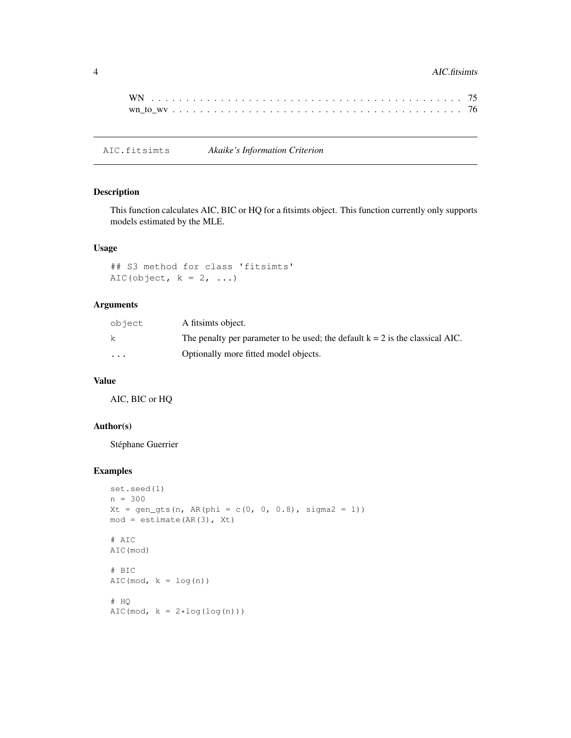WN . . . . . . . . . . . . . . . . . . . . . . . . . . . . . . . . . . . . . . . . . . . . 75
wn_to_wv . . . . . . . . . . . . . . . . . . . . . . . . . . . . . . . . . . . . . . . . . 76

## AIC.fitsimts *Akaike's Information Criterion*

### Description

This function calculates AIC, BIC or HQ for a fitsimts object. This function currently only supports models estimated by the MLE.

### Usage

```
## S3 method for class 'fitsimts'
AIC(object, k = 2, ...)
```

### Arguments

| | |
|---|---|
| object | A fitsimts object. |
| k | The penalty per parameter to be used; the default k = 2 is the classical AIC. |
| ... | Optionally more fitted model objects. |

### Value

AIC, BIC or HQ

### Author(s)

Stéphane Guerrier

### Examples

```
set.seed(1)
n = 300
Xt = gen_gts(n, AR(phi = c(0, 0, 0.8), sigma2 = 1))
mod = estimate(AR(3), Xt)

# AIC
AIC(mod)

# BIC
AIC(mod, k = log(n))

# HQ
AIC(mod, k = 2*log(log(n)))
```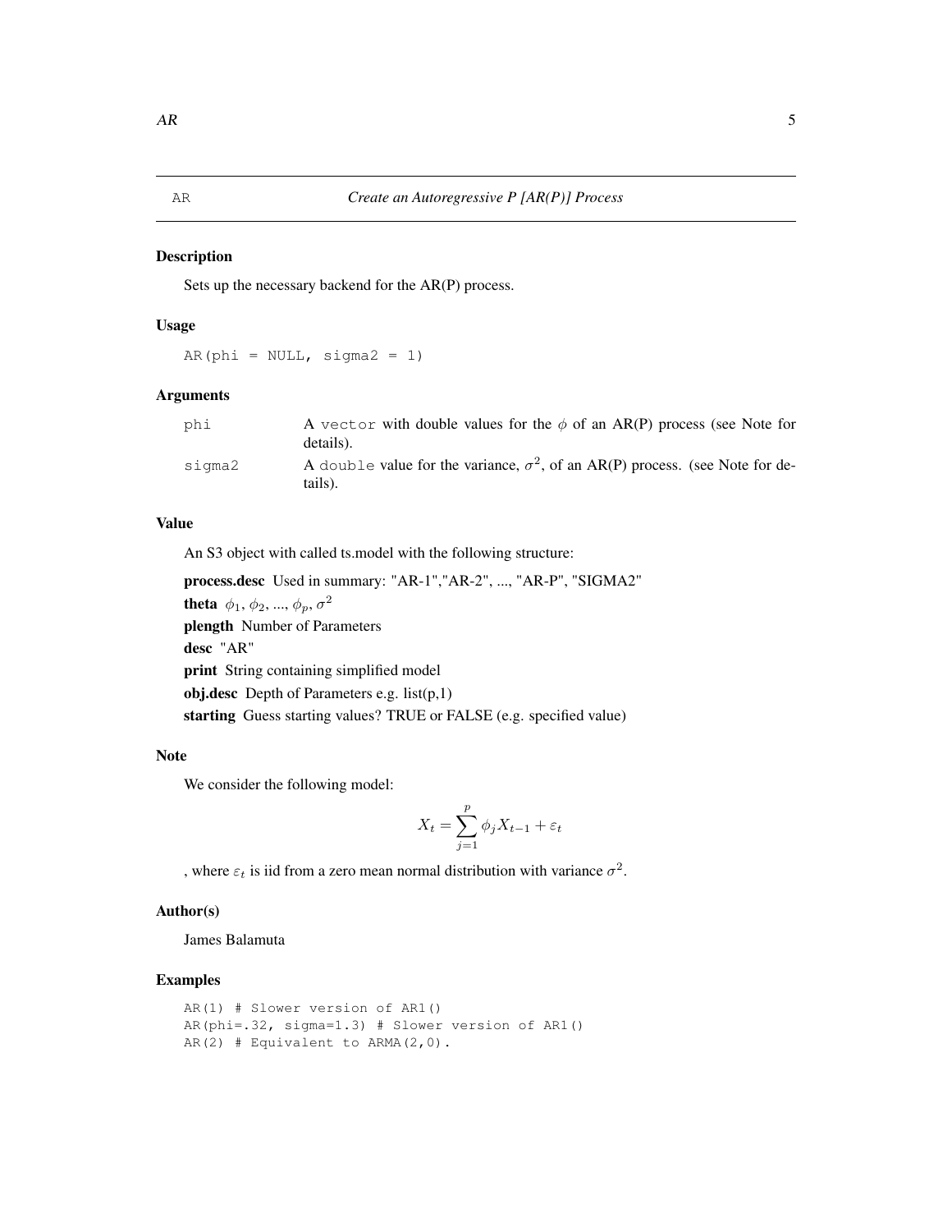AR    *Create an Autoregressive P [AR(P)] Process*

### Description

Sets up the necessary backend for the AR(P) process.

### Usage

```
AR(phi = NULL, sigma2 = 1)
```

### Arguments

| | |
|---|---|
| `phi` | A `vector` with double values for the $\phi$ of an AR(P) process (see Note for details). |
| `sigma2` | A `double` value for the variance, $\sigma^2$, of an AR(P) process. (see Note for details). |

### Value

An S3 object with called ts.model with the following structure:

**process.desc** Used in summary: "AR-1","AR-2", ..., "AR-P", "SIGMA2"

**theta** $\phi_1$, $\phi_2$, ..., $\phi_p$, $\sigma^2$

**plength** Number of Parameters

**desc** "AR"

**print** String containing simplified model

**obj.desc** Depth of Parameters e.g. list(p,1)

**starting** Guess starting values? TRUE or FALSE (e.g. specified value)

### Note

We consider the following model:

$$X_t = \sum_{j=1}^{p} \phi_j X_{t-1} + \varepsilon_t$$

, where $\varepsilon_t$ is iid from a zero mean normal distribution with variance $\sigma^2$.

### Author(s)

James Balamuta

### Examples

```
AR(1) # Slower version of AR1()
AR(phi=.32, sigma=1.3) # Slower version of AR1()
AR(2) # Equivalent to ARMA(2,0).
```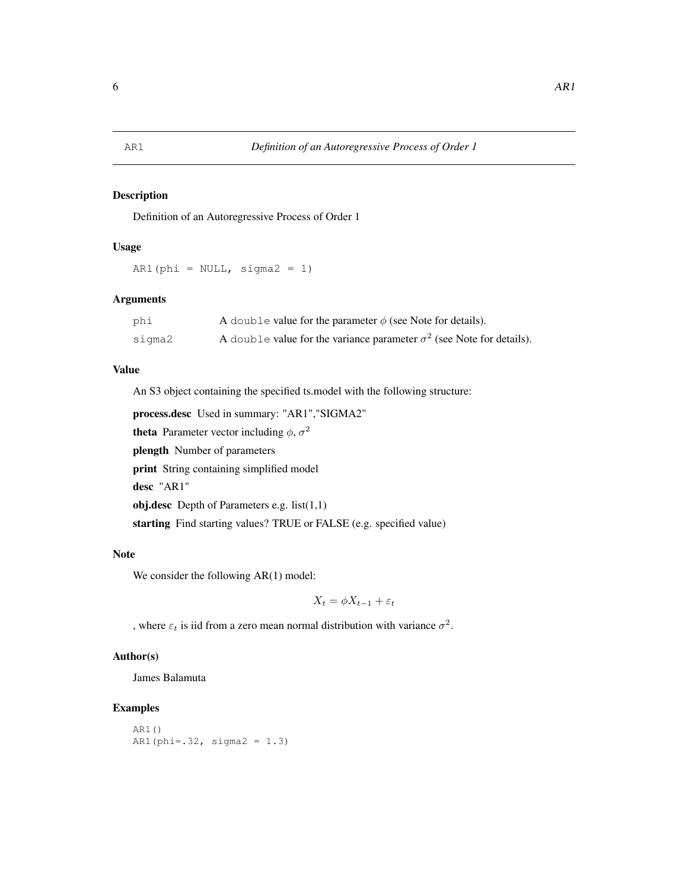# AR1 — *Definition of an Autoregressive Process of Order 1*

## Description

Definition of an Autoregressive Process of Order 1

## Usage

```
AR1(phi = NULL, sigma2 = 1)
```

## Arguments

| | |
|---|---|
| phi | A `double` value for the parameter $\phi$ (see Note for details). |
| sigma2 | A `double` value for the variance parameter $\sigma^2$ (see Note for details). |

## Value

An S3 object containing the specified ts.model with the following structure:

**process.desc** Used in summary: "AR1","SIGMA2"

**theta** Parameter vector including $\phi$, $\sigma^2$

**plength** Number of parameters

**print** String containing simplified model

**desc** "AR1"

**obj.desc** Depth of Parameters e.g. list(1,1)

**starting** Find starting values? TRUE or FALSE (e.g. specified value)

## Note

We consider the following AR(1) model:

$$X_t = \phi X_{t-1} + \varepsilon_t$$

, where $\varepsilon_t$ is iid from a zero mean normal distribution with variance $\sigma^2$.

## Author(s)

James Balamuta

## Examples

```
AR1()
AR1(phi=.32, sigma2 = 1.3)
```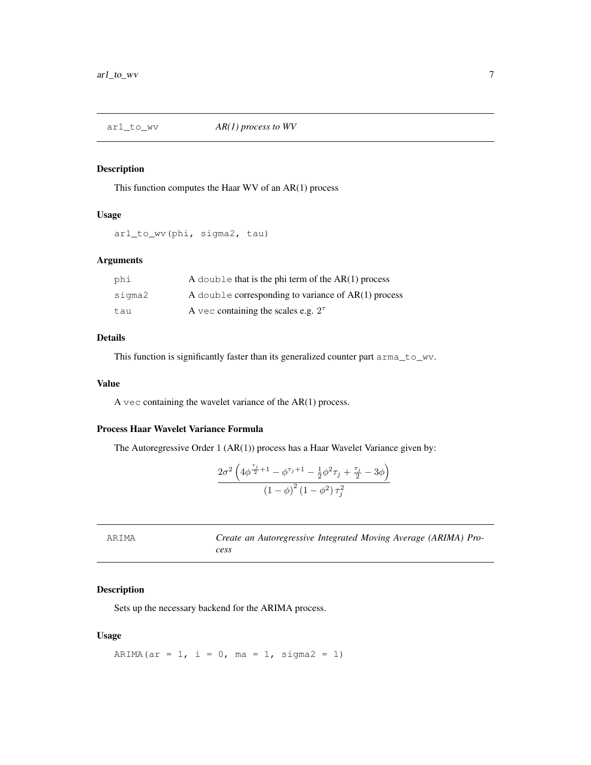## ar1_to_wv — *AR(1) process to WV*

### Description

This function computes the Haar WV of an AR(1) process

### Usage

```
ar1_to_wv(phi, sigma2, tau)
```

### Arguments

| | |
|---|---|
| phi | A `double` that is the phi term of the AR(1) process |
| sigma2 | A `double` corresponding to variance of AR(1) process |
| tau | A `vec` containing the scales e.g. $2^\tau$ |

### Details

This function is significantly faster than its generalized counter part `arma_to_wv`.

### Value

A `vec` containing the wavelet variance of the AR(1) process.

### Process Haar Wavelet Variance Formula

The Autoregressive Order 1 (AR(1)) process has a Haar Wavelet Variance given by:

$$\frac{2\sigma^2\left(4\phi^{\frac{\tau_j}{2}+1} - \phi^{\tau_j+1} - \frac{1}{2}\phi^2\tau_j + \frac{\tau_j}{2} - 3\phi\right)}{\left(1-\phi\right)^2\left(1-\phi^2\right)\tau_j^2}$$

## ARIMA — *Create an Autoregressive Integrated Moving Average (ARIMA) Process*

### Description

Sets up the necessary backend for the ARIMA process.

### Usage

```
ARIMA(ar = 1, i = 0, ma = 1, sigma2 = 1)
```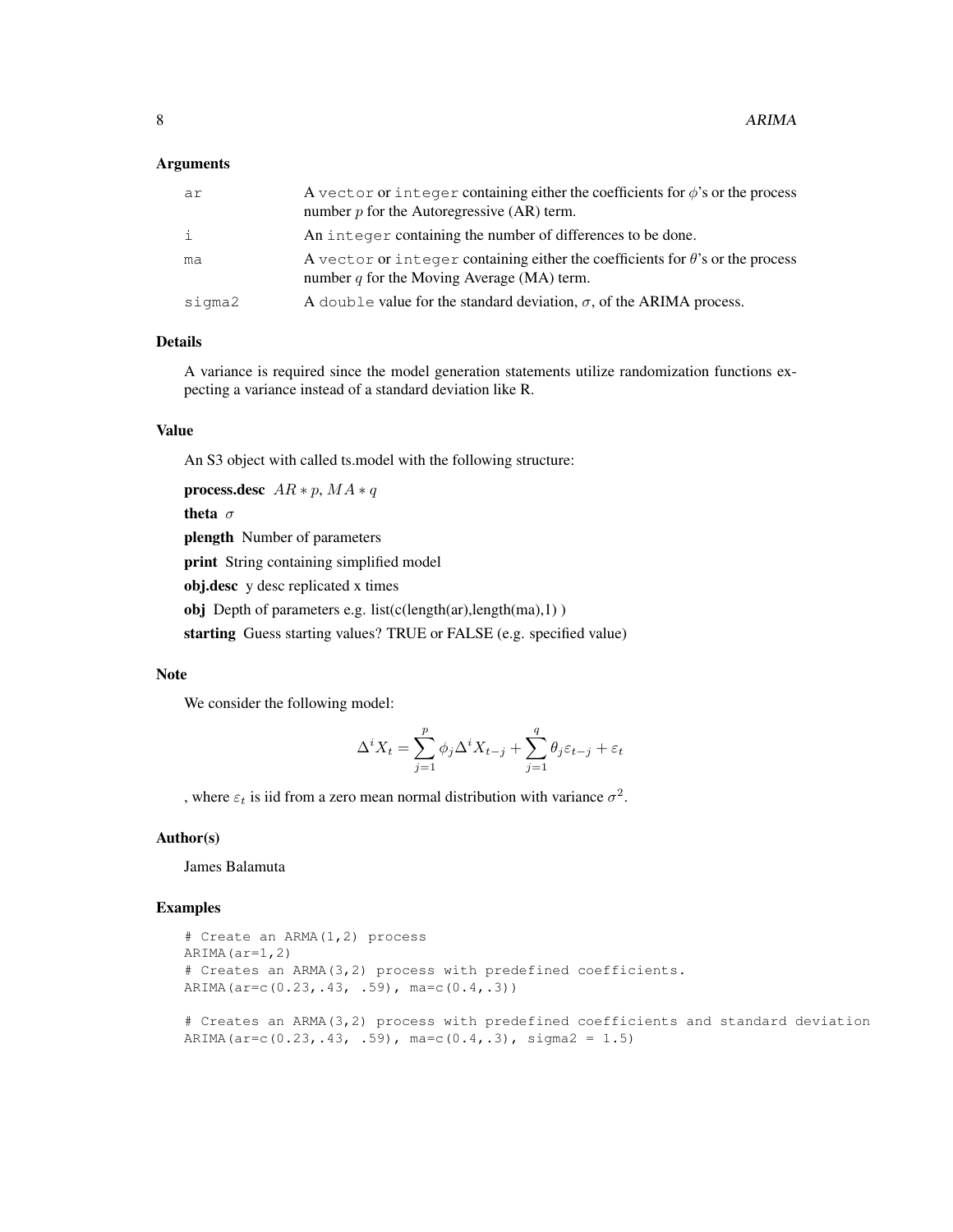### Arguments

| | |
|---|---|
| ar | A vector or integer containing either the coefficients for $\phi$'s or the process number $p$ for the Autoregressive (AR) term. |
| i | An integer containing the number of differences to be done. |
| ma | A vector or integer containing either the coefficients for $\theta$'s or the process number $q$ for the Moving Average (MA) term. |
| sigma2 | A double value for the standard deviation, $\sigma$, of the ARIMA process. |

### Details

A variance is required since the model generation statements utilize randomization functions expecting a variance instead of a standard deviation like R.

### Value

An S3 object with called ts.model with the following structure:

**process.desc** $AR*p$, $MA*q$

**theta** $\sigma$

**plength** Number of parameters

**print** String containing simplified model

**obj.desc** y desc replicated x times

**obj** Depth of parameters e.g. list(c(length(ar),length(ma),1) )

**starting** Guess starting values? TRUE or FALSE (e.g. specified value)

### Note

We consider the following model:

$$\Delta^i X_t = \sum_{j=1}^{p} \phi_j \Delta^i X_{t-j} + \sum_{j=1}^{q} \theta_j \varepsilon_{t-j} + \varepsilon_t$$

, where $\varepsilon_t$ is iid from a zero mean normal distribution with variance $\sigma^2$.

### Author(s)

James Balamuta

### Examples

```
# Create an ARMA(1,2) process
ARIMA(ar=1,2)
# Creates an ARMA(3,2) process with predefined coefficients.
ARIMA(ar=c(0.23,.43, .59), ma=c(0.4,.3))

# Creates an ARMA(3,2) process with predefined coefficients and standard deviation
ARIMA(ar=c(0.23,.43, .59), ma=c(0.4,.3), sigma2 = 1.5)
```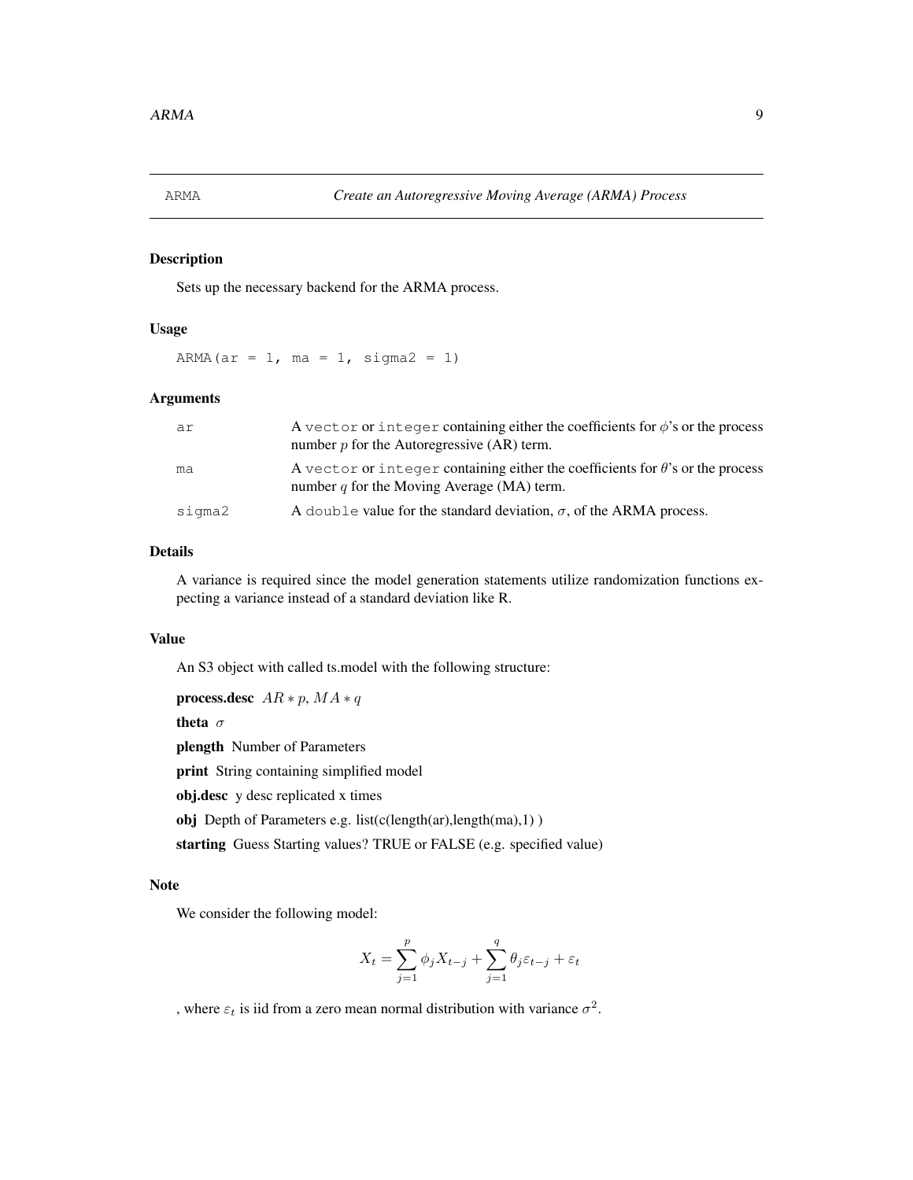ARMA — *Create an Autoregressive Moving Average (ARMA) Process*

### Description

Sets up the necessary backend for the ARMA process.

### Usage

```
ARMA(ar = 1, ma = 1, sigma2 = 1)
```

### Arguments

| | |
|---|---|
| ar | A `vector` or `integer` containing either the coefficients for $\phi$'s or the process number $p$ for the Autoregressive (AR) term. |
| ma | A `vector` or `integer` containing either the coefficients for $\theta$'s or the process number $q$ for the Moving Average (MA) term. |
| sigma2 | A `double` value for the standard deviation, $\sigma$, of the ARMA process. |

### Details

A variance is required since the model generation statements utilize randomization functions expecting a variance instead of a standard deviation like R.

### Value

An S3 object with called ts.model with the following structure:

**process.desc** $AR*p$, $MA*q$

**theta** $\sigma$

**plength** Number of Parameters

**print** String containing simplified model

**obj.desc** y desc replicated x times

**obj** Depth of Parameters e.g. list(c(length(ar),length(ma),1) )

**starting** Guess Starting values? TRUE or FALSE (e.g. specified value)

### Note

We consider the following model:

$$X_t = \sum_{j=1}^{p} \phi_j X_{t-j} + \sum_{j=1}^{q} \theta_j \varepsilon_{t-j} + \varepsilon_t$$

, where $\varepsilon_t$ is iid from a zero mean normal distribution with variance $\sigma^2$.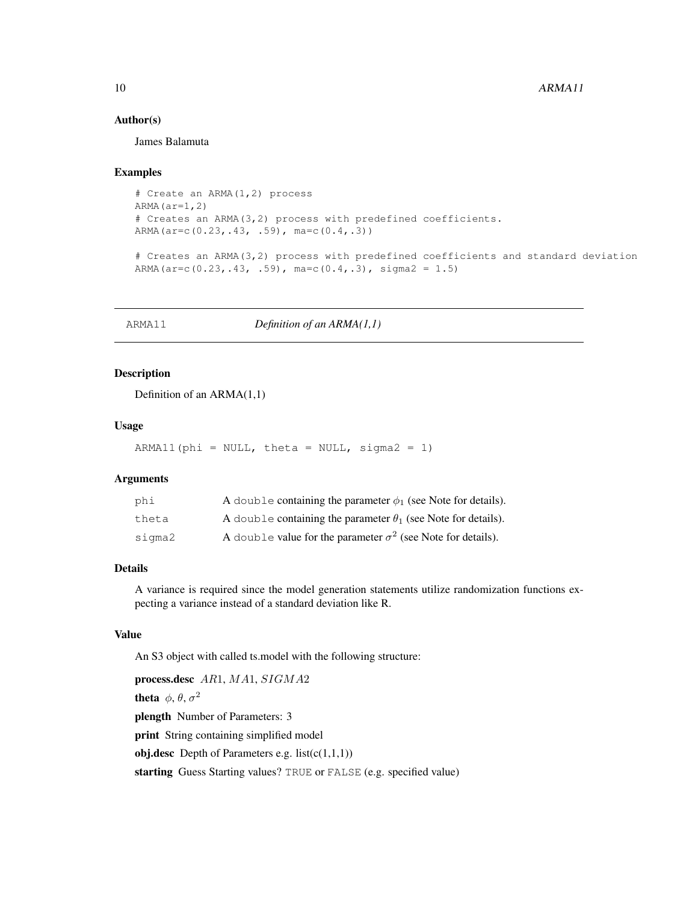### Author(s)

James Balamuta

### Examples

```
# Create an ARMA(1,2) process
ARMA(ar=1,2)
# Creates an ARMA(3,2) process with predefined coefficients.
ARMA(ar=c(0.23,.43, .59), ma=c(0.4,.3))

# Creates an ARMA(3,2) process with predefined coefficients and standard deviation
ARMA(ar=c(0.23,.43, .59), ma=c(0.4,.3), sigma2 = 1.5)
```

---

## ARMA11 *Definition of an ARMA(1,1)*

### Description

Definition of an ARMA(1,1)

### Usage

```
ARMA11(phi = NULL, theta = NULL, sigma2 = 1)
```

### Arguments

| | |
|---|---|
| phi | A `double` containing the parameter $\phi_1$ (see Note for details). |
| theta | A `double` containing the parameter $\theta_1$ (see Note for details). |
| sigma2 | A `double` value for the parameter $\sigma^2$ (see Note for details). |

### Details

A variance is required since the model generation statements utilize randomization functions expecting a variance instead of a standard deviation like R.

### Value

An S3 object with called ts.model with the following structure:

**process.desc** $AR1$, $MA1$, $SIGMA2$

**theta** $\phi$, $\theta$, $\sigma^2$

**plength** Number of Parameters: 3

**print** String containing simplified model

**obj.desc** Depth of Parameters e.g. list(c(1,1,1))

**starting** Guess Starting values? `TRUE` or `FALSE` (e.g. specified value)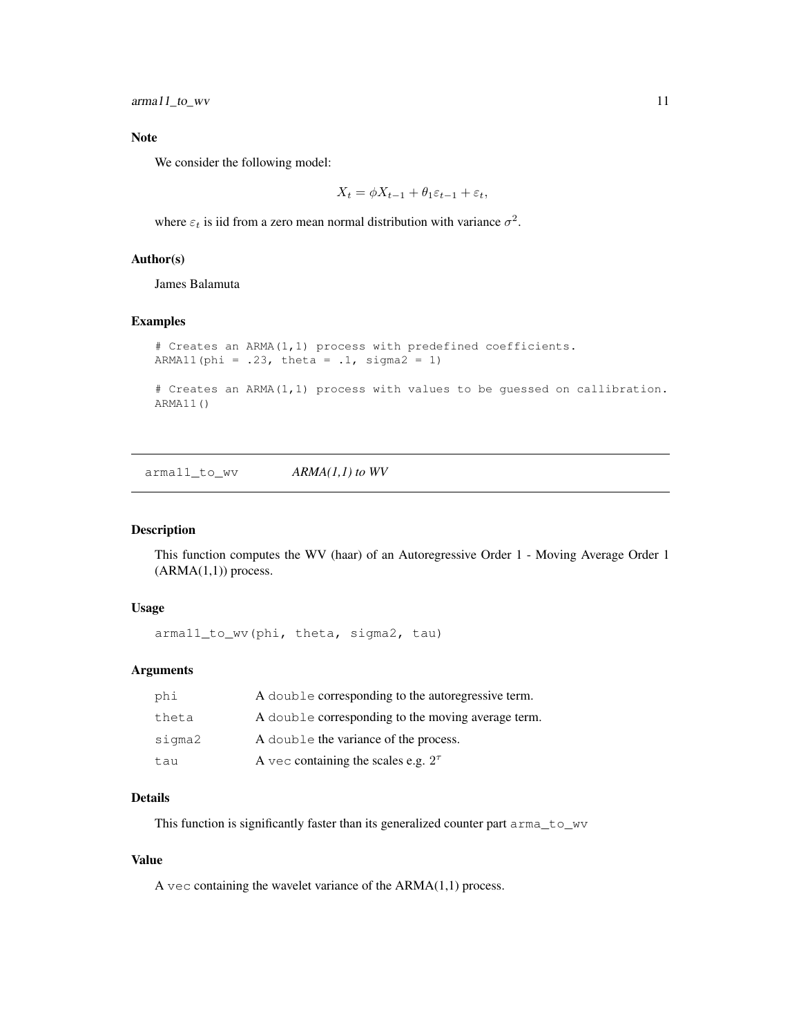## Note

We consider the following model:

$$X_t = \phi X_{t-1} + \theta_1 \varepsilon_{t-1} + \varepsilon_t,$$

where $\varepsilon_t$ is iid from a zero mean normal distribution with variance $\sigma^2$.

## Author(s)

James Balamuta

## Examples

```
# Creates an ARMA(1,1) process with predefined coefficients.
ARMA11(phi = .23, theta = .1, sigma2 = 1)

# Creates an ARMA(1,1) process with values to be guessed on callibration.
ARMA11()
```

---

# arma11_to_wv *ARMA(1,1) to WV*

---

## Description

This function computes the WV (haar) of an Autoregressive Order 1 - Moving Average Order 1 (ARMA(1,1)) process.

## Usage

```
arma11_to_wv(phi, theta, sigma2, tau)
```

## Arguments

| | |
|---|---|
| phi | A double corresponding to the autoregressive term. |
| theta | A double corresponding to the moving average term. |
| sigma2 | A double the variance of the process. |
| tau | A vec containing the scales e.g. $2^\tau$ |

## Details

This function is significantly faster than its generalized counter part arma_to_wv

## Value

A vec containing the wavelet variance of the ARMA(1,1) process.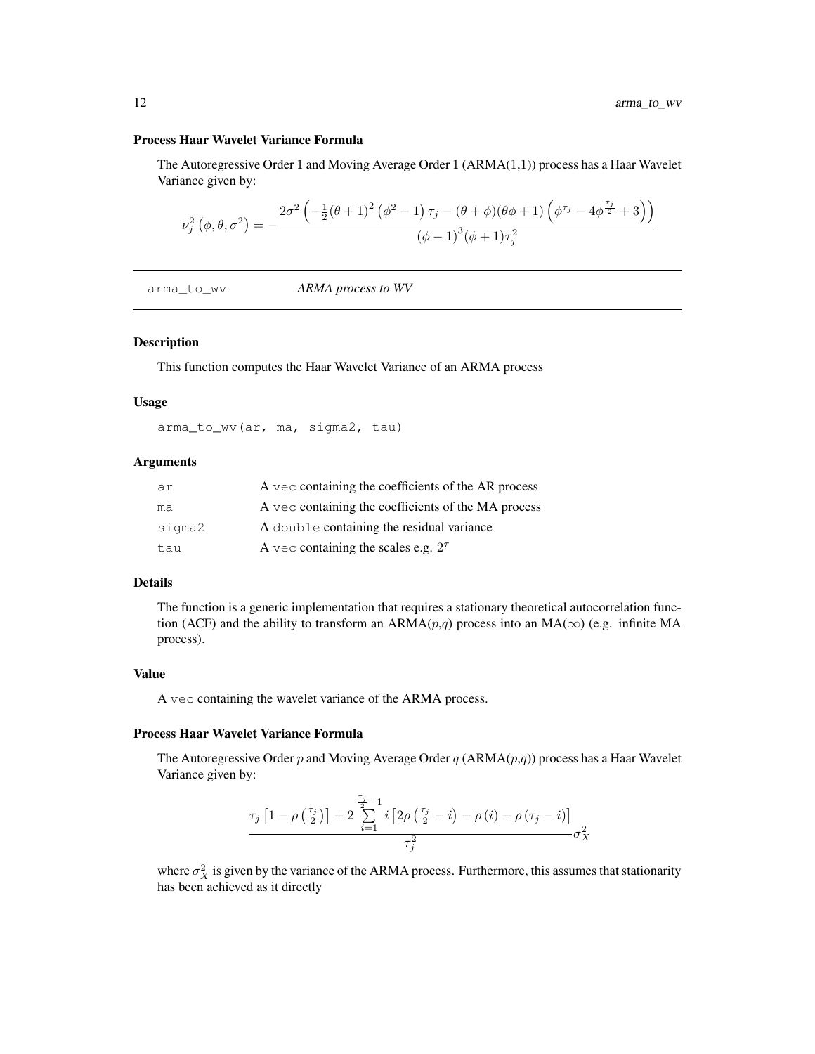### Process Haar Wavelet Variance Formula

The Autoregressive Order 1 and Moving Average Order 1 (ARMA(1,1)) process has a Haar Wavelet Variance given by:

$$\nu_j^2\left(\phi, \theta, \sigma^2\right) = -\frac{2\sigma^2\left(-\frac{1}{2}(\theta+1)^2\left(\phi^2-1\right)\tau_j - (\theta+\phi)(\theta\phi+1)\left(\phi^{\tau_j} - 4\phi^{\frac{\tau_j}{2}} + 3\right)\right)}{(\phi-1)^3(\phi+1)\tau_j^2}$$

---

## arma_to_wv — *ARMA process to WV*

### Description

This function computes the Haar Wavelet Variance of an ARMA process

### Usage

```
arma_to_wv(ar, ma, sigma2, tau)
```

### Arguments

| | |
|---|---|
| ar | A `vec` containing the coefficients of the AR process |
| ma | A `vec` containing the coefficients of the MA process |
| sigma2 | A `double` containing the residual variance |
| tau | A `vec` containing the scales e.g. $2^\tau$ |

### Details

The function is a generic implementation that requires a stationary theoretical autocorrelation function (ACF) and the ability to transform an ARMA($p$,$q$) process into an MA($\infty$) (e.g. infinite MA process).

### Value

A `vec` containing the wavelet variance of the ARMA process.

### Process Haar Wavelet Variance Formula

The Autoregressive Order $p$ and Moving Average Order $q$ (ARMA($p$,$q$)) process has a Haar Wavelet Variance given by:

$$\frac{\tau_j\left[1-\rho\left(\frac{\tau_j}{2}\right)\right] + 2\sum\limits_{i=1}^{\frac{\tau_j}{2}-1} i\left[2\rho\left(\frac{\tau_j}{2}-i\right) - \rho\left(i\right) - \rho\left(\tau_j - i\right)\right]}{\tau_j^2}\sigma_X^2$$

where $\sigma_X^2$ is given by the variance of the ARMA process. Furthermore, this assumes that stationarity has been achieved as it directly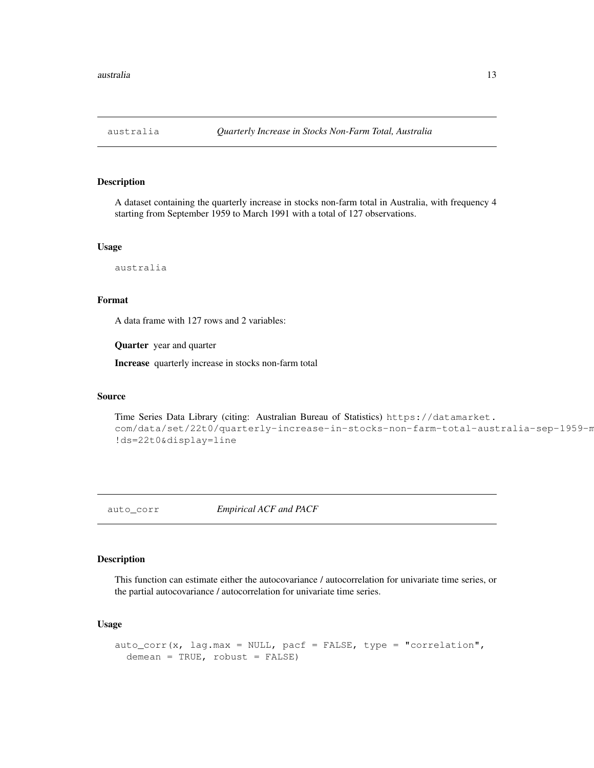## australia — *Quarterly Increase in Stocks Non-Farm Total, Australia*

### Description

A dataset containing the quarterly increase in stocks non-farm total in Australia, with frequency 4 starting from September 1959 to March 1991 with a total of 127 observations.

### Usage

```
australia
```

### Format

A data frame with 127 rows and 2 variables:

**Quarter** year and quarter

**Increase** quarterly increase in stocks non-farm total

### Source

Time Series Data Library (citing: Australian Bureau of Statistics) `https://datamarket.com/data/set/22t0/quarterly-increase-in-stocks-non-farm-total-australia-sep-1959-m !ds=22t0&display=line`

## auto_corr — *Empirical ACF and PACF*

### Description

This function can estimate either the autocovariance / autocorrelation for univariate time series, or the partial autocovariance / autocorrelation for univariate time series.

### Usage

```
auto_corr(x, lag.max = NULL, pacf = FALSE, type = "correlation",
  demean = TRUE, robust = FALSE)
```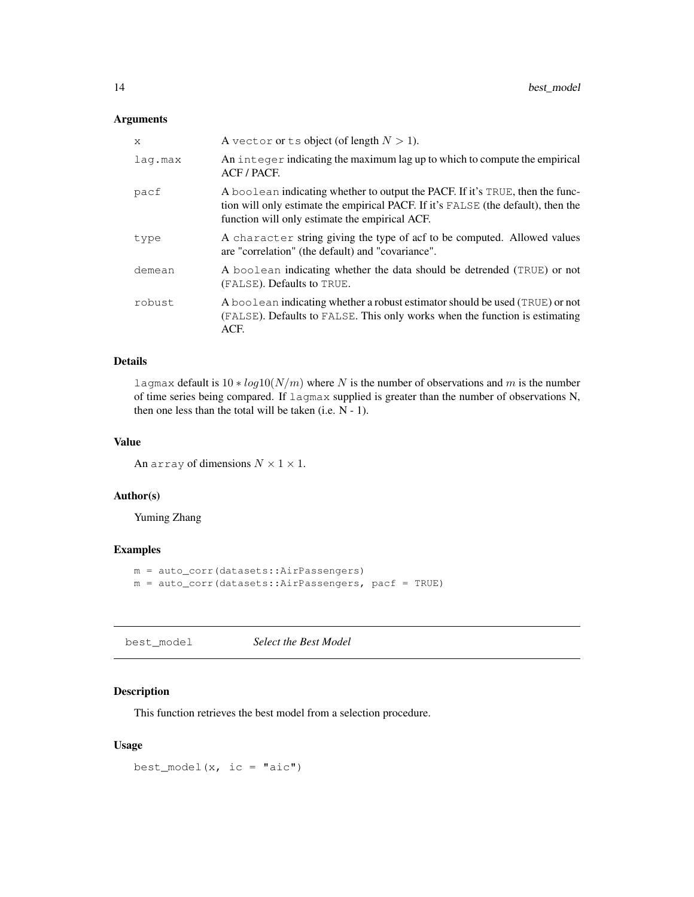### Arguments

| | |
|---|---|
| x | A vector or ts object (of length $N > 1$). |
| lag.max | An integer indicating the maximum lag up to which to compute the empirical ACF / PACF. |
| pacf | A boolean indicating whether to output the PACF. If it's TRUE, then the function will only estimate the empirical PACF. If it's FALSE (the default), then the function will only estimate the empirical ACF. |
| type | A character string giving the type of acf to be computed. Allowed values are "correlation" (the default) and "covariance". |
| demean | A boolean indicating whether the data should be detrended (TRUE) or not (FALSE). Defaults to TRUE. |
| robust | A boolean indicating whether a robust estimator should be used (TRUE) or not (FALSE). Defaults to FALSE. This only works when the function is estimating ACF. |

### Details

lagmax default is $10 * log10(N/m)$ where $N$ is the number of observations and $m$ is the number of time series being compared. If lagmax supplied is greater than the number of observations N, then one less than the total will be taken (i.e. N - 1).

### Value

An array of dimensions $N \times 1 \times 1$.

### Author(s)

Yuming Zhang

### Examples

```
m = auto_corr(datasets::AirPassengers)
m = auto_corr(datasets::AirPassengers, pacf = TRUE)
```

---

## best_model *Select the Best Model*

---

### Description

This function retrieves the best model from a selection procedure.

### Usage

```
best_model(x, ic = "aic")
```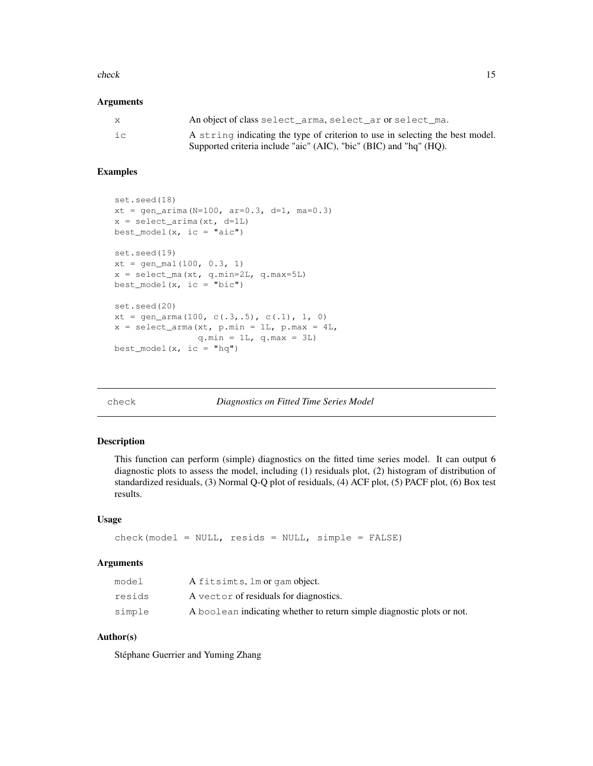### Arguments

| | |
|---|---|
| x | An object of class select_arma, select_ar or select_ma. |
| ic | A string indicating the type of criterion to use in selecting the best model. Supported criteria include "aic" (AIC), "bic" (BIC) and "hq" (HQ). |

### Examples

```
set.seed(18)
xt = gen_arima(N=100, ar=0.3, d=1, ma=0.3)
x = select_arima(xt, d=1L)
best_model(x, ic = "aic")

set.seed(19)
xt = gen_ma1(100, 0.3, 1)
x = select_ma(xt, q.min=2L, q.max=5L)
best_model(x, ic = "bic")

set.seed(20)
xt = gen_arma(100, c(.3,.5), c(.1), 1, 0)
x = select_arma(xt, p.min = 1L, p.max = 4L,
                q.min = 1L, q.max = 3L)
best_model(x, ic = "hq")
```

## check *Diagnostics on Fitted Time Series Model*

### Description

This function can perform (simple) diagnostics on the fitted time series model. It can output 6 diagnostic plots to assess the model, including (1) residuals plot, (2) histogram of distribution of standardized residuals, (3) Normal Q-Q plot of residuals, (4) ACF plot, (5) PACF plot, (6) Box test results.

### Usage

```
check(model = NULL, resids = NULL, simple = FALSE)
```

### Arguments

| | |
|---|---|
| model | A fitsimts, lm or gam object. |
| resids | A vector of residuals for diagnostics. |
| simple | A boolean indicating whether to return simple diagnostic plots or not. |

### Author(s)

Stéphane Guerrier and Yuming Zhang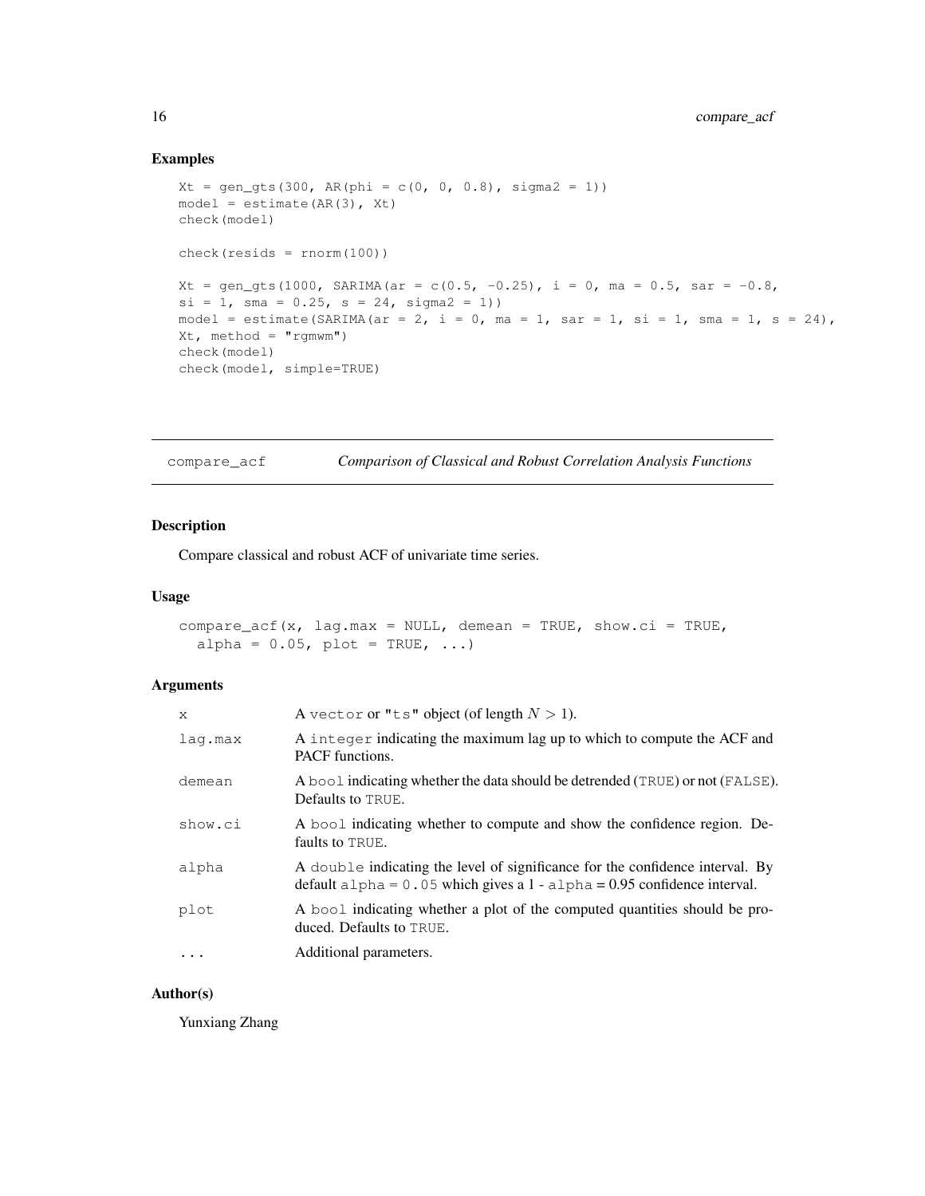## Examples

```
Xt = gen_gts(300, AR(phi = c(0, 0, 0.8), sigma2 = 1))
model = estimate(AR(3), Xt)
check(model)

check(resids = rnorm(100))

Xt = gen_gts(1000, SARIMA(ar = c(0.5, -0.25), i = 0, ma = 0.5, sar = -0.8,
si = 1, sma = 0.25, s = 24, sigma2 = 1))
model = estimate(SARIMA(ar = 2, i = 0, ma = 1, sar = 1, si = 1, sma = 1, s = 24),
Xt, method = "rgmwm")
check(model)
check(model, simple=TRUE)
```

---

# compare_acf — *Comparison of Classical and Robust Correlation Analysis Functions*

---

## Description

Compare classical and robust ACF of univariate time series.

## Usage

```
compare_acf(x, lag.max = NULL, demean = TRUE, show.ci = TRUE,
  alpha = 0.05, plot = TRUE, ...)
```

## Arguments

| Argument | Description |
|---|---|
| `x` | A `vector` or `"ts"` object (of length $N > 1$). |
| `lag.max` | A `integer` indicating the maximum lag up to which to compute the ACF and PACF functions. |
| `demean` | A `bool` indicating whether the data should be detrended (`TRUE`) or not (`FALSE`). Defaults to `TRUE`. |
| `show.ci` | A `bool` indicating whether to compute and show the confidence region. Defaults to `TRUE`. |
| `alpha` | A `double` indicating the level of significance for the confidence interval. By default `alpha = 0.05` which gives a 1 - `alpha` = 0.95 confidence interval. |
| `plot` | A `bool` indicating whether a plot of the computed quantities should be produced. Defaults to `TRUE`. |
| `...` | Additional parameters. |

## Author(s)

Yunxiang Zhang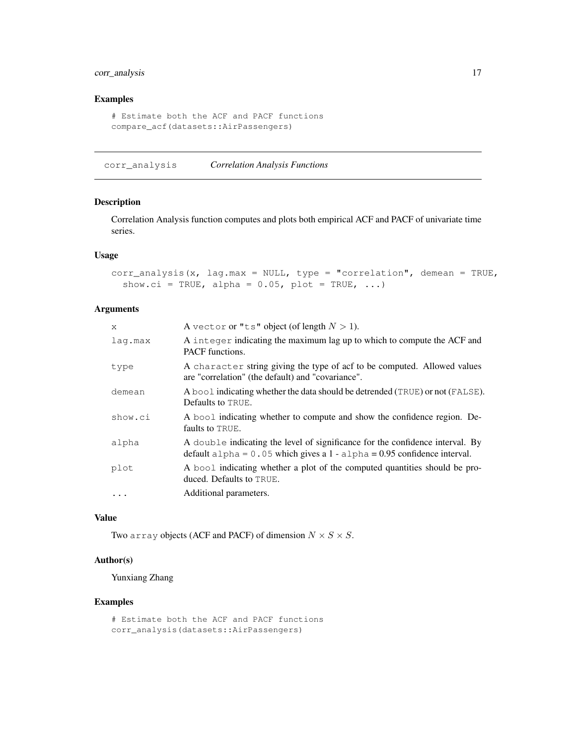## Examples

```
# Estimate both the ACF and PACF functions
compare_acf(datasets::AirPassengers)
```

---

# corr_analysis *Correlation Analysis Functions*

---

### Description

Correlation Analysis function computes and plots both empirical ACF and PACF of univariate time series.

### Usage

```
corr_analysis(x, lag.max = NULL, type = "correlation", demean = TRUE,
  show.ci = TRUE, alpha = 0.05, plot = TRUE, ...)
```

### Arguments

| | |
|---|---|
| x | A vector or "ts" object (of length $N > 1$). |
| lag.max | A integer indicating the maximum lag up to which to compute the ACF and PACF functions. |
| type | A character string giving the type of acf to be computed. Allowed values are "correlation" (the default) and "covariance". |
| demean | A bool indicating whether the data should be detrended (TRUE) or not (FALSE). Defaults to TRUE. |
| show.ci | A bool indicating whether to compute and show the confidence region. Defaults to TRUE. |
| alpha | A double indicating the level of significance for the confidence interval. By default alpha = 0.05 which gives a 1 - alpha = 0.95 confidence interval. |
| plot | A bool indicating whether a plot of the computed quantities should be produced. Defaults to TRUE. |
| ... | Additional parameters. |

### Value

Two array objects (ACF and PACF) of dimension $N \times S \times S$.

### Author(s)

Yunxiang Zhang

### Examples

```
# Estimate both the ACF and PACF functions
corr_analysis(datasets::AirPassengers)
```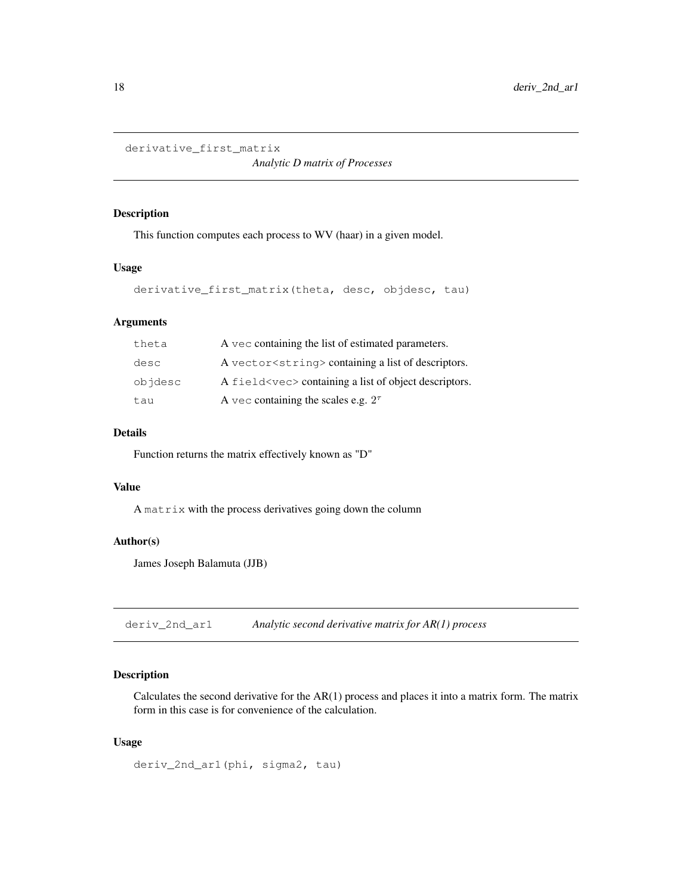## derivative_first_matrix — *Analytic D matrix of Processes*

### Description

This function computes each process to WV (haar) in a given model.

### Usage

```
derivative_first_matrix(theta, desc, objdesc, tau)
```

### Arguments

| | |
|---|---|
| theta | A `vec` containing the list of estimated parameters. |
| desc | A `vector<string>` containing a list of descriptors. |
| objdesc | A `field<vec>` containing a list of object descriptors. |
| tau | A `vec` containing the scales e.g. $2^\tau$ |

### Details

Function returns the matrix effectively known as "D"

### Value

A `matrix` with the process derivatives going down the column

### Author(s)

James Joseph Balamuta (JJB)

## deriv_2nd_ar1 — *Analytic second derivative matrix for AR(1) process*

### Description

Calculates the second derivative for the AR(1) process and places it into a matrix form. The matrix form in this case is for convenience of the calculation.

### Usage

```
deriv_2nd_ar1(phi, sigma2, tau)
```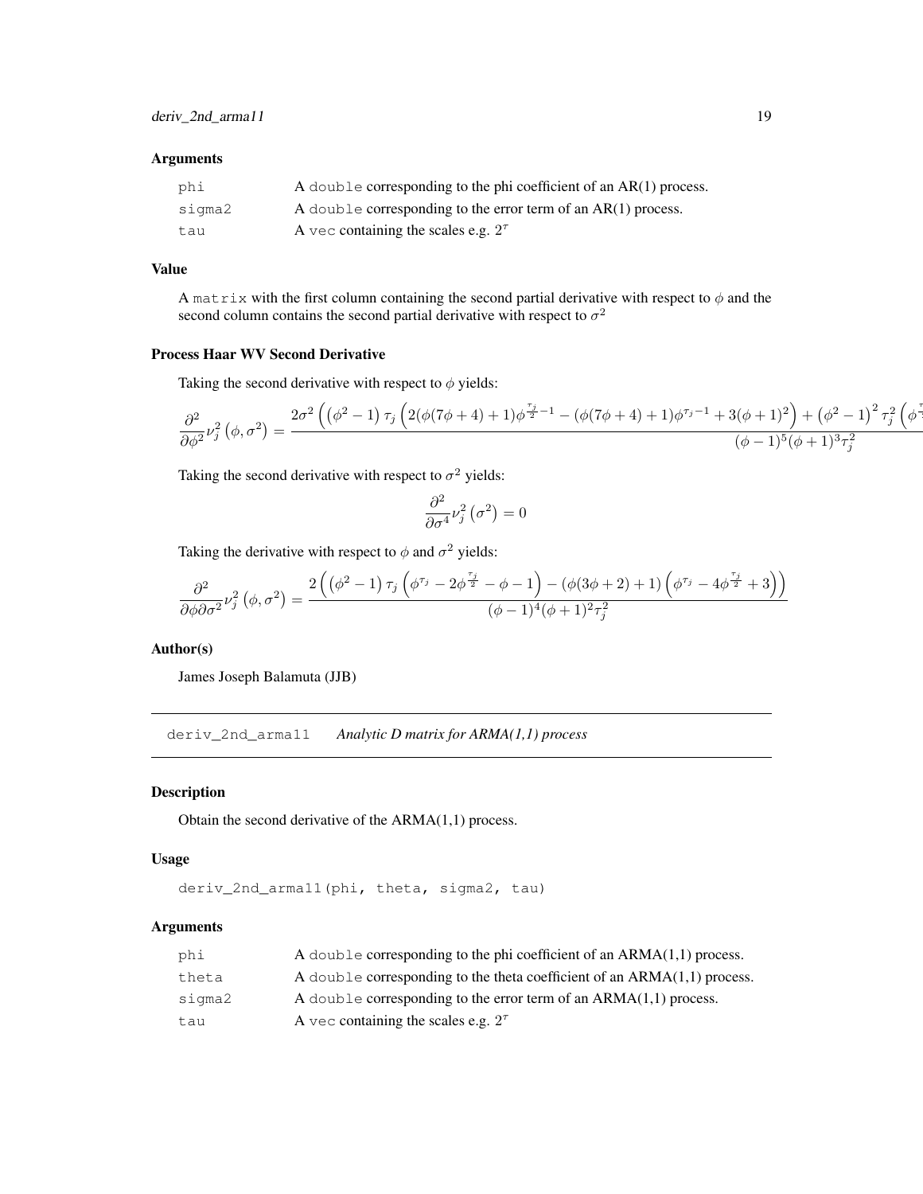### Arguments

| | |
|---|---|
| phi | A double corresponding to the phi coefficient of an AR(1) process. |
| sigma2 | A double corresponding to the error term of an AR(1) process. |
| tau | A vec containing the scales e.g. $2^\tau$ |

### Value

A matrix with the first column containing the second partial derivative with respect to $\phi$ and the second column contains the second partial derivative with respect to $\sigma^2$

### Process Haar WV Second Derivative

Taking the second derivative with respect to $\phi$ yields:

$$\frac{\partial^2}{\partial \phi^2} \nu_j^2\left(\phi, \sigma^2\right) = \frac{2\sigma^2\left(\left(\phi^2-1\right)\tau_j\left(2(\phi(7\phi+4)+1)\phi^{\frac{\tau_j}{2}-1} - (\phi(7\phi+4)+1)\phi^{\tau_j-1} + 3(\phi+1)^2\right) + \left(\phi^2-1\right)^2\tau_j^2\left(\phi^{\frac{\tau_j}{2}}\right.\right.}{(\phi-1)^5(\phi+1)^3\tau_j^2}$$

Taking the second derivative with respect to $\sigma^2$ yields:

$$\frac{\partial^2}{\partial \sigma^4} \nu_j^2\left(\sigma^2\right) = 0$$

Taking the derivative with respect to $\phi$ and $\sigma^2$ yields:

$$\frac{\partial^2}{\partial \phi \partial \sigma^2} \nu_j^2\left(\phi, \sigma^2\right) = \frac{2\left(\left(\phi^2-1\right)\tau_j\left(\phi^{\tau_j} - 2\phi^{\frac{\tau_j}{2}} - \phi - 1\right) - (\phi(3\phi+2)+1)\left(\phi^{\tau_j} - 4\phi^{\frac{\tau_j}{2}} + 3\right)\right)}{(\phi-1)^4(\phi+1)^2\tau_j^2}$$

### Author(s)

James Joseph Balamuta (JJB)

---

## deriv_2nd_arma11 — *Analytic D matrix for ARMA(1,1) process*

### Description

Obtain the second derivative of the ARMA(1,1) process.

### Usage

```
deriv_2nd_arma11(phi, theta, sigma2, tau)
```

### Arguments

| | |
|---|---|
| phi | A double corresponding to the phi coefficient of an ARMA(1,1) process. |
| theta | A double corresponding to the theta coefficient of an ARMA(1,1) process. |
| sigma2 | A double corresponding to the error term of an ARMA(1,1) process. |
| tau | A vec containing the scales e.g. $2^\tau$ |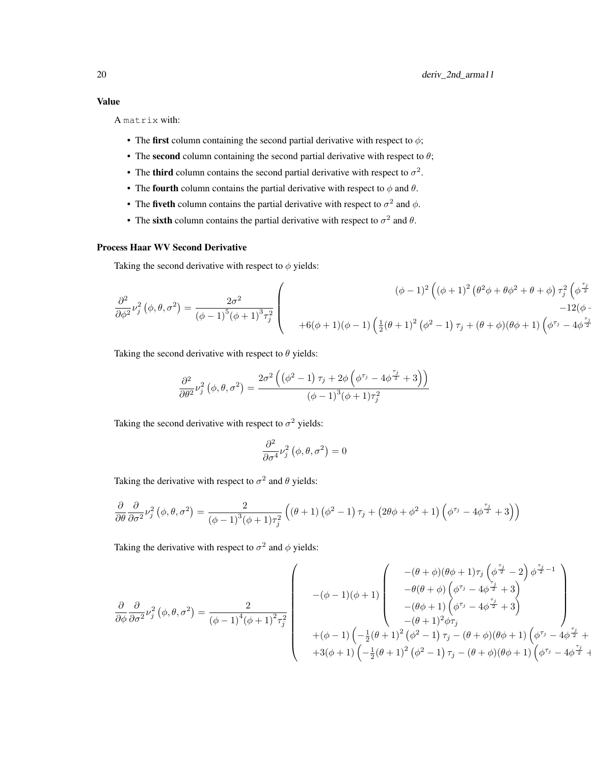## Value

A `matrix` with:

- The **first** column containing the second partial derivative with respect to $\phi$;
- The **second** column containing the second partial derivative with respect to $\theta$;
- The **third** column contains the second partial derivative with respect to $\sigma^2$.
- The **fourth** column contains the partial derivative with respect to $\phi$ and $\theta$.
- The **fiveth** column contains the partial derivative with respect to $\sigma^2$ and $\phi$.
- The **sixth** column contains the partial derivative with respect to $\sigma^2$ and $\theta$.

## Process Haar WV Second Derivative

Taking the second derivative with respect to $\phi$ yields:

$$\frac{\partial^2}{\partial \phi^2} \nu_j^2\left(\phi, \theta, \sigma^2\right) = \frac{2\sigma^2}{(\phi-1)^5(\phi+1)^3\tau_j^2} \left( \begin{array}{c} (\phi-1)^2\left((\phi+1)^2\left(\theta^2\phi+\theta\phi^2+\theta+\phi\right)\tau_j^2\left(\phi^{\frac{\tau_j}{2}} \right.\right. \\ -12(\phi \\ +6(\phi+1)(\phi-1)\left(\frac{1}{2}(\theta+1)^2\left(\phi^2-1\right)\tau_j+(\theta+\phi)(\theta\phi+1)\left(\phi^{\tau_j}-4\phi^{\frac{\tau_j}{2}}\right.\right. \end{array} \right.$$

Taking the second derivative with respect to $\theta$ yields:

$$\frac{\partial^2}{\partial \theta^2} \nu_j^2\left(\phi, \theta, \sigma^2\right) = \frac{2\sigma^2\left(\left(\phi^2-1\right)\tau_j+2\phi\left(\phi^{\tau_j}-4\phi^{\frac{\tau_j}{2}}+3\right)\right)}{(\phi-1)^3(\phi+1)\tau_j^2}$$

Taking the second derivative with respect to $\sigma^2$ yields:

$$\frac{\partial^2}{\partial \sigma^4} \nu_j^2\left(\phi, \theta, \sigma^2\right) = 0$$

Taking the derivative with respect to $\sigma^2$ and $\theta$ yields:

$$\frac{\partial}{\partial \theta}\frac{\partial}{\partial \sigma^2} \nu_j^2\left(\phi, \theta, \sigma^2\right) = \frac{2}{(\phi-1)^3(\phi+1)\tau_j^2}\left((\theta+1)\left(\phi^2-1\right)\tau_j+\left(2\theta\phi+\phi^2+1\right)\left(\phi^{\tau_j}-4\phi^{\frac{\tau_j}{2}}+3\right)\right)$$

Taking the derivative with respect to $\sigma^2$ and $\phi$ yields:

$$\frac{\partial}{\partial \phi}\frac{\partial}{\partial \sigma^2} \nu_j^2\left(\phi, \theta, \sigma^2\right) = \frac{2}{(\phi-1)^4(\phi+1)^2\tau_j^2} \left( \begin{array}{c} -(\phi-1)(\phi+1)\left( \begin{array}{c} -(\theta+\phi)(\theta\phi+1)\tau_j\left(\phi^{\frac{\tau_j}{2}}-2\right)\phi^{\frac{\tau_j}{2}-1} \\ -\theta(\theta+\phi)\left(\phi^{\tau_j}-4\phi^{\frac{\tau_j}{2}}+3\right) \\ -(\theta\phi+1)\left(\phi^{\tau_j}-4\phi^{\frac{\tau_j}{2}}+3\right) \\ -(\theta+1)^2\phi\tau_j \end{array} \right) \\ +(\phi-1)\left(-\frac{1}{2}(\theta+1)^2\left(\phi^2-1\right)\tau_j-(\theta+\phi)(\theta\phi+1)\left(\phi^{\tau_j}-4\phi^{\frac{\tau_j}{2}}+\right.\right. \\ +3(\phi+1)\left(-\frac{1}{2}(\theta+1)^2\left(\phi^2-1\right)\tau_j-(\theta+\phi)(\theta\phi+1)\left(\phi^{\tau_j}-4\phi^{\frac{\tau_j}{2}}+\right.\right. \end{array} \right.$$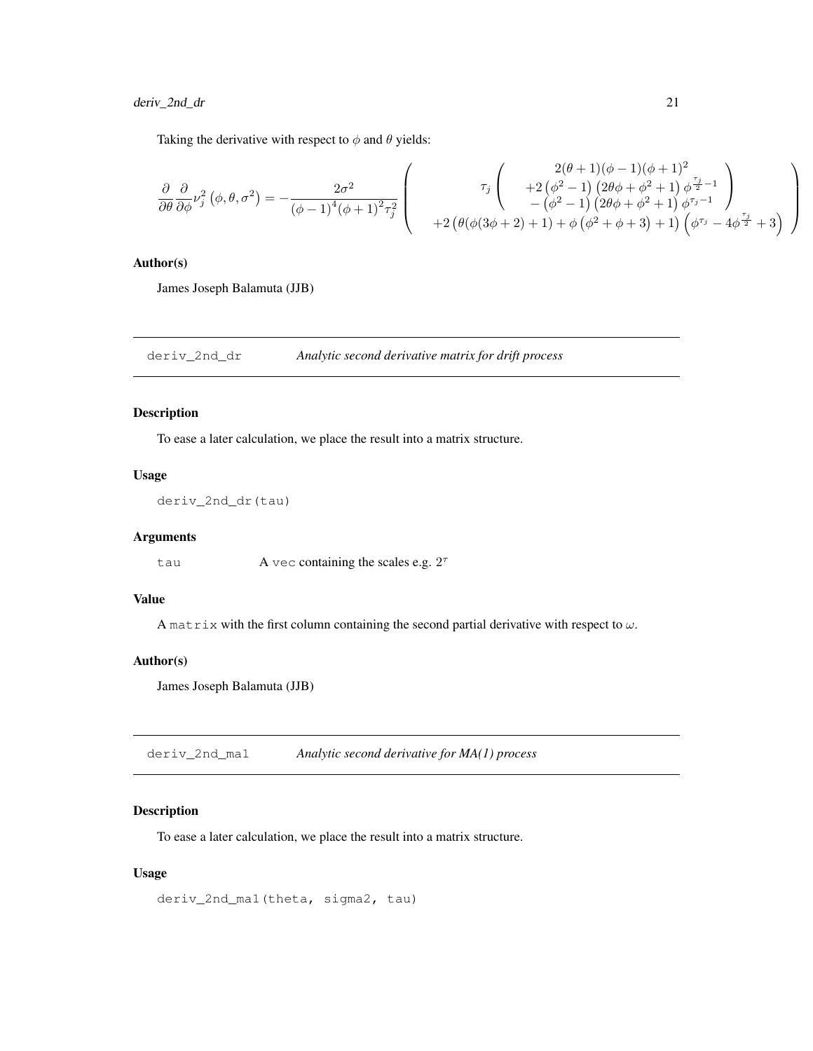Taking the derivative with respect to $\phi$ and $\theta$ yields:

$$\frac{\partial}{\partial \theta}\frac{\partial}{\partial \phi}\nu_j^2\left(\phi,\theta,\sigma^2\right) = -\frac{2\sigma^2}{(\phi-1)^4(\phi+1)^2\tau_j^2}\left(\begin{array}{c} \tau_j\left(\begin{array}{c} 2(\theta+1)(\phi-1)(\phi+1)^2 \\ +2\left(\phi^2-1\right)\left(2\theta\phi+\phi^2+1\right)\phi^{\frac{\tau_j}{2}-1} \\ -\left(\phi^2-1\right)\left(2\theta\phi+\phi^2+1\right)\phi^{\tau_j-1} \end{array}\right) \\ +2\left(\theta(\phi(3\phi+2)+1)+\phi\left(\phi^2+\phi+3\right)+1\right)\left(\phi^{\tau_j}-4\phi^{\frac{\tau_j}{2}}+3\right) \end{array}\right)$$

### Author(s)

James Joseph Balamuta (JJB)

---

## deriv_2nd_dr — *Analytic second derivative matrix for drift process*

### Description

To ease a later calculation, we place the result into a matrix structure.

### Usage

```
deriv_2nd_dr(tau)
```

### Arguments

tau — A vec containing the scales e.g. $2^\tau$

### Value

A matrix with the first column containing the second partial derivative with respect to $\omega$.

### Author(s)

James Joseph Balamuta (JJB)

---

## deriv_2nd_ma1 — *Analytic second derivative for MA(1) process*

### Description

To ease a later calculation, we place the result into a matrix structure.

### Usage

```
deriv_2nd_ma1(theta, sigma2, tau)
```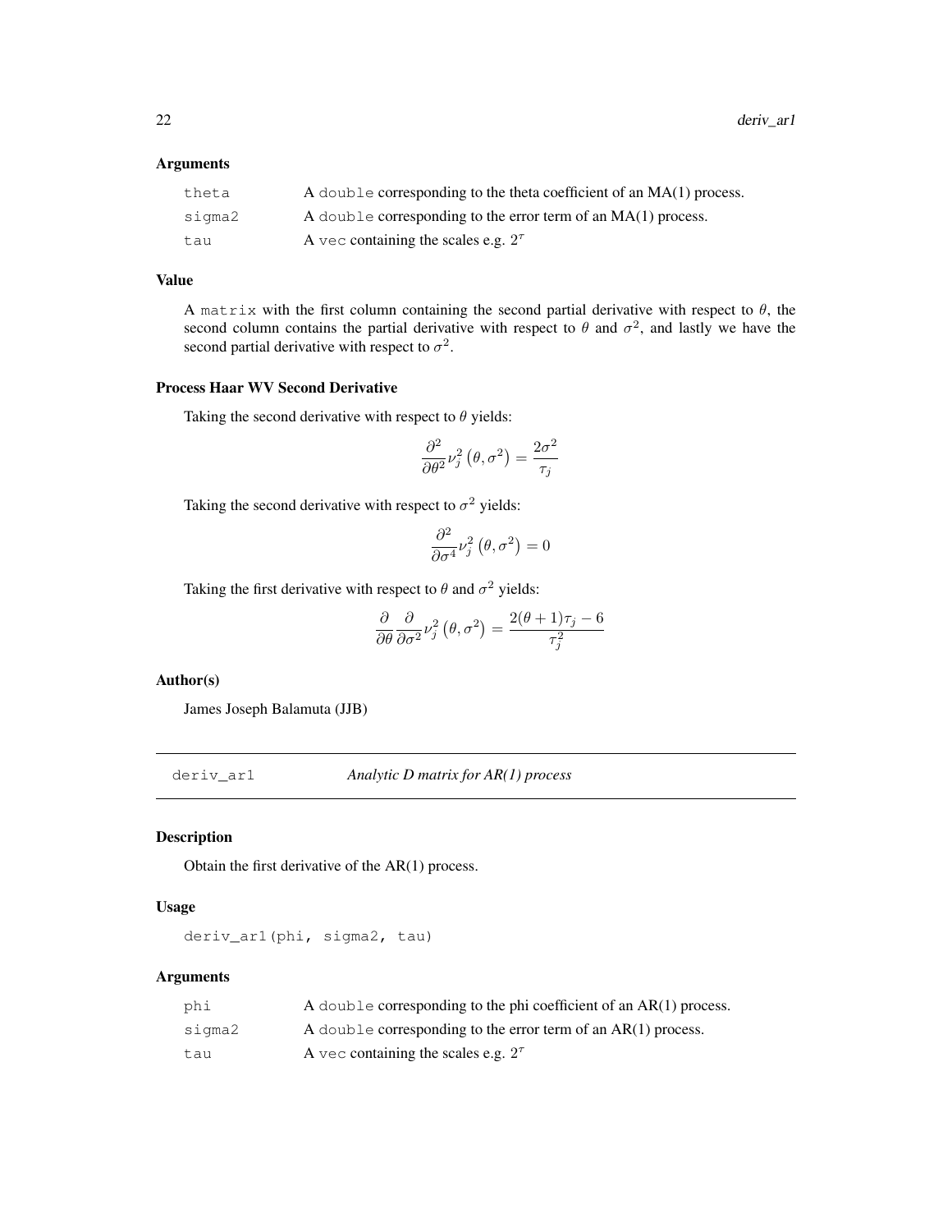### Arguments

| | |
|---|---|
| theta | A `double` corresponding to the theta coefficient of an MA(1) process. |
| sigma2 | A `double` corresponding to the error term of an MA(1) process. |
| tau | A `vec` containing the scales e.g. $2^{\tau}$ |

### Value

A `matrix` with the first column containing the second partial derivative with respect to $\theta$, the second column contains the partial derivative with respect to $\theta$ and $\sigma^2$, and lastly we have the second partial derivative with respect to $\sigma^2$.

### Process Haar WV Second Derivative

Taking the second derivative with respect to $\theta$ yields:

$$\frac{\partial^2}{\partial \theta^2} \nu_j^2 \left(\theta, \sigma^2\right) = \frac{2\sigma^2}{\tau_j}$$

Taking the second derivative with respect to $\sigma^2$ yields:

$$\frac{\partial^2}{\partial \sigma^4} \nu_j^2 \left(\theta, \sigma^2\right) = 0$$

Taking the first derivative with respect to $\theta$ and $\sigma^2$ yields:

$$\frac{\partial}{\partial \theta} \frac{\partial}{\partial \sigma^2} \nu_j^2 \left(\theta, \sigma^2\right) = \frac{2(\theta + 1)\tau_j - 6}{\tau_j^2}$$

### Author(s)

James Joseph Balamuta (JJB)

---

## deriv_ar1 *Analytic D matrix for AR(1) process*

### Description

Obtain the first derivative of the AR(1) process.

### Usage

```
deriv_ar1(phi, sigma2, tau)
```

### Arguments

| | |
|---|---|
| phi | A `double` corresponding to the phi coefficient of an AR(1) process. |
| sigma2 | A `double` corresponding to the error term of an AR(1) process. |
| tau | A `vec` containing the scales e.g. $2^{\tau}$ |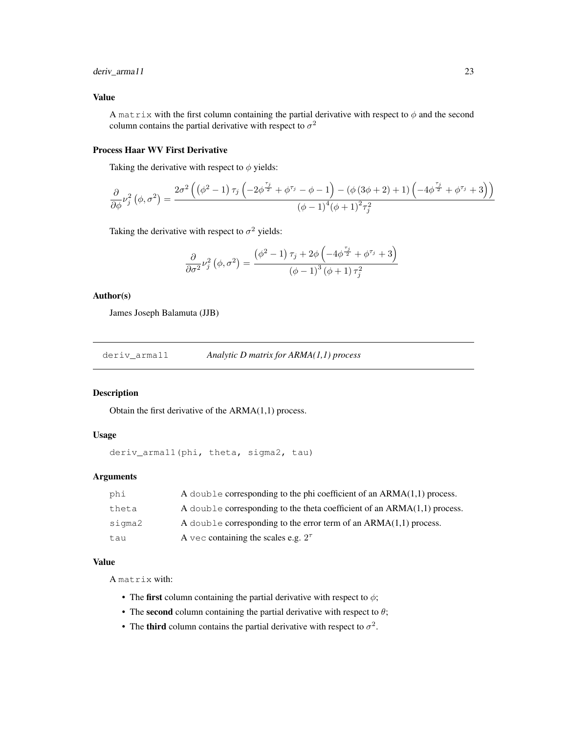### Value

A `matrix` with the first column containing the partial derivative with respect to $\phi$ and the second column contains the partial derivative with respect to $\sigma^2$

### Process Haar WV First Derivative

Taking the derivative with respect to $\phi$ yields:

$$\frac{\partial}{\partial \phi}\nu_j^2\left(\phi,\sigma^2\right) = \frac{2\sigma^2\left(\left(\phi^2-1\right)\tau_j\left(-2\phi^{\frac{\tau_j}{2}}+\phi^{\tau_j}-\phi-1\right)-\left(\phi\left(3\phi+2\right)+1\right)\left(-4\phi^{\frac{\tau_j}{2}}+\phi^{\tau_j}+3\right)\right)}{\left(\phi-1\right)^4\left(\phi+1\right)^2\tau_j^2}$$

Taking the derivative with respect to $\sigma^2$ yields:

$$\frac{\partial}{\partial \sigma^2}\nu_j^2\left(\phi,\sigma^2\right) = \frac{\left(\phi^2-1\right)\tau_j + 2\phi\left(-4\phi^{\frac{\tau_j}{2}}+\phi^{\tau_j}+3\right)}{\left(\phi-1\right)^3\left(\phi+1\right)\tau_j^2}$$

### Author(s)

James Joseph Balamuta (JJB)

---

## deriv_arma11 — *Analytic D matrix for ARMA(1,1) process*

---

### Description

Obtain the first derivative of the ARMA(1,1) process.

### Usage

```
deriv_arma11(phi, theta, sigma2, tau)
```

### Arguments

| | |
|---|---|
| phi | A `double` corresponding to the phi coefficient of an ARMA(1,1) process. |
| theta | A `double` corresponding to the theta coefficient of an ARMA(1,1) process. |
| sigma2 | A `double` corresponding to the error term of an ARMA(1,1) process. |
| tau | A `vec` containing the scales e.g. $2^\tau$ |

### Value

A `matrix` with:

- The **first** column containing the partial derivative with respect to $\phi$;
- The **second** column containing the partial derivative with respect to $\theta$;
- The **third** column contains the partial derivative with respect to $\sigma^2$.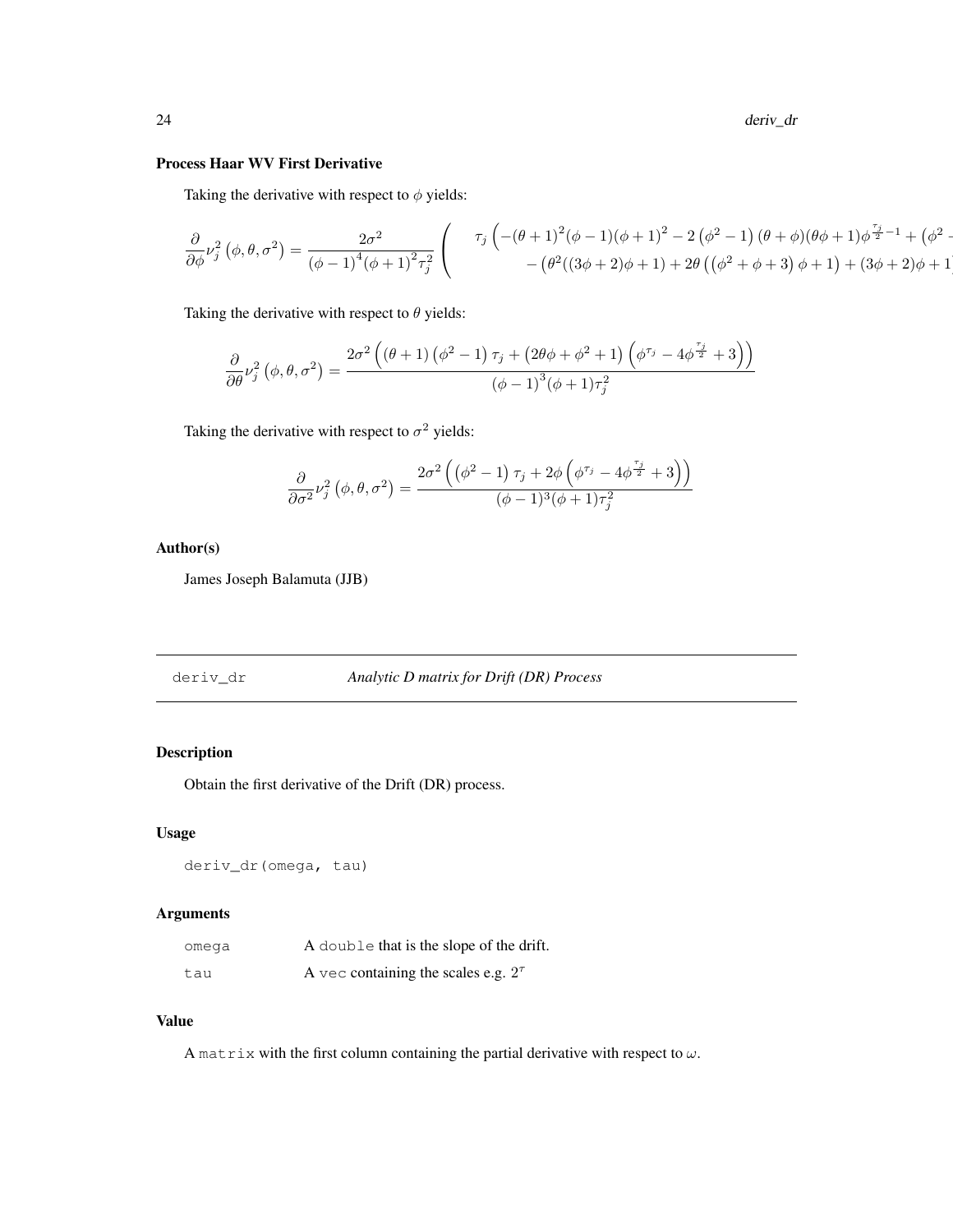### Process Haar WV First Derivative

Taking the derivative with respect to $\phi$ yields:

$$\frac{\partial}{\partial \phi}\nu_j^2\left(\phi,\theta,\sigma^2\right) = \frac{2\sigma^2}{\left(\phi-1\right)^4\left(\phi+1\right)^2\tau_j^2}\left(\begin{array}{c} \tau_j\left(-(\theta+1)^2(\phi-1)(\phi+1)^2 - 2\left(\phi^2-1\right)(\theta+\phi)(\theta\phi+1)\phi^{\frac{\tau_j}{2}-1} + \left(\phi^2 - \right.\right. \\ -\left(\theta^2((3\phi+2)\phi+1) + 2\theta\left(\left(\phi^2+\phi+3\right)\phi+1\right) + (3\phi+2)\phi+1\right. \end{array}\right.$$

Taking the derivative with respect to $\theta$ yields:

$$\frac{\partial}{\partial \theta}\nu_j^2\left(\phi,\theta,\sigma^2\right) = \frac{2\sigma^2\left((\theta+1)\left(\phi^2-1\right)\tau_j + \left(2\theta\phi+\phi^2+1\right)\left(\phi^{\tau_j} - 4\phi^{\frac{\tau_j}{2}} + 3\right)\right)}{\left(\phi-1\right)^3(\phi+1)\tau_j^2}$$

Taking the derivative with respect to $\sigma^2$ yields:

$$\frac{\partial}{\partial \sigma^2}\nu_j^2\left(\phi,\theta,\sigma^2\right) = \frac{2\sigma^2\left(\left(\phi^2-1\right)\tau_j + 2\phi\left(\phi^{\tau_j} - 4\phi^{\frac{\tau_j}{2}} + 3\right)\right)}{(\phi-1)^3(\phi+1)\tau_j^2}$$

### Author(s)

James Joseph Balamuta (JJB)

---

## deriv_dr — *Analytic D matrix for Drift (DR) Process*

### Description

Obtain the first derivative of the Drift (DR) process.

### Usage

```
deriv_dr(omega, tau)
```

### Arguments

| | |
|---|---|
| omega | A `double` that is the slope of the drift. |
| tau | A `vec` containing the scales e.g. $2^\tau$ |

### Value

A `matrix` with the first column containing the partial derivative with respect to $\omega$.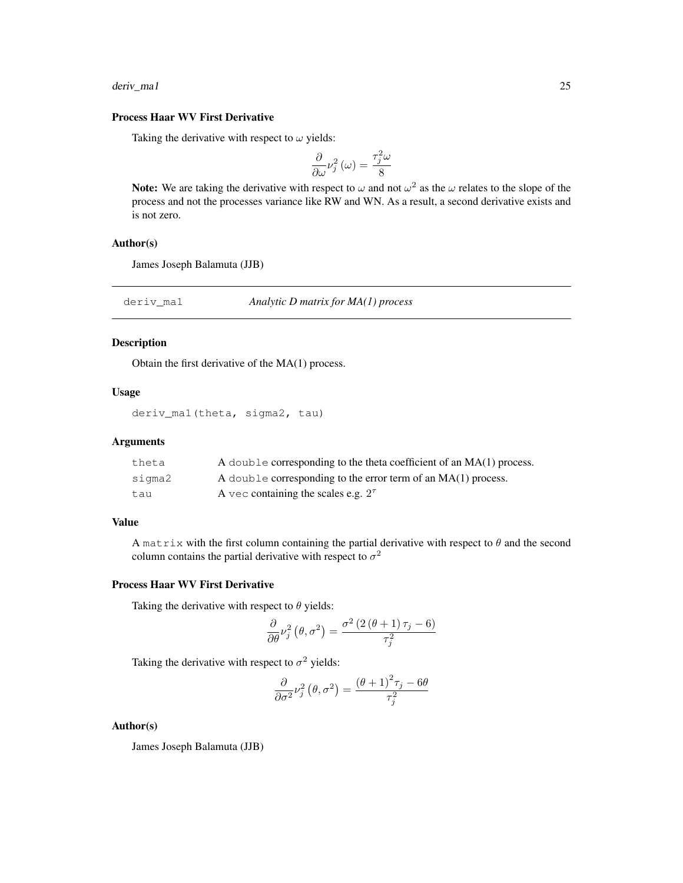### Process Haar WV First Derivative

Taking the derivative with respect to $\omega$ yields:

$$\frac{\partial}{\partial\omega}\nu_j^2\left(\omega\right) = \frac{\tau_j^2\omega}{8}$$

**Note:** We are taking the derivative with respect to $\omega$ and not $\omega^2$ as the $\omega$ relates to the slope of the process and not the processes variance like RW and WN. As a result, a second derivative exists and is not zero.

### Author(s)

James Joseph Balamuta (JJB)

---

## deriv_ma1 — *Analytic D matrix for MA(1) process*

---

### Description

Obtain the first derivative of the MA(1) process.

### Usage

```
deriv_ma1(theta, sigma2, tau)
```

### Arguments

| | |
|---|---|
| theta | A `double` corresponding to the theta coefficient of an MA(1) process. |
| sigma2 | A `double` corresponding to the error term of an MA(1) process. |
| tau | A `vec` containing the scales e.g. $2^\tau$ |

### Value

A `matrix` with the first column containing the partial derivative with respect to $\theta$ and the second column contains the partial derivative with respect to $\sigma^2$

### Process Haar WV First Derivative

Taking the derivative with respect to $\theta$ yields:

$$\frac{\partial}{\partial\theta}\nu_j^2\left(\theta,\sigma^2\right) = \frac{\sigma^2\left(2\left(\theta+1\right)\tau_j - 6\right)}{\tau_j^2}$$

Taking the derivative with respect to $\sigma^2$ yields:

$$\frac{\partial}{\partial\sigma^2}\nu_j^2\left(\theta,\sigma^2\right) = \frac{\left(\theta+1\right)^2\tau_j - 6\theta}{\tau_j^2}$$

### Author(s)

James Joseph Balamuta (JJB)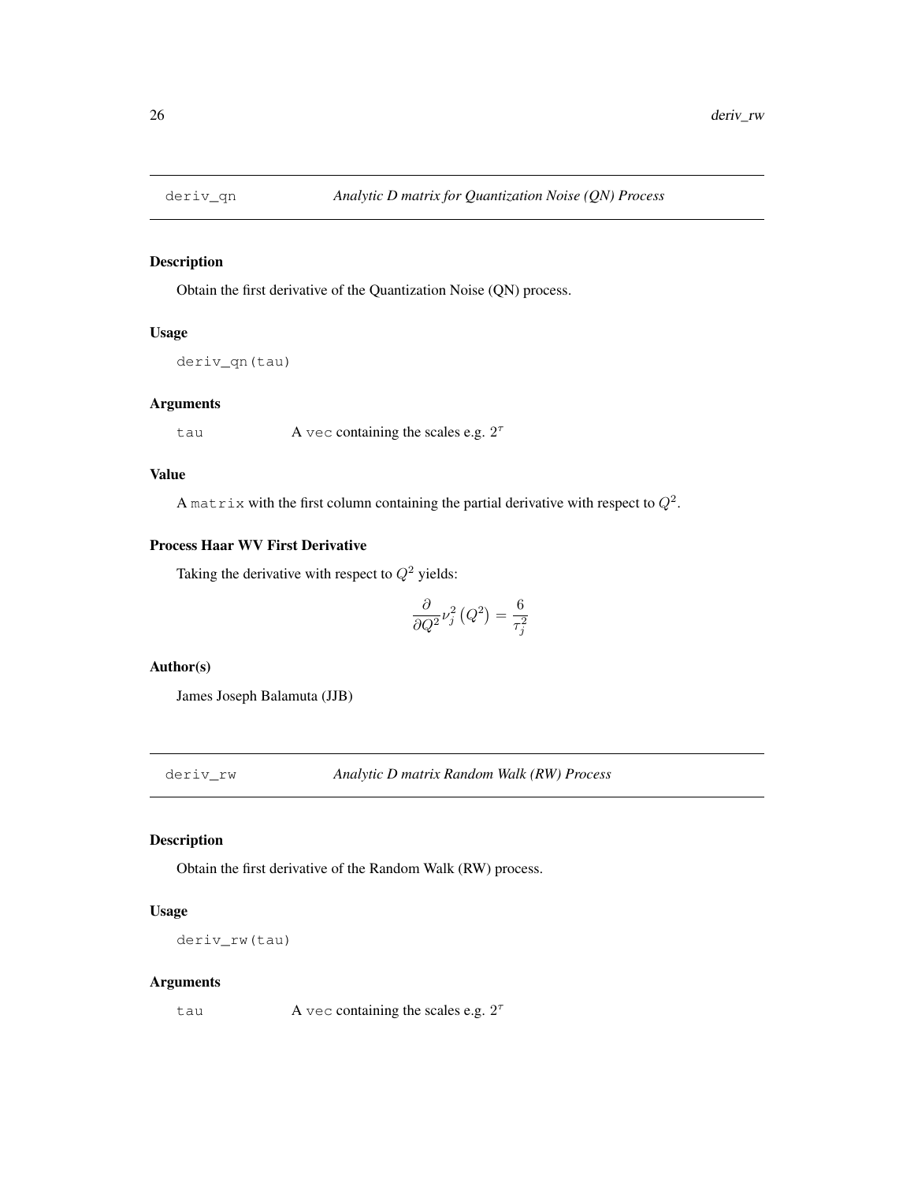## deriv_qn — *Analytic D matrix for Quantization Noise (QN) Process*

### Description

Obtain the first derivative of the Quantization Noise (QN) process.

### Usage

```
deriv_qn(tau)
```

### Arguments

| | |
|---|---|
| tau | A vec containing the scales e.g. $2^{\tau}$ |

### Value

A matrix with the first column containing the partial derivative with respect to $Q^2$.

### Process Haar WV First Derivative

Taking the derivative with respect to $Q^2$ yields:

$$\frac{\partial}{\partial Q^2}\nu_j^2\left(Q^2\right) = \frac{6}{\tau_j^2}$$

### Author(s)

James Joseph Balamuta (JJB)

## deriv_rw — *Analytic D matrix Random Walk (RW) Process*

### Description

Obtain the first derivative of the Random Walk (RW) process.

### Usage

```
deriv_rw(tau)
```

### Arguments

| | |
|---|---|
| tau | A vec containing the scales e.g. $2^{\tau}$ |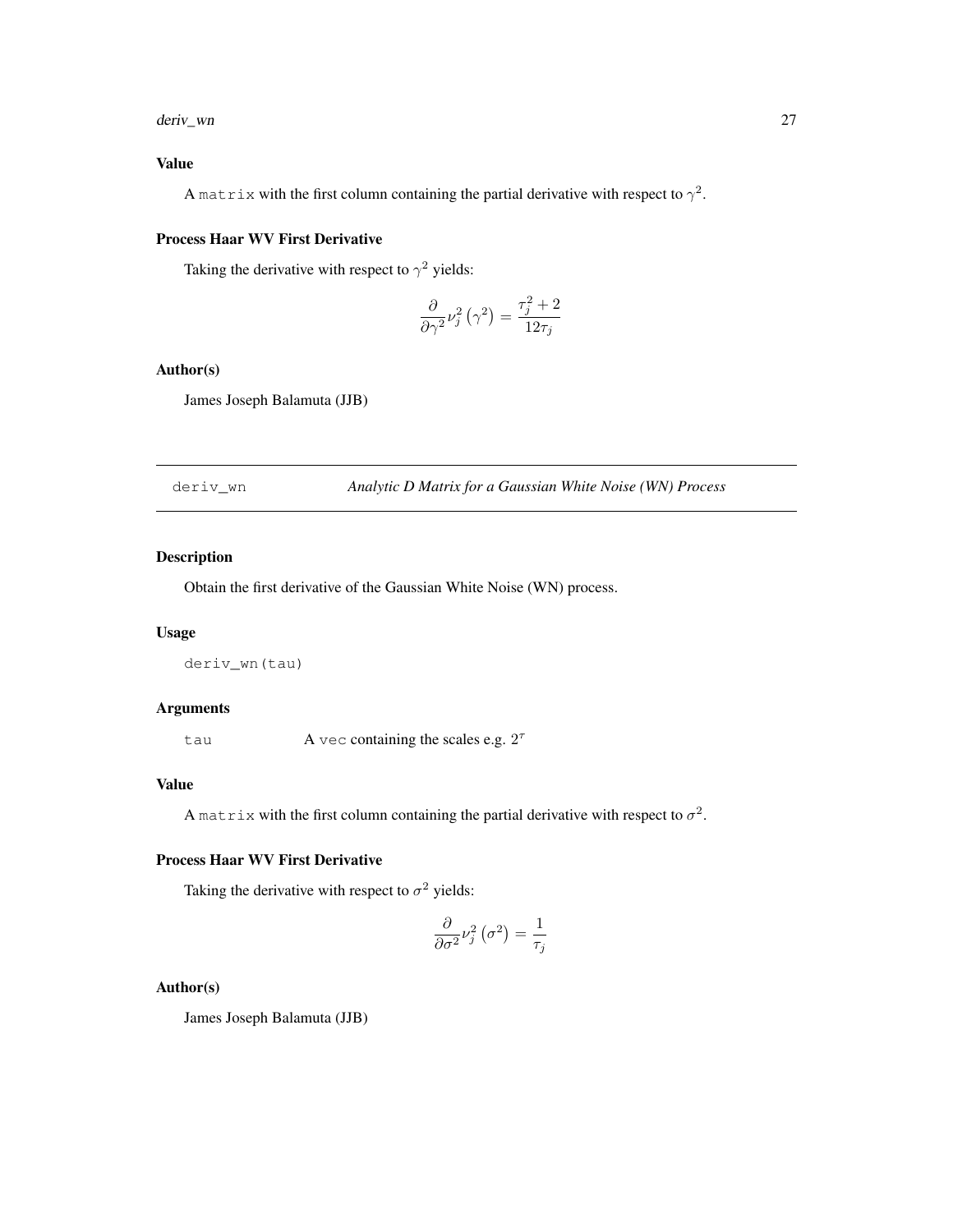### Value

A `matrix` with the first column containing the partial derivative with respect to $\gamma^2$.

### Process Haar WV First Derivative

Taking the derivative with respect to $\gamma^2$ yields:

$$\frac{\partial}{\partial \gamma^2} \nu_j^2 \left(\gamma^2\right) = \frac{\tau_j^2 + 2}{12\tau_j}$$

### Author(s)

James Joseph Balamuta (JJB)

---

## deriv_wn — *Analytic D Matrix for a Gaussian White Noise (WN) Process*

---

### Description

Obtain the first derivative of the Gaussian White Noise (WN) process.

### Usage

```
deriv_wn(tau)
```

### Arguments

| | |
|---|---|
| `tau` | A `vec` containing the scales e.g. $2^\tau$ |

### Value

A `matrix` with the first column containing the partial derivative with respect to $\sigma^2$.

### Process Haar WV First Derivative

Taking the derivative with respect to $\sigma^2$ yields:

$$\frac{\partial}{\partial \sigma^2} \nu_j^2 \left(\sigma^2\right) = \frac{1}{\tau_j}$$

### Author(s)

James Joseph Balamuta (JJB)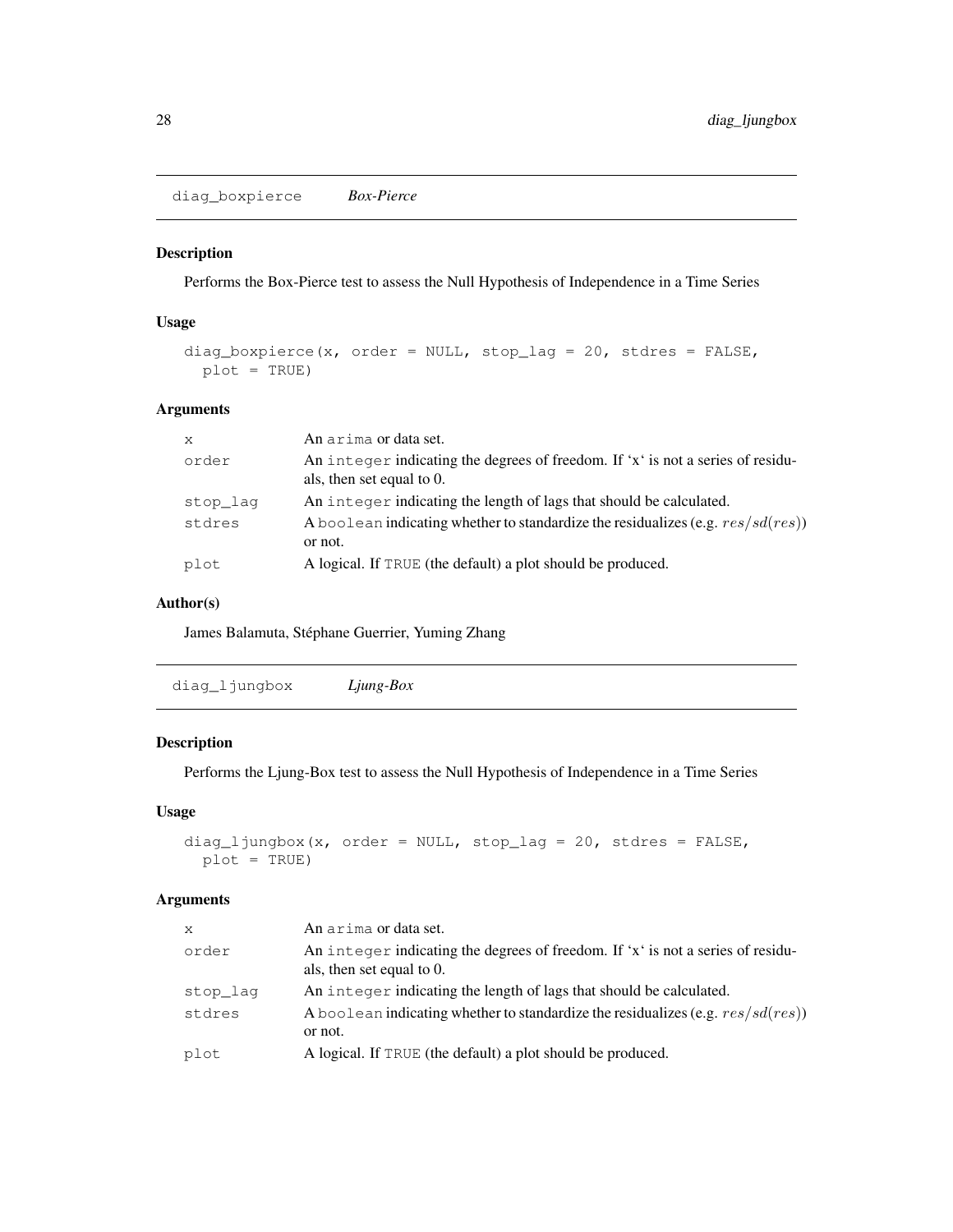## diag_boxpierce *Box-Pierce*

### Description

Performs the Box-Pierce test to assess the Null Hypothesis of Independence in a Time Series

### Usage

```
diag_boxpierce(x, order = NULL, stop_lag = 20, stdres = FALSE,
  plot = TRUE)
```

### Arguments

| | |
|---|---|
| x | An arima or data set. |
| order | An integer indicating the degrees of freedom. If 'x' is not a series of residuals, then set equal to 0. |
| stop_lag | An integer indicating the length of lags that should be calculated. |
| stdres | A boolean indicating whether to standardize the residualizes (e.g. $res/sd(res)$) or not. |
| plot | A logical. If TRUE (the default) a plot should be produced. |

### Author(s)

James Balamuta, Stéphane Guerrier, Yuming Zhang

## diag_ljungbox *Ljung-Box*

### Description

Performs the Ljung-Box test to assess the Null Hypothesis of Independence in a Time Series

### Usage

```
diag_ljungbox(x, order = NULL, stop_lag = 20, stdres = FALSE,
  plot = TRUE)
```

### Arguments

| | |
|---|---|
| x | An arima or data set. |
| order | An integer indicating the degrees of freedom. If 'x' is not a series of residuals, then set equal to 0. |
| stop_lag | An integer indicating the length of lags that should be calculated. |
| stdres | A boolean indicating whether to standardize the residualizes (e.g. $res/sd(res)$) or not. |
| plot | A logical. If TRUE (the default) a plot should be produced. |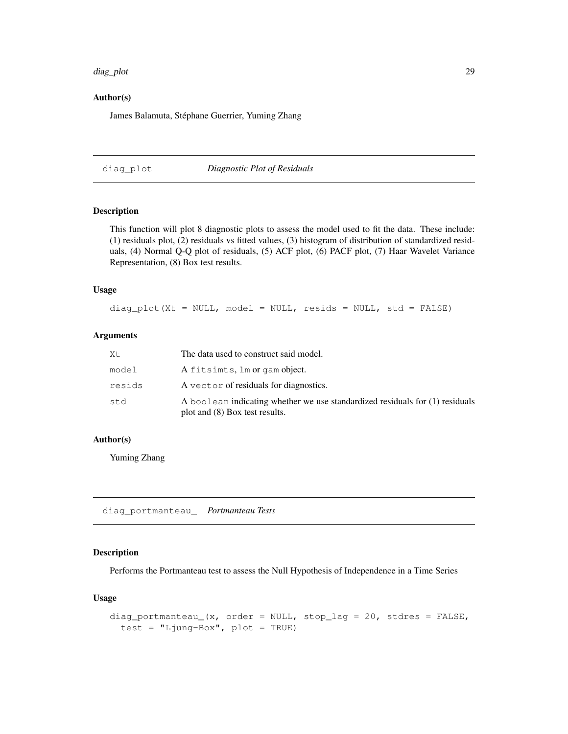### Author(s)

James Balamuta, Stéphane Guerrier, Yuming Zhang

## diag_plot *Diagnostic Plot of Residuals*

### Description

This function will plot 8 diagnostic plots to assess the model used to fit the data. These include: (1) residuals plot, (2) residuals vs fitted values, (3) histogram of distribution of standardized residuals, (4) Normal Q-Q plot of residuals, (5) ACF plot, (6) PACF plot, (7) Haar Wavelet Variance Representation, (8) Box test results.

### Usage

```
diag_plot(Xt = NULL, model = NULL, resids = NULL, std = FALSE)
```

### Arguments

| | |
|---|---|
| Xt | The data used to construct said model. |
| model | A `fitsimts`, `lm` or `gam` object. |
| resids | A `vector` of residuals for diagnostics. |
| std | A `boolean` indicating whether we use standardized residuals for (1) residuals plot and (8) Box test results. |

### Author(s)

Yuming Zhang

## diag_portmanteau_ *Portmanteau Tests*

### Description

Performs the Portmanteau test to assess the Null Hypothesis of Independence in a Time Series

### Usage

```
diag_portmanteau_(x, order = NULL, stop_lag = 20, stdres = FALSE,
  test = "Ljung-Box", plot = TRUE)
```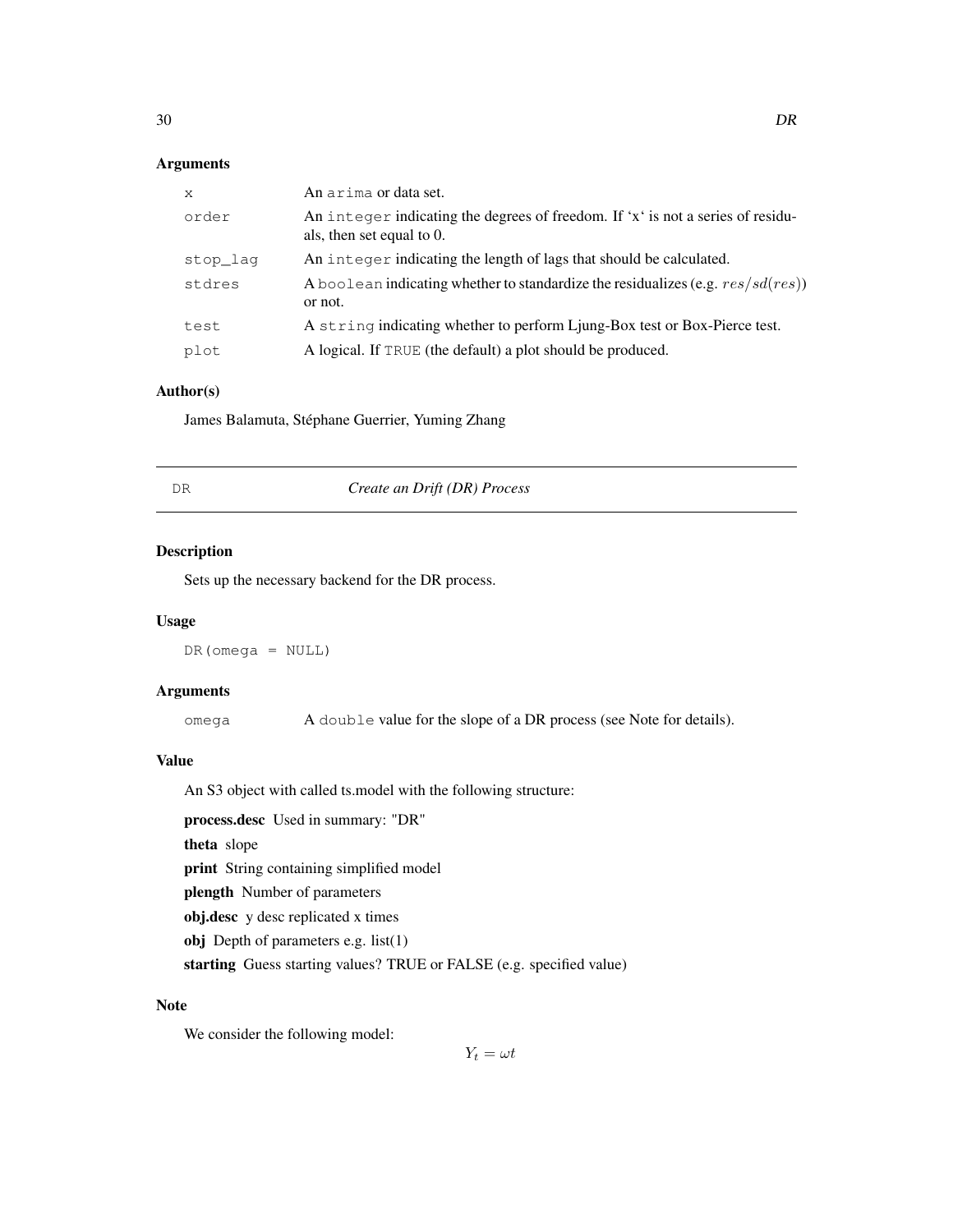## Arguments

| | |
|---|---|
| x | An arima or data set. |
| order | An integer indicating the degrees of freedom. If 'x' is not a series of residuals, then set equal to 0. |
| stop_lag | An integer indicating the length of lags that should be calculated. |
| stdres | A boolean indicating whether to standardize the residualizes (e.g. $res/sd(res)$) or not. |
| test | A string indicating whether to perform Ljung-Box test or Box-Pierce test. |
| plot | A logical. If TRUE (the default) a plot should be produced. |

## Author(s)

James Balamuta, Stéphane Guerrier, Yuming Zhang

---

# DR — *Create an Drift (DR) Process*

## Description

Sets up the necessary backend for the DR process.

## Usage

```
DR(omega = NULL)
```

## Arguments

| | |
|---|---|
| omega | A double value for the slope of a DR process (see Note for details). |

## Value

An S3 object with called ts.model with the following structure:

**process.desc** Used in summary: "DR"

**theta** slope

**print** String containing simplified model

**plength** Number of parameters

**obj.desc** y desc replicated x times

**obj** Depth of parameters e.g. list(1)

**starting** Guess starting values? TRUE or FALSE (e.g. specified value)

## Note

We consider the following model:

$$Y_t = \omega t$$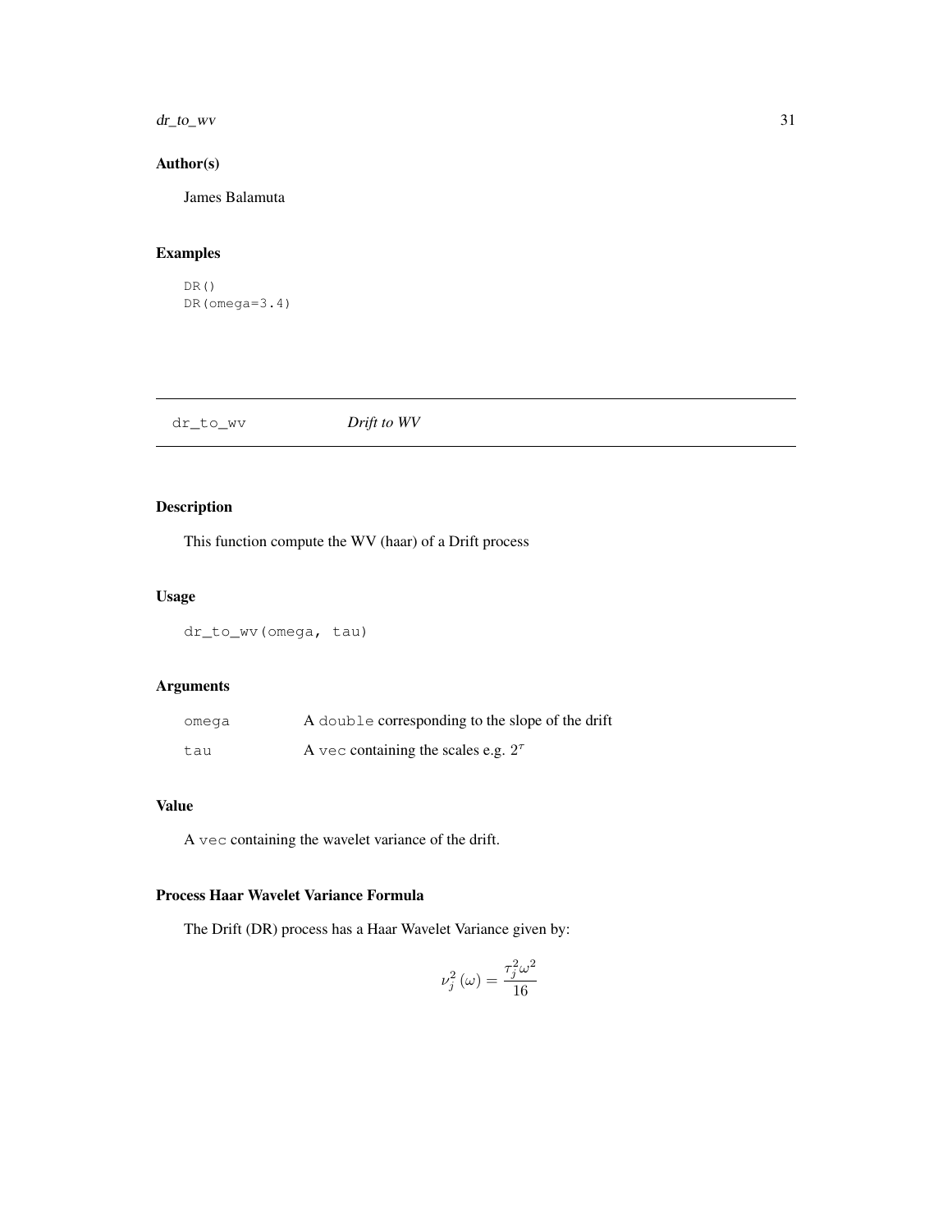## Author(s)

James Balamuta

## Examples

```
DR()
DR(omega=3.4)
```

---

# dr_to_wv    *Drift to WV*

---

## Description

This function compute the WV (haar) of a Drift process

## Usage

```
dr_to_wv(omega, tau)
```

## Arguments

| | |
|---|---|
| omega | A double corresponding to the slope of the drift |
| tau | A vec containing the scales e.g. $2^{\tau}$ |

## Value

A vec containing the wavelet variance of the drift.

## Process Haar Wavelet Variance Formula

The Drift (DR) process has a Haar Wavelet Variance given by:

$$\nu_j^2\left(\omega\right) = \frac{\tau_j^2 \omega^2}{16}$$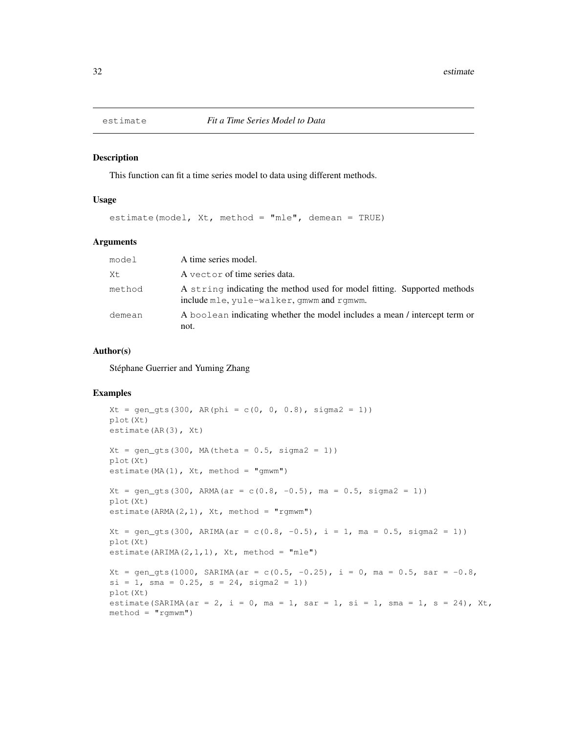## estimate — *Fit a Time Series Model to Data*

### Description

This function can fit a time series model to data using different methods.

### Usage

```
estimate(model, Xt, method = "mle", demean = TRUE)
```

### Arguments

| | |
|---|---|
| `model` | A time series model. |
| `Xt` | A `vector` of time series data. |
| `method` | A `string` indicating the method used for model fitting. Supported methods include `mle`, `yule-walker`, `gmwm` and `rgmwm`. |
| `demean` | A `boolean` indicating whether the model includes a mean / intercept term or not. |

### Author(s)

Stéphane Guerrier and Yuming Zhang

### Examples

```
Xt = gen_gts(300, AR(phi = c(0, 0, 0.8), sigma2 = 1))
plot(Xt)
estimate(AR(3), Xt)

Xt = gen_gts(300, MA(theta = 0.5, sigma2 = 1))
plot(Xt)
estimate(MA(1), Xt, method = "gmwm")

Xt = gen_gts(300, ARMA(ar = c(0.8, -0.5), ma = 0.5, sigma2 = 1))
plot(Xt)
estimate(ARMA(2,1), Xt, method = "rgmwm")

Xt = gen_gts(300, ARIMA(ar = c(0.8, -0.5), i = 1, ma = 0.5, sigma2 = 1))
plot(Xt)
estimate(ARIMA(2,1,1), Xt, method = "mle")

Xt = gen_gts(1000, SARIMA(ar = c(0.5, -0.25), i = 0, ma = 0.5, sar = -0.8,
si = 1, sma = 0.25, s = 24, sigma2 = 1))
plot(Xt)
estimate(SARIMA(ar = 2, i = 0, ma = 1, sar = 1, si = 1, sma = 1, s = 24), Xt,
method = "rgmwm")
```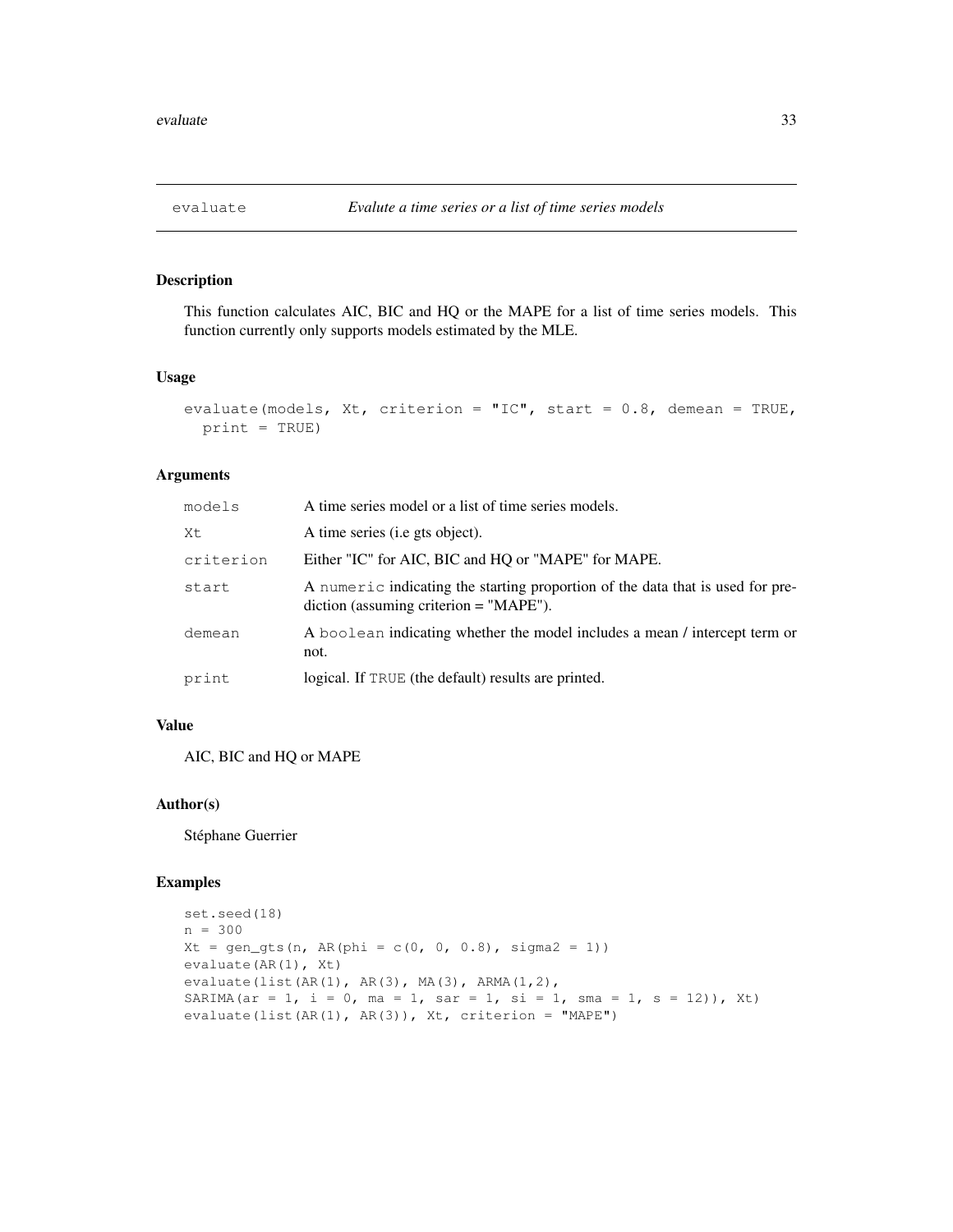# evaluate — *Evalute a time series or a list of time series models*

## Description

This function calculates AIC, BIC and HQ or the MAPE for a list of time series models. This function currently only supports models estimated by the MLE.

## Usage

```
evaluate(models, Xt, criterion = "IC", start = 0.8, demean = TRUE,
  print = TRUE)
```

## Arguments

| | |
|---|---|
| models | A time series model or a list of time series models. |
| Xt | A time series (i.e gts object). |
| criterion | Either "IC" for AIC, BIC and HQ or "MAPE" for MAPE. |
| start | A numeric indicating the starting proportion of the data that is used for prediction (assuming criterion = "MAPE"). |
| demean | A boolean indicating whether the model includes a mean / intercept term or not. |
| print | logical. If TRUE (the default) results are printed. |

## Value

AIC, BIC and HQ or MAPE

## Author(s)

Stéphane Guerrier

## Examples

```
set.seed(18)
n = 300
Xt = gen_gts(n, AR(phi = c(0, 0, 0.8), sigma2 = 1))
evaluate(AR(1), Xt)
evaluate(list(AR(1), AR(3), MA(3), ARMA(1,2),
SARIMA(ar = 1, i = 0, ma = 1, sar = 1, si = 1, sma = 1, s = 12)), Xt)
evaluate(list(AR(1), AR(3)), Xt, criterion = "MAPE")
```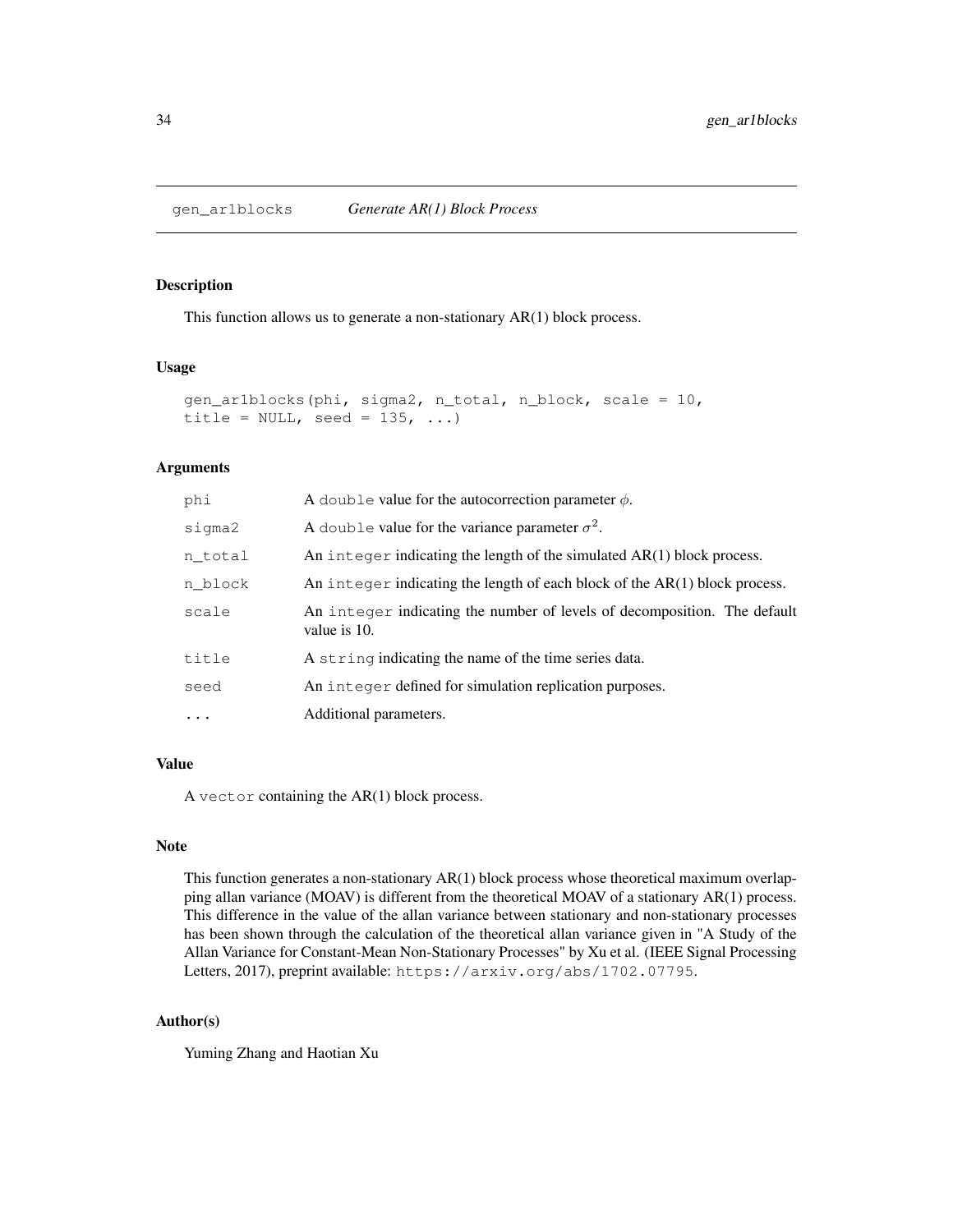# gen_ar1blocks *Generate AR(1) Block Process*

## Description

This function allows us to generate a non-stationary AR(1) block process.

## Usage

```
gen_ar1blocks(phi, sigma2, n_total, n_block, scale = 10,
title = NULL, seed = 135, ...)
```

## Arguments

| | |
|---|---|
| phi | A double value for the autocorrection parameter $\phi$. |
| sigma2 | A double value for the variance parameter $\sigma^2$. |
| n_total | An integer indicating the length of the simulated AR(1) block process. |
| n_block | An integer indicating the length of each block of the AR(1) block process. |
| scale | An integer indicating the number of levels of decomposition. The default value is 10. |
| title | A string indicating the name of the time series data. |
| seed | An integer defined for simulation replication purposes. |
| ... | Additional parameters. |

## Value

A vector containing the AR(1) block process.

## Note

This function generates a non-stationary AR(1) block process whose theoretical maximum overlapping allan variance (MOAV) is different from the theoretical MOAV of a stationary AR(1) process. This difference in the value of the allan variance between stationary and non-stationary processes has been shown through the calculation of the theoretical allan variance given in "A Study of the Allan Variance for Constant-Mean Non-Stationary Processes" by Xu et al. (IEEE Signal Processing Letters, 2017), preprint available: https://arxiv.org/abs/1702.07795.

## Author(s)

Yuming Zhang and Haotian Xu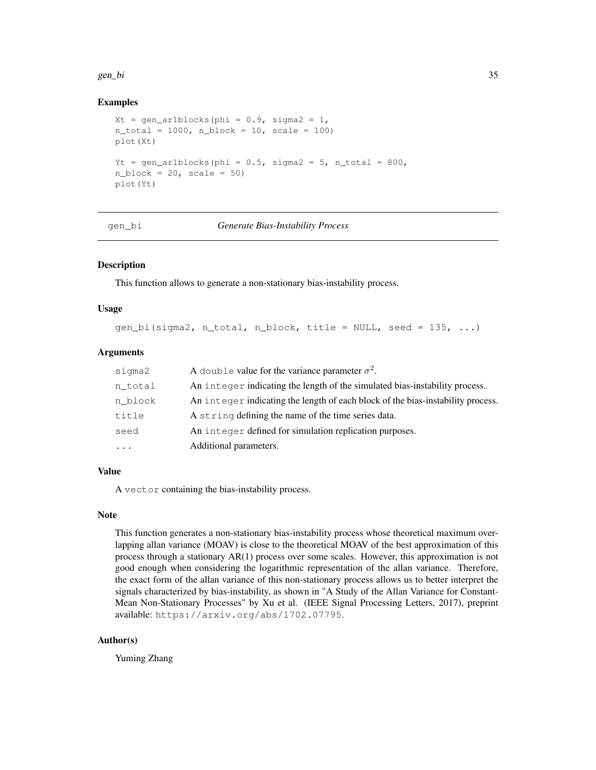### Examples

```
Xt = gen_ar1blocks(phi = 0.9, sigma2 = 1,
n_total = 1000, n_block = 10, scale = 100)
plot(Xt)

Yt = gen_ar1blocks(phi = 0.5, sigma2 = 5, n_total = 800,
n_block = 20, scale = 50)
plot(Yt)
```

---

## gen_bi *Generate Bias-Instability Process*

---

### Description

This function allows to generate a non-stationary bias-instability process.

### Usage

```
gen_bi(sigma2, n_total, n_block, title = NULL, seed = 135, ...)
```

### Arguments

| | |
|---|---|
| sigma2 | A double value for the variance parameter $\sigma^2$. |
| n_total | An integer indicating the length of the simulated bias-instability process. |
| n_block | An integer indicating the length of each block of the bias-instability process. |
| title | A string defining the name of the time series data. |
| seed | An integer defined for simulation replication purposes. |
| ... | Additional parameters. |

### Value

A vector containing the bias-instability process.

### Note

This function generates a non-stationary bias-instability process whose theoretical maximum overlapping allan variance (MOAV) is close to the theoretical MOAV of the best approximation of this process through a stationary AR(1) process over some scales. However, this approximation is not good enough when considering the logarithmic representation of the allan variance. Therefore, the exact form of the allan variance of this non-stationary process allows us to better interpret the signals characterized by bias-instability, as shown in "A Study of the Allan Variance for Constant-Mean Non-Stationary Processes" by Xu et al. (IEEE Signal Processing Letters, 2017), preprint available: https://arxiv.org/abs/1702.07795.

### Author(s)

Yuming Zhang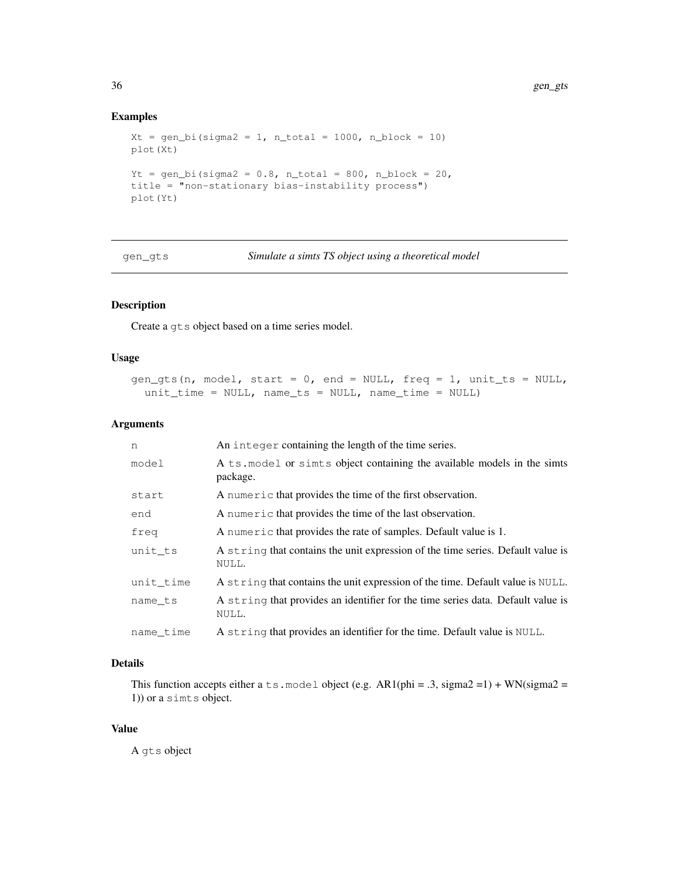## Examples

```
Xt = gen_bi(sigma2 = 1, n_total = 1000, n_block = 10)
plot(Xt)

Yt = gen_bi(sigma2 = 0.8, n_total = 800, n_block = 20,
title = "non-stationary bias-instability process")
plot(Yt)
```

---

# gen_gts — *Simulate a simts TS object using a theoretical model*

---

## Description

Create a `gts` object based on a time series model.

## Usage

```
gen_gts(n, model, start = 0, end = NULL, freq = 1, unit_ts = NULL,
  unit_time = NULL, name_ts = NULL, name_time = NULL)
```

## Arguments

| | |
|---|---|
| `n` | An `integer` containing the length of the time series. |
| `model` | A `ts.model` or `simts` object containing the available models in the simts package. |
| `start` | A `numeric` that provides the time of the first observation. |
| `end` | A `numeric` that provides the time of the last observation. |
| `freq` | A `numeric` that provides the rate of samples. Default value is 1. |
| `unit_ts` | A `string` that contains the unit expression of the time series. Default value is `NULL`. |
| `unit_time` | A `string` that contains the unit expression of the time. Default value is `NULL`. |
| `name_ts` | A `string` that provides an identifier for the time series data. Default value is `NULL`. |
| `name_time` | A `string` that provides an identifier for the time. Default value is `NULL`. |

## Details

This function accepts either a `ts.model` object (e.g. AR1(phi = .3, sigma2 =1) + WN(sigma2 = 1)) or a `simts` object.

## Value

A `gts` object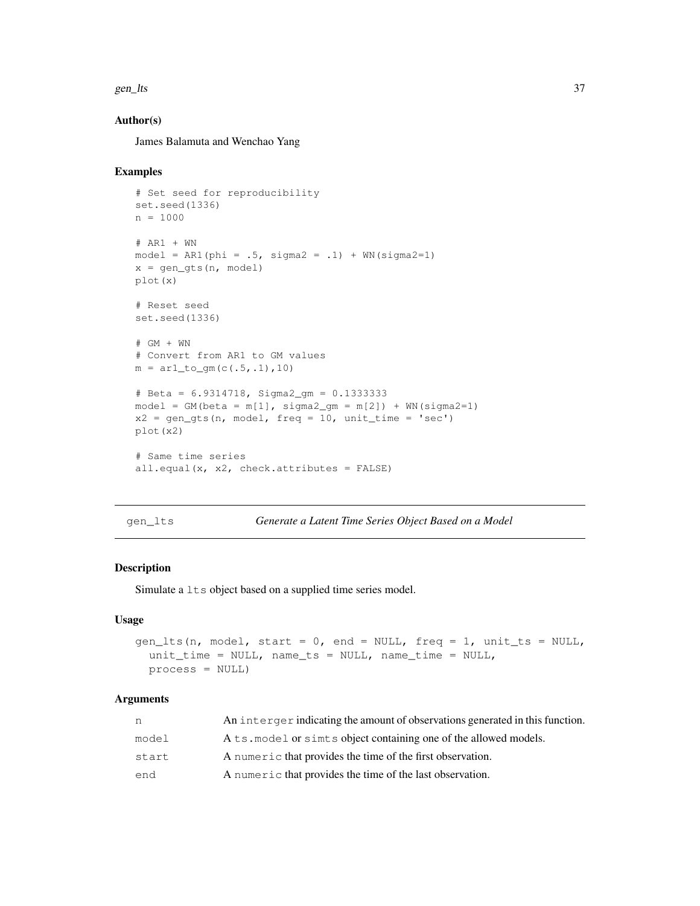### Author(s)

James Balamuta and Wenchao Yang

### Examples

```
# Set seed for reproducibility
set.seed(1336)
n = 1000

# AR1 + WN
model = AR1(phi = .5, sigma2 = .1) + WN(sigma2=1)
x = gen_gts(n, model)
plot(x)

# Reset seed
set.seed(1336)

# GM + WN
# Convert from AR1 to GM values
m = ar1_to_gm(c(.5,.1),10)

# Beta = 6.9314718, Sigma2_gm = 0.1333333
model = GM(beta = m[1], sigma2_gm = m[2]) + WN(sigma2=1)
x2 = gen_gts(n, model, freq = 10, unit_time = 'sec')
plot(x2)

# Same time series
all.equal(x, x2, check.attributes = FALSE)
```

---

## gen_lts — *Generate a Latent Time Series Object Based on a Model*

### Description

Simulate a `lts` object based on a supplied time series model.

### Usage

```
gen_lts(n, model, start = 0, end = NULL, freq = 1, unit_ts = NULL,
  unit_time = NULL, name_ts = NULL, name_time = NULL,
  process = NULL)
```

### Arguments

| | |
|---|---|
| n | An `interger` indicating the amount of observations generated in this function. |
| model | A `ts.model` or `simts` object containing one of the allowed models. |
| start | A `numeric` that provides the time of the first observation. |
| end | A `numeric` that provides the time of the last observation. |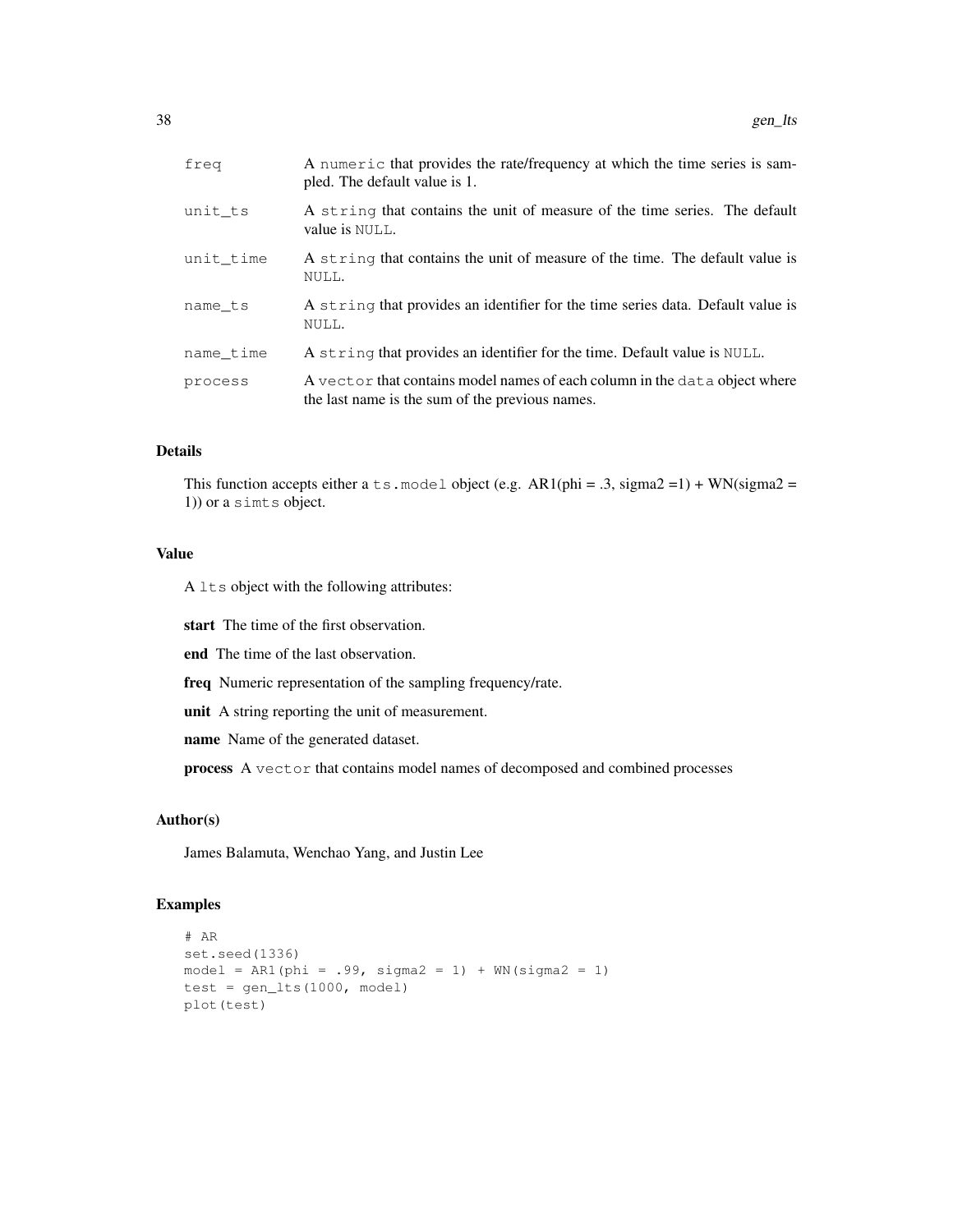| | |
|---|---|
| freq | A numeric that provides the rate/frequency at which the time series is sampled. The default value is 1. |
| unit_ts | A string that contains the unit of measure of the time series. The default value is NULL. |
| unit_time | A string that contains the unit of measure of the time. The default value is NULL. |
| name_ts | A string that provides an identifier for the time series data. Default value is NULL. |
| name_time | A string that provides an identifier for the time. Default value is NULL. |
| process | A vector that contains model names of each column in the data object where the last name is the sum of the previous names. |

### Details

This function accepts either a ts.model object (e.g. AR1(phi = .3, sigma2 =1) + WN(sigma2 = 1)) or a simts object.

### Value

A lts object with the following attributes:

**start** The time of the first observation.

**end** The time of the last observation.

**freq** Numeric representation of the sampling frequency/rate.

**unit** A string reporting the unit of measurement.

**name** Name of the generated dataset.

**process** A vector that contains model names of decomposed and combined processes

### Author(s)

James Balamuta, Wenchao Yang, and Justin Lee

### Examples

```
# AR
set.seed(1336)
model = AR1(phi = .99, sigma2 = 1) + WN(sigma2 = 1)
test = gen_lts(1000, model)
plot(test)
```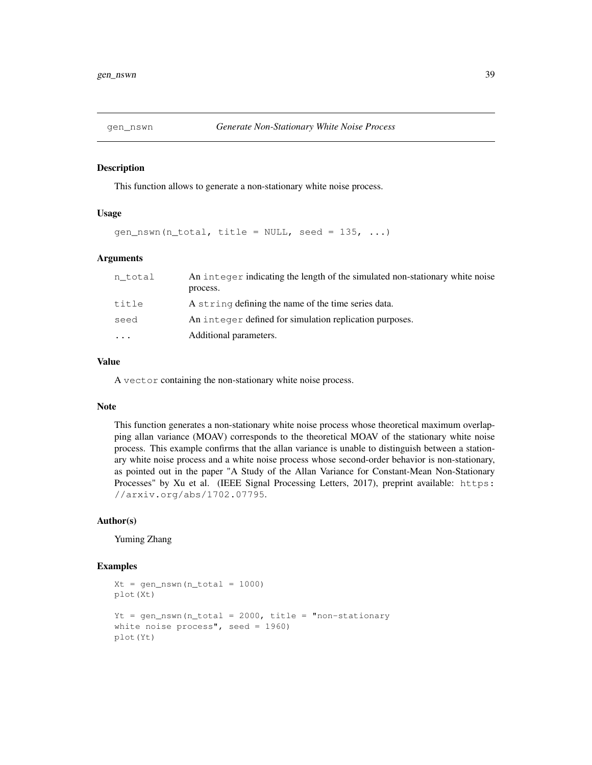## gen_nswn — *Generate Non-Stationary White Noise Process*

### Description

This function allows to generate a non-stationary white noise process.

### Usage

```
gen_nswn(n_total, title = NULL, seed = 135, ...)
```

### Arguments

| | |
|---|---|
| n_total | An `integer` indicating the length of the simulated non-stationary white noise process. |
| title | A `string` defining the name of the time series data. |
| seed | An `integer` defined for simulation replication purposes. |
| ... | Additional parameters. |

### Value

A `vector` containing the non-stationary white noise process.

### Note

This function generates a non-stationary white noise process whose theoretical maximum overlapping allan variance (MOAV) corresponds to the theoretical MOAV of the stationary white noise process. This example confirms that the allan variance is unable to distinguish between a stationary white noise process and a white noise process whose second-order behavior is non-stationary, as pointed out in the paper "A Study of the Allan Variance for Constant-Mean Non-Stationary Processes" by Xu et al. (IEEE Signal Processing Letters, 2017), preprint available: `https://arxiv.org/abs/1702.07795`.

### Author(s)

Yuming Zhang

### Examples

```
Xt = gen_nswn(n_total = 1000)
plot(Xt)

Yt = gen_nswn(n_total = 2000, title = "non-stationary
white noise process", seed = 1960)
plot(Yt)
```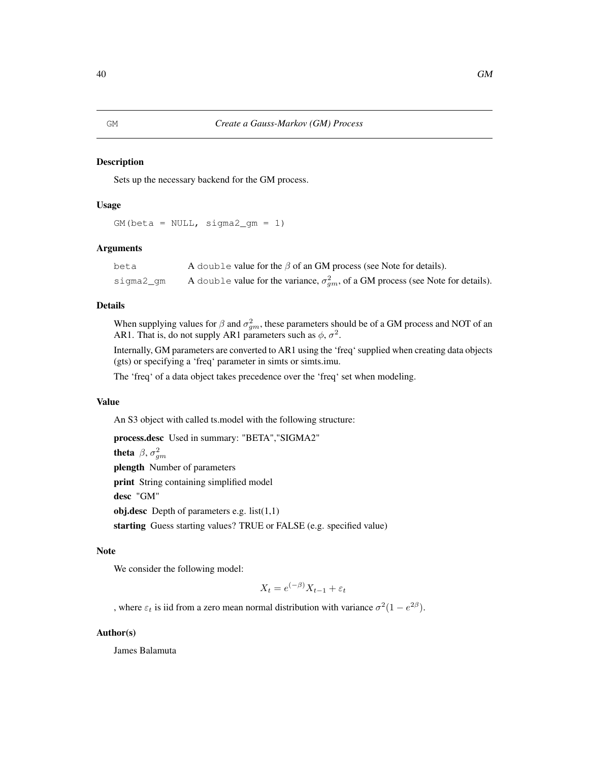# GM — Create a Gauss-Markov (GM) Process

## Description

Sets up the necessary backend for the GM process.

## Usage

```
GM(beta = NULL, sigma2_gm = 1)
```

## Arguments

| | |
|---|---|
| beta | A double value for the $\beta$ of an GM process (see Note for details). |
| sigma2_gm | A double value for the variance, $\sigma^2_{gm}$, of a GM process (see Note for details). |

## Details

When supplying values for $\beta$ and $\sigma^2_{gm}$, these parameters should be of a GM process and NOT of an AR1. That is, do not supply AR1 parameters such as $\phi$, $\sigma^2$.

Internally, GM parameters are converted to AR1 using the 'freq' supplied when creating data objects (gts) or specifying a 'freq' parameter in simts or simts.imu.

The 'freq' of a data object takes precedence over the 'freq' set when modeling.

## Value

An S3 object with called ts.model with the following structure:

**process.desc** Used in summary: "BETA","SIGMA2"

**theta** $\beta$, $\sigma^2_{gm}$

**plength** Number of parameters

**print** String containing simplified model

**desc** "GM"

**obj.desc** Depth of parameters e.g. list(1,1)

**starting** Guess starting values? TRUE or FALSE (e.g. specified value)

## Note

We consider the following model:

$$X_t = e^{(-\beta)} X_{t-1} + \varepsilon_t$$

, where $\varepsilon_t$ is iid from a zero mean normal distribution with variance $\sigma^2(1 - e^{2\beta})$.

## Author(s)

James Balamuta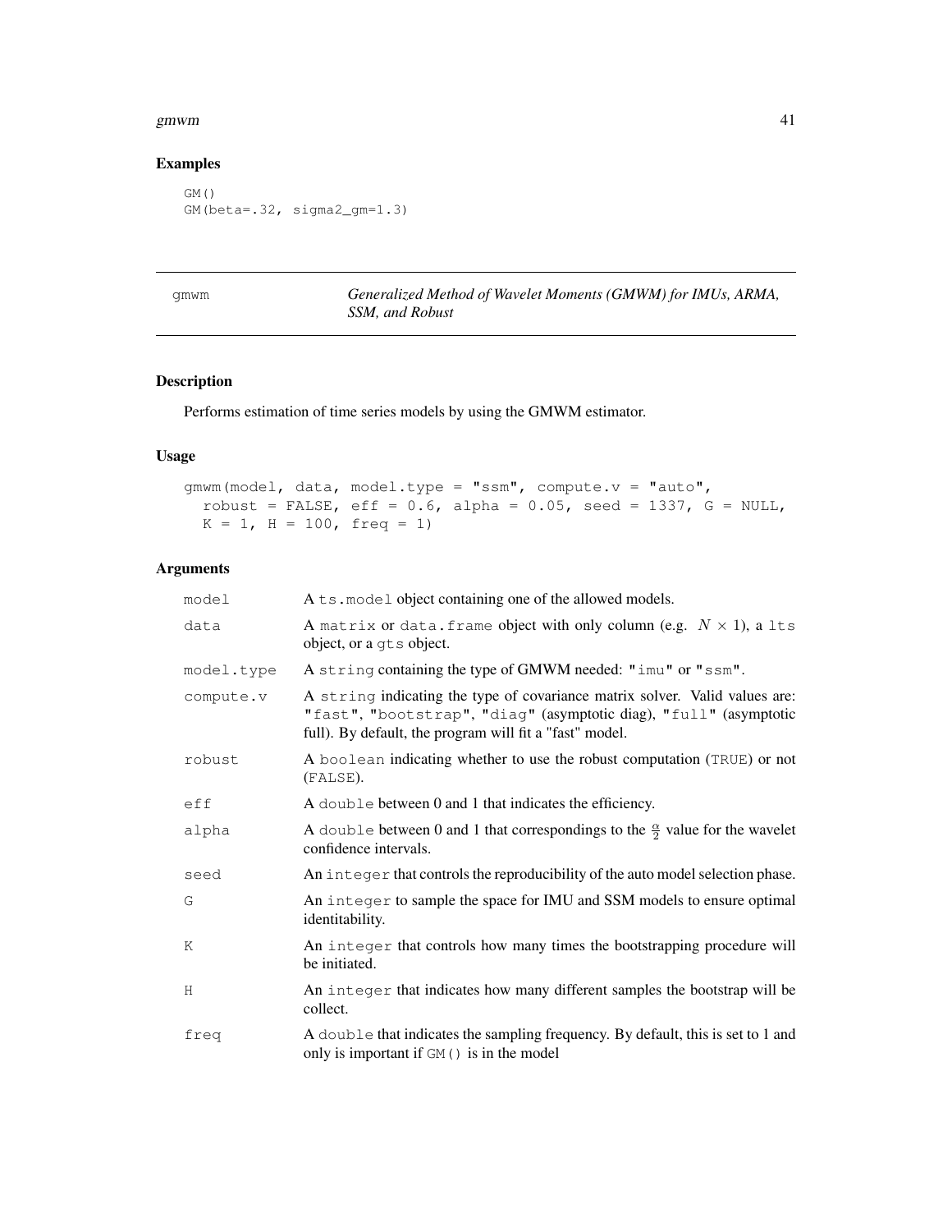## Examples

```
GM()
GM(beta=.32, sigma2_gm=1.3)
```

---

# gmwm — *Generalized Method of Wavelet Moments (GMWM) for IMUs, ARMA, SSM, and Robust*

---

## Description

Performs estimation of time series models by using the GMWM estimator.

## Usage

```
gmwm(model, data, model.type = "ssm", compute.v = "auto",
  robust = FALSE, eff = 0.6, alpha = 0.05, seed = 1337, G = NULL,
  K = 1, H = 100, freq = 1)
```

## Arguments

| | |
|---|---|
| model | A `ts.model` object containing one of the allowed models. |
| data | A `matrix` or `data.frame` object with only column (e.g. $N \times 1$), a `lts` object, or a `gts` object. |
| model.type | A `string` containing the type of GMWM needed: `"imu"` or `"ssm"`. |
| compute.v | A `string` indicating the type of covariance matrix solver. Valid values are: `"fast"`, `"bootstrap"`, `"diag"` (asymptotic diag), `"full"` (asymptotic full). By default, the program will fit a "fast" model. |
| robust | A `boolean` indicating whether to use the robust computation (`TRUE`) or not (`FALSE`). |
| eff | A `double` between 0 and 1 that indicates the efficiency. |
| alpha | A `double` between 0 and 1 that correspondings to the $\frac{\alpha}{2}$ value for the wavelet confidence intervals. |
| seed | An `integer` that controls the reproducibility of the auto model selection phase. |
| G | An `integer` to sample the space for IMU and SSM models to ensure optimal identitability. |
| K | An `integer` that controls how many times the bootstrapping procedure will be initiated. |
| H | An `integer` that indicates how many different samples the bootstrap will be collect. |
| freq | A `double` that indicates the sampling frequency. By default, this is set to 1 and only is important if `GM()` is in the model |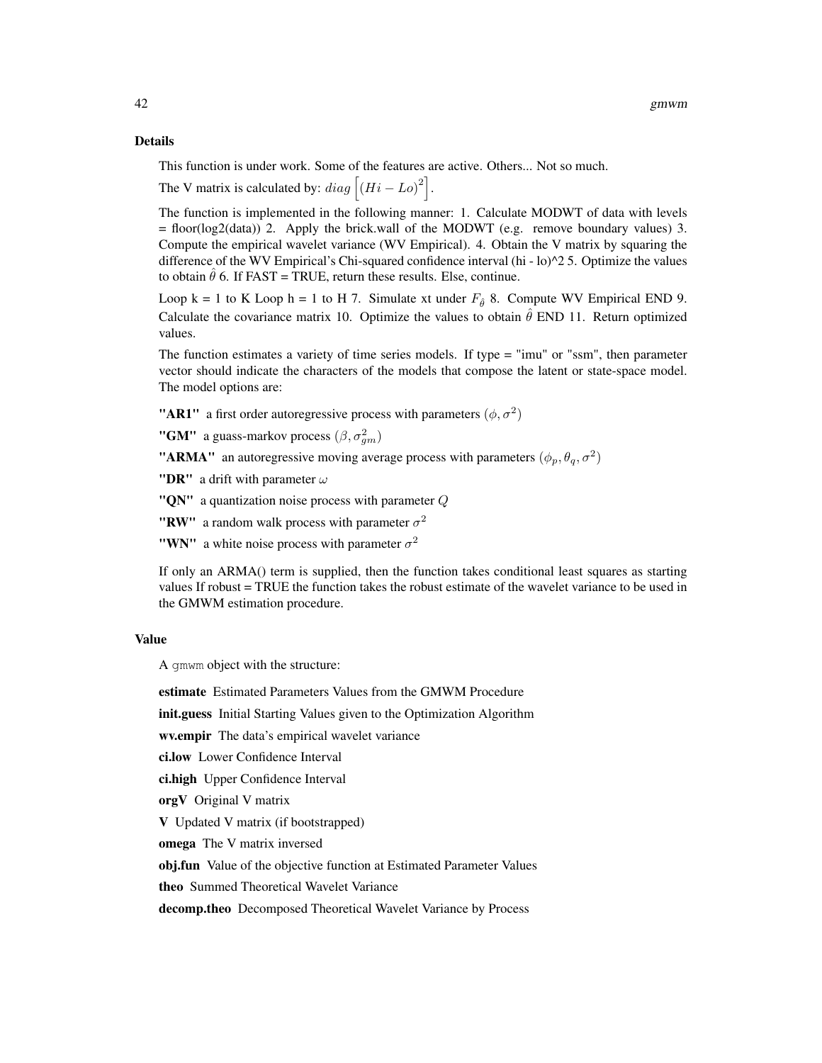### Details

This function is under work. Some of the features are active. Others... Not so much.

The V matrix is calculated by: $diag\left[(Hi - Lo)^2\right]$.

The function is implemented in the following manner: 1. Calculate MODWT of data with levels = floor(log2(data)) 2. Apply the brick.wall of the MODWT (e.g. remove boundary values) 3. Compute the empirical wavelet variance (WV Empirical). 4. Obtain the V matrix by squaring the difference of the WV Empirical's Chi-squared confidence interval (hi - lo)^2 5. Optimize the values to obtain $\hat{\theta}$ 6. If FAST = TRUE, return these results. Else, continue.

Loop k = 1 to K Loop h = 1 to H 7. Simulate xt under $F_{\hat{\theta}}$ 8. Compute WV Empirical END 9. Calculate the covariance matrix 10. Optimize the values to obtain $\hat{\theta}$ END 11. Return optimized values.

The function estimates a variety of time series models. If type = "imu" or "ssm", then parameter vector should indicate the characters of the models that compose the latent or state-space model. The model options are:

**"AR1"** a first order autoregressive process with parameters $(\phi, \sigma^2)$

**"GM"** a guass-markov process $(\beta, \sigma_{gm}^2)$

**"ARMA"** an autoregressive moving average process with parameters $(\phi_p, \theta_q, \sigma^2)$

**"DR"** a drift with parameter $\omega$

**"QN"** a quantization noise process with parameter $Q$

**"RW"** a random walk process with parameter $\sigma^2$

**"WN"** a white noise process with parameter $\sigma^2$

If only an ARMA() term is supplied, then the function takes conditional least squares as starting values If robust = TRUE the function takes the robust estimate of the wavelet variance to be used in the GMWM estimation procedure.

### Value

A `gmwm` object with the structure:

**estimate** Estimated Parameters Values from the GMWM Procedure

**init.guess** Initial Starting Values given to the Optimization Algorithm

**wv.empir** The data's empirical wavelet variance

**ci.low** Lower Confidence Interval

**ci.high** Upper Confidence Interval

**orgV** Original V matrix

**V** Updated V matrix (if bootstrapped)

**omega** The V matrix inversed

**obj.fun** Value of the objective function at Estimated Parameter Values

**theo** Summed Theoretical Wavelet Variance

**decomp.theo** Decomposed Theoretical Wavelet Variance by Process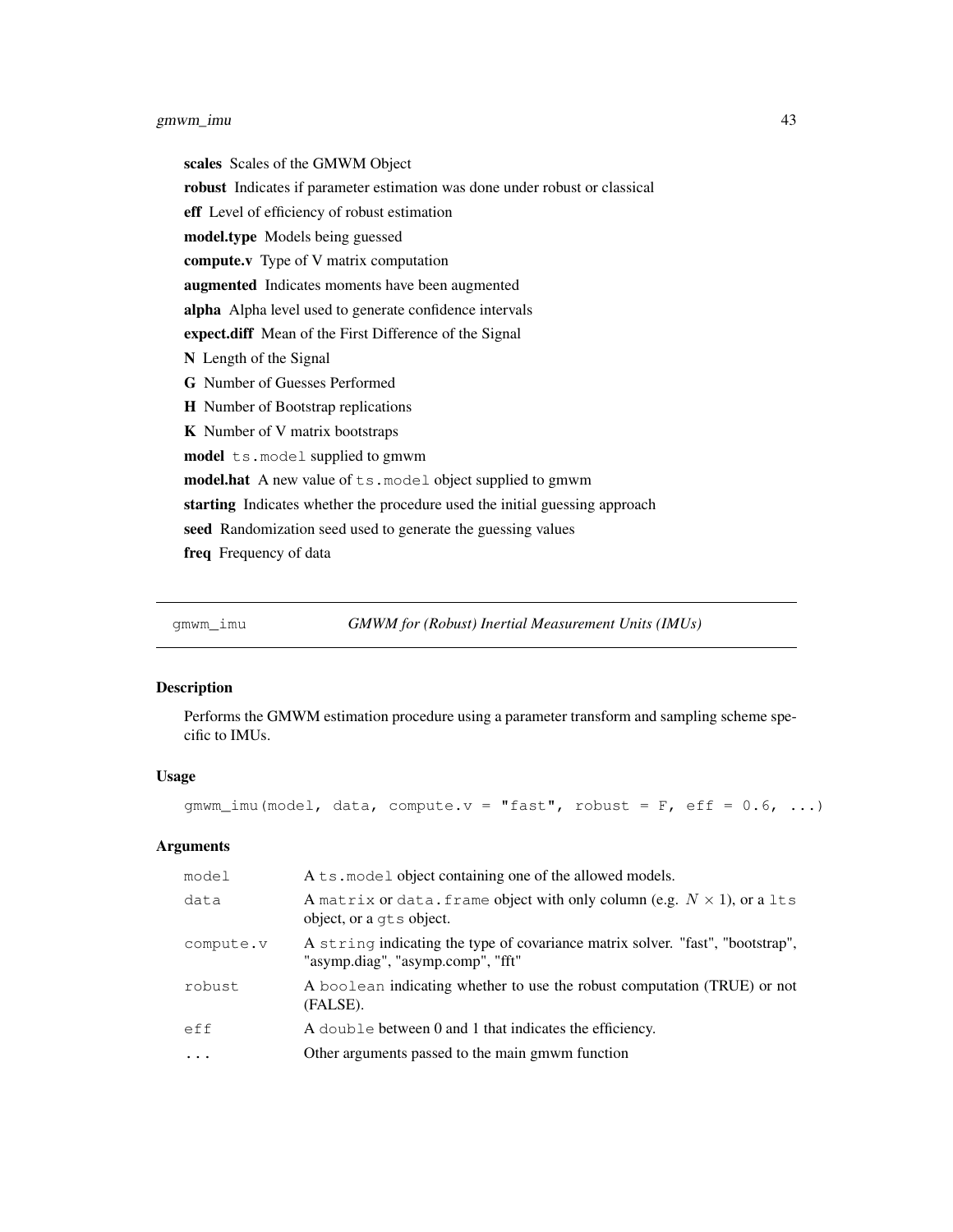**scales** Scales of the GMWM Object

**robust** Indicates if parameter estimation was done under robust or classical

**eff** Level of efficiency of robust estimation

**model.type** Models being guessed

**compute.v** Type of V matrix computation

**augmented** Indicates moments have been augmented

**alpha** Alpha level used to generate confidence intervals

**expect.diff** Mean of the First Difference of the Signal

**N** Length of the Signal

**G** Number of Guesses Performed

**H** Number of Bootstrap replications

**K** Number of V matrix bootstraps

**model** `ts.model` supplied to gmwm

**model.hat** A new value of `ts.model` object supplied to gmwm

**starting** Indicates whether the procedure used the initial guessing approach

**seed** Randomization seed used to generate the guessing values

**freq** Frequency of data

---

`gmwm_imu` *GMWM for (Robust) Inertial Measurement Units (IMUs)*

---

### Description

Performs the GMWM estimation procedure using a parameter transform and sampling scheme specific to IMUs.

### Usage

```
gmwm_imu(model, data, compute.v = "fast", robust = F, eff = 0.6, ...)
```

### Arguments

| | |
|---|---|
| `model` | A `ts.model` object containing one of the allowed models. |
| `data` | A `matrix` or `data.frame` object with only column (e.g. $N \times 1$), or a `lts` object, or a `gts` object. |
| `compute.v` | A `string` indicating the type of covariance matrix solver. "fast", "bootstrap", "asymp.diag", "asymp.comp", "fft" |
| `robust` | A `boolean` indicating whether to use the robust computation (TRUE) or not (FALSE). |
| `eff` | A `double` between 0 and 1 that indicates the efficiency. |
| `...` | Other arguments passed to the main gmwm function |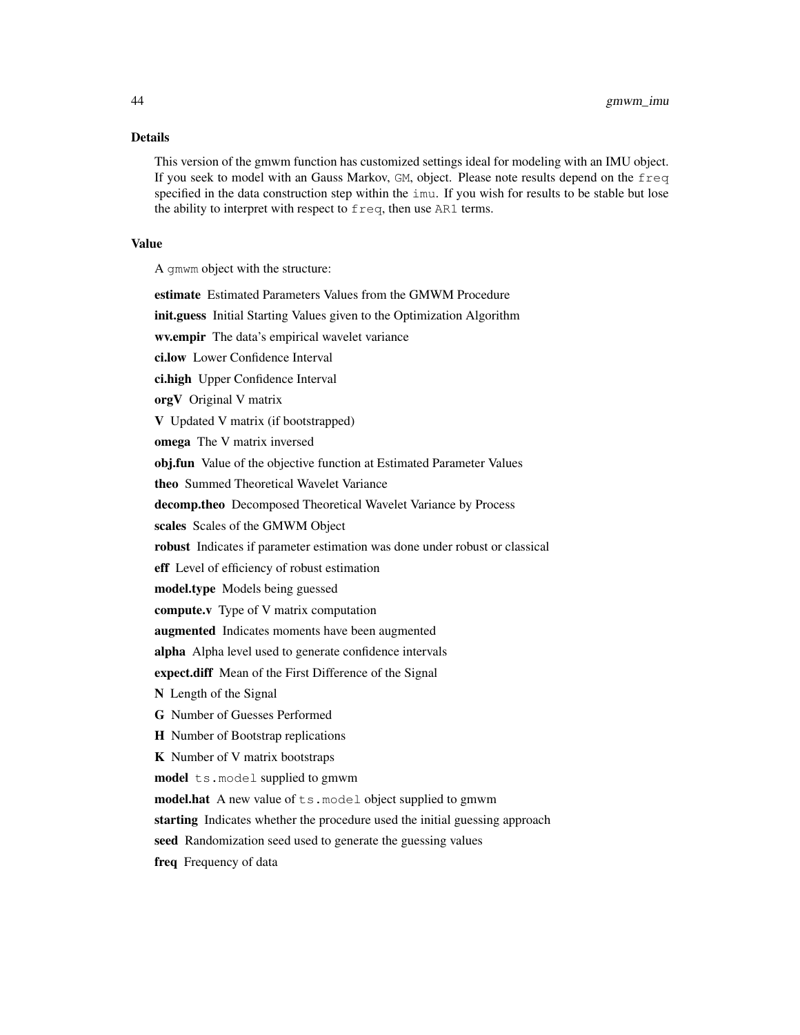## Details

This version of the gmwm function has customized settings ideal for modeling with an IMU object. If you seek to model with an Gauss Markov, `GM`, object. Please note results depend on the `freq` specified in the data construction step within the `imu`. If you wish for results to be stable but lose the ability to interpret with respect to `freq`, then use `AR1` terms.

## Value

A `gmwm` object with the structure:

**estimate** Estimated Parameters Values from the GMWM Procedure

**init.guess** Initial Starting Values given to the Optimization Algorithm

**wv.empir** The data's empirical wavelet variance

**ci.low** Lower Confidence Interval

**ci.high** Upper Confidence Interval

**orgV** Original V matrix

**V** Updated V matrix (if bootstrapped)

**omega** The V matrix inversed

**obj.fun** Value of the objective function at Estimated Parameter Values

**theo** Summed Theoretical Wavelet Variance

**decomp.theo** Decomposed Theoretical Wavelet Variance by Process

**scales** Scales of the GMWM Object

**robust** Indicates if parameter estimation was done under robust or classical

**eff** Level of efficiency of robust estimation

**model.type** Models being guessed

**compute.v** Type of V matrix computation

**augmented** Indicates moments have been augmented

**alpha** Alpha level used to generate confidence intervals

**expect.diff** Mean of the First Difference of the Signal

**N** Length of the Signal

**G** Number of Guesses Performed

**H** Number of Bootstrap replications

**K** Number of V matrix bootstraps

**model** `ts.model` supplied to gmwm

**model.hat** A new value of `ts.model` object supplied to gmwm

**starting** Indicates whether the procedure used the initial guessing approach

**seed** Randomization seed used to generate the guessing values

**freq** Frequency of data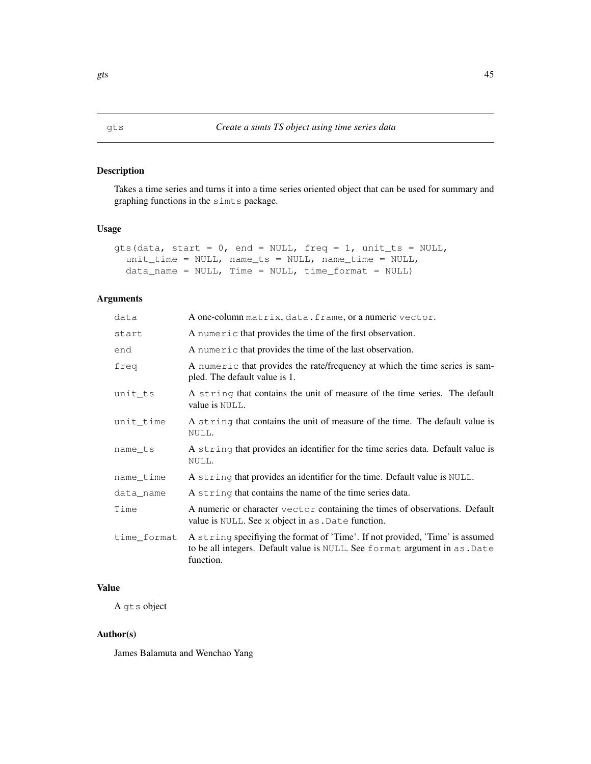## gts — *Create a simts TS object using time series data*

### Description

Takes a time series and turns it into a time series oriented object that can be used for summary and graphing functions in the `simts` package.

### Usage

```
gts(data, start = 0, end = NULL, freq = 1, unit_ts = NULL,
  unit_time = NULL, name_ts = NULL, name_time = NULL,
  data_name = NULL, Time = NULL, time_format = NULL)
```

### Arguments

| | |
|---|---|
| `data` | A one-column `matrix`, `data.frame`, or a numeric `vector`. |
| `start` | A `numeric` that provides the time of the first observation. |
| `end` | A `numeric` that provides the time of the last observation. |
| `freq` | A `numeric` that provides the rate/frequency at which the time series is sampled. The default value is 1. |
| `unit_ts` | A `string` that contains the unit of measure of the time series. The default value is `NULL`. |
| `unit_time` | A `string` that contains the unit of measure of the time. The default value is `NULL`. |
| `name_ts` | A `string` that provides an identifier for the time series data. Default value is `NULL`. |
| `name_time` | A `string` that provides an identifier for the time. Default value is `NULL`. |
| `data_name` | A `string` that contains the name of the time series data. |
| `Time` | A numeric or character `vector` containing the times of observations. Default value is `NULL`. See `x` object in `as.Date` function. |
| `time_format` | A `string` specifiying the format of 'Time'. If not provided, 'Time' is assumed to be all integers. Default value is `NULL`. See `format` argument in `as.Date` function. |

### Value

A `gts` object

### Author(s)

James Balamuta and Wenchao Yang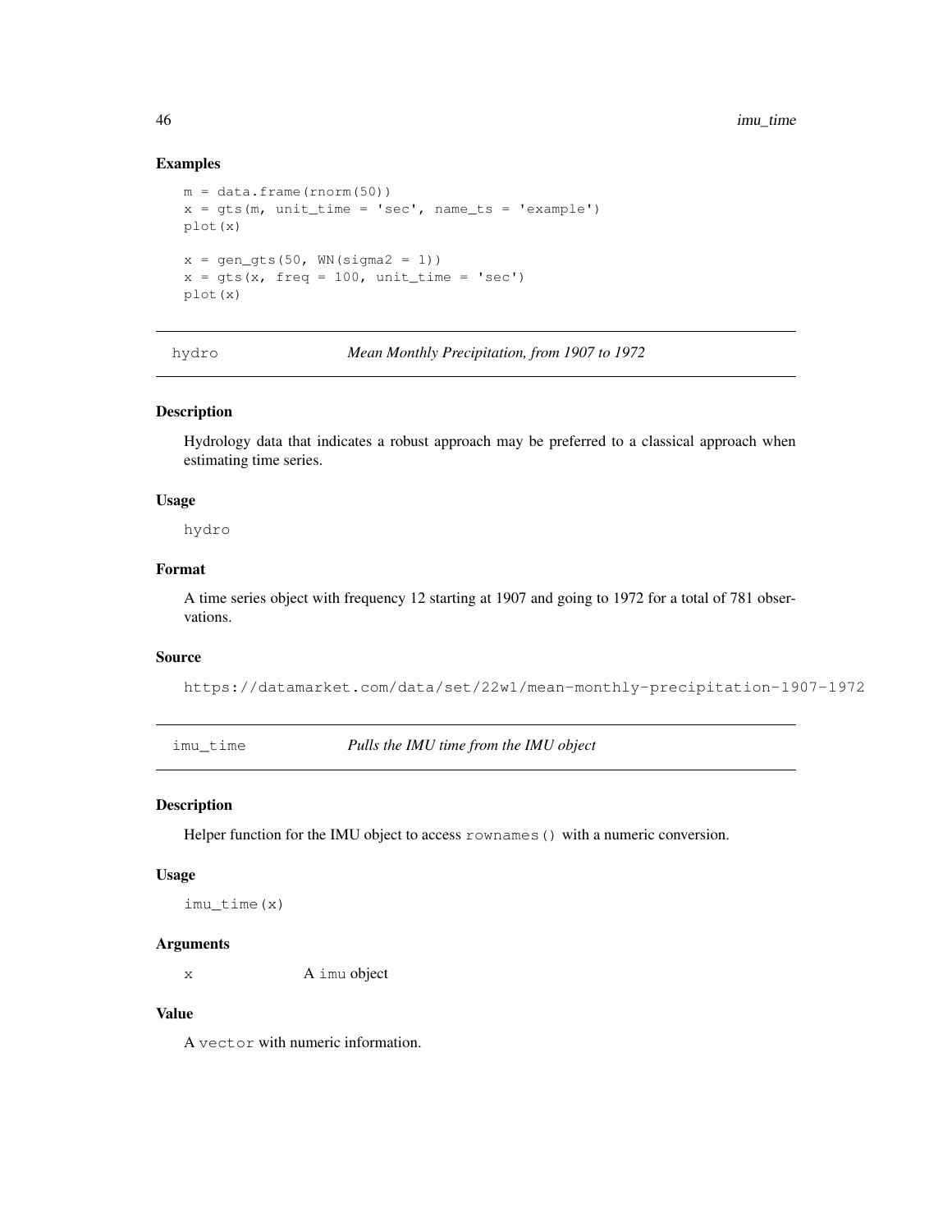### Examples

```
m = data.frame(rnorm(50))
x = gts(m, unit_time = 'sec', name_ts = 'example')
plot(x)

x = gen_gts(50, WN(sigma2 = 1))
x = gts(x, freq = 100, unit_time = 'sec')
plot(x)
```

## hydro — *Mean Monthly Precipitation, from 1907 to 1972*

### Description

Hydrology data that indicates a robust approach may be preferred to a classical approach when estimating time series.

### Usage

```
hydro
```

### Format

A time series object with frequency 12 starting at 1907 and going to 1972 for a total of 781 observations.

### Source

`https://datamarket.com/data/set/22w1/mean-monthly-precipitation-1907-1972`

## imu_time — *Pulls the IMU time from the IMU object*

### Description

Helper function for the IMU object to access `rownames()` with a numeric conversion.

### Usage

```
imu_time(x)
```

### Arguments

| | |
|---|---|
| x | A `imu` object |

### Value

A `vector` with numeric information.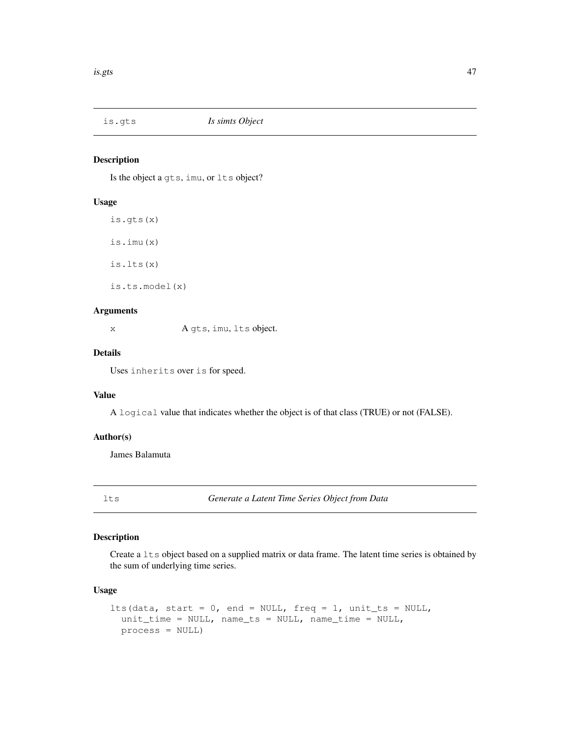## is.gts *Is simts Object*

### Description

Is the object a `gts`, `imu`, or `lts` object?

### Usage

```
is.gts(x)

is.imu(x)

is.lts(x)

is.ts.model(x)
```

### Arguments

| | |
|---|---|
| x | A `gts`, `imu`, `lts` object. |

### Details

Uses `inherits` over `is` for speed.

### Value

A `logical` value that indicates whether the object is of that class (TRUE) or not (FALSE).

### Author(s)

James Balamuta

## lts *Generate a Latent Time Series Object from Data*

### Description

Create a `lts` object based on a supplied matrix or data frame. The latent time series is obtained by the sum of underlying time series.

### Usage

```
lts(data, start = 0, end = NULL, freq = 1, unit_ts = NULL,
  unit_time = NULL, name_ts = NULL, name_time = NULL,
  process = NULL)
```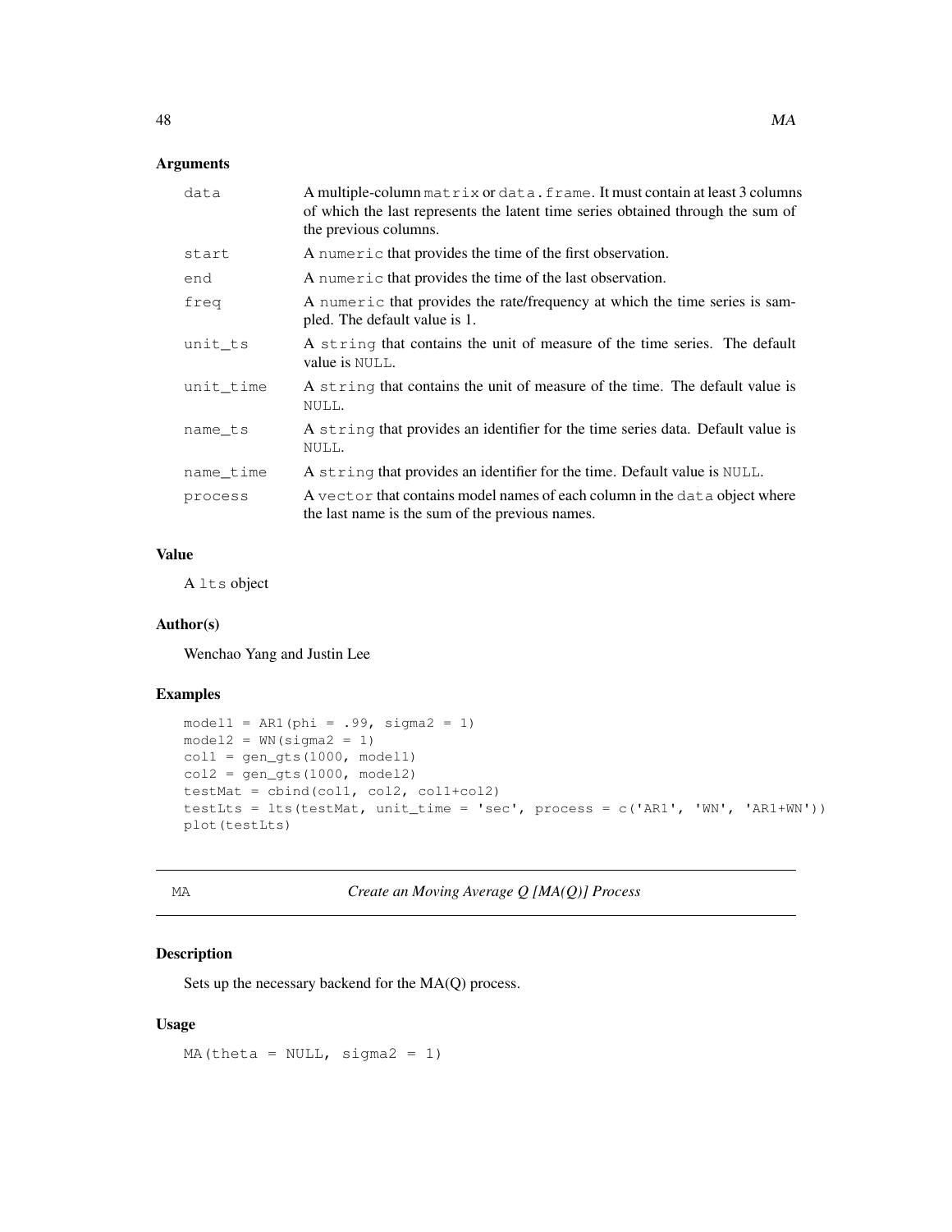### Arguments

| | |
|---|---|
| data | A multiple-column `matrix` or `data.frame`. It must contain at least 3 columns of which the last represents the latent time series obtained through the sum of the previous columns. |
| start | A `numeric` that provides the time of the first observation. |
| end | A `numeric` that provides the time of the last observation. |
| freq | A `numeric` that provides the rate/frequency at which the time series is sampled. The default value is 1. |
| unit_ts | A `string` that contains the unit of measure of the time series. The default value is `NULL`. |
| unit_time | A `string` that contains the unit of measure of the time. The default value is `NULL`. |
| name_ts | A `string` that provides an identifier for the time series data. Default value is `NULL`. |
| name_time | A `string` that provides an identifier for the time. Default value is `NULL`. |
| process | A `vector` that contains model names of each column in the `data` object where the last name is the sum of the previous names. |

### Value

A `lts` object

### Author(s)

Wenchao Yang and Justin Lee

### Examples

```
model1 = AR1(phi = .99, sigma2 = 1)
model2 = WN(sigma2 = 1)
col1 = gen_gts(1000, model1)
col2 = gen_gts(1000, model2)
testMat = cbind(col1, col2, col1+col2)
testLts = lts(testMat, unit_time = 'sec', process = c('AR1', 'WN', 'AR1+WN'))
plot(testLts)
```

---

## MA — *Create an Moving Average Q [MA(Q)] Process*

### Description

Sets up the necessary backend for the MA(Q) process.

### Usage

```
MA(theta = NULL, sigma2 = 1)
```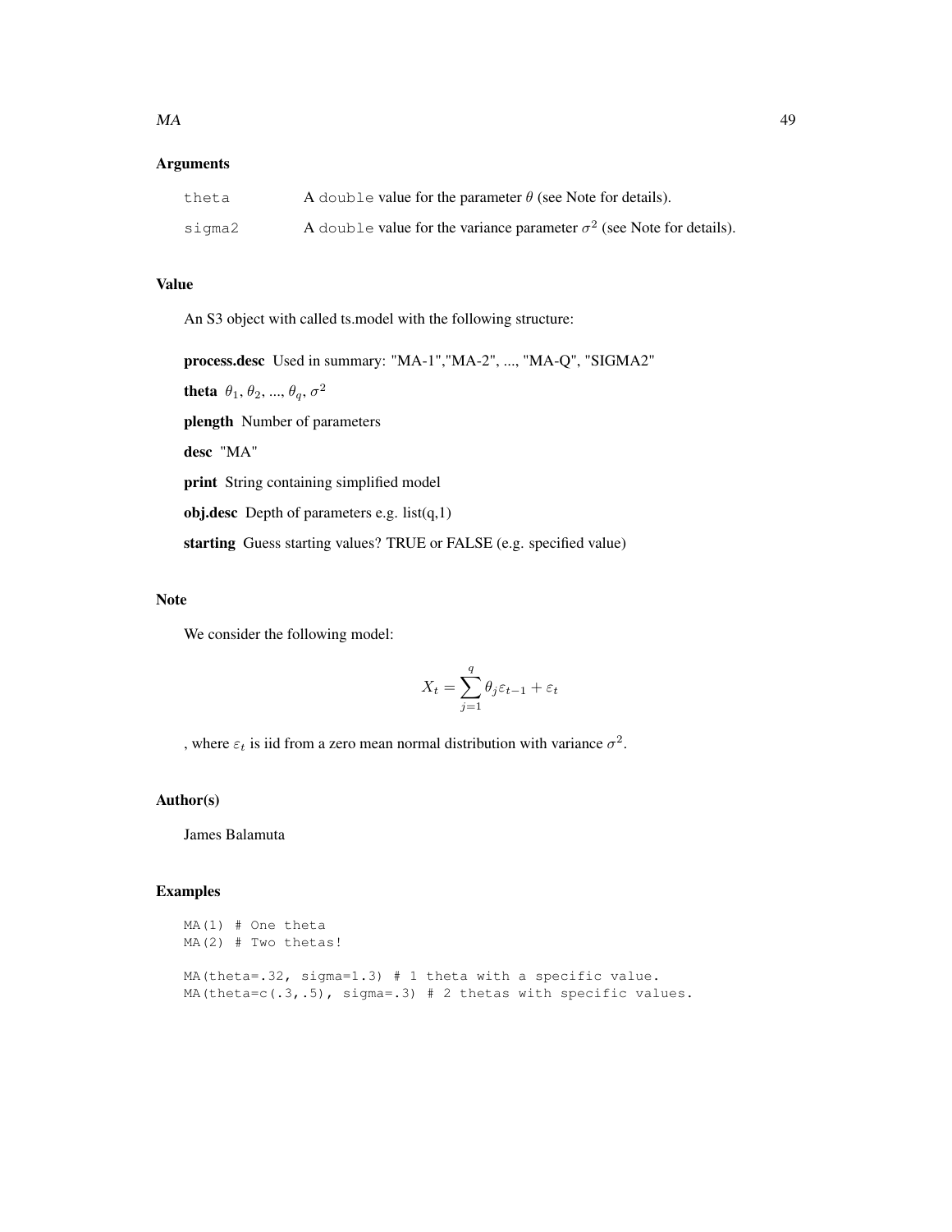## Arguments

| | |
|---|---|
| `theta` | A `double` value for the parameter $\theta$ (see Note for details). |
| `sigma2` | A `double` value for the variance parameter $\sigma^2$ (see Note for details). |

## Value

An S3 object with called ts.model with the following structure:

**process.desc** Used in summary: "MA-1","MA-2", ..., "MA-Q", "SIGMA2"

**theta** $\theta_1$, $\theta_2$, ..., $\theta_q$, $\sigma^2$

**plength** Number of parameters

**desc** "MA"

**print** String containing simplified model

**obj.desc** Depth of parameters e.g. list(q,1)

**starting** Guess starting values? TRUE or FALSE (e.g. specified value)

## Note

We consider the following model:

$$X_t = \sum_{j=1}^{q} \theta_j \varepsilon_{t-1} + \varepsilon_t$$

, where $\varepsilon_t$ is iid from a zero mean normal distribution with variance $\sigma^2$.

## Author(s)

James Balamuta

## Examples

```
MA(1) # One theta
MA(2) # Two thetas!

MA(theta=.32, sigma=1.3) # 1 theta with a specific value.
MA(theta=c(.3,.5), sigma=.3) # 2 thetas with specific values.
```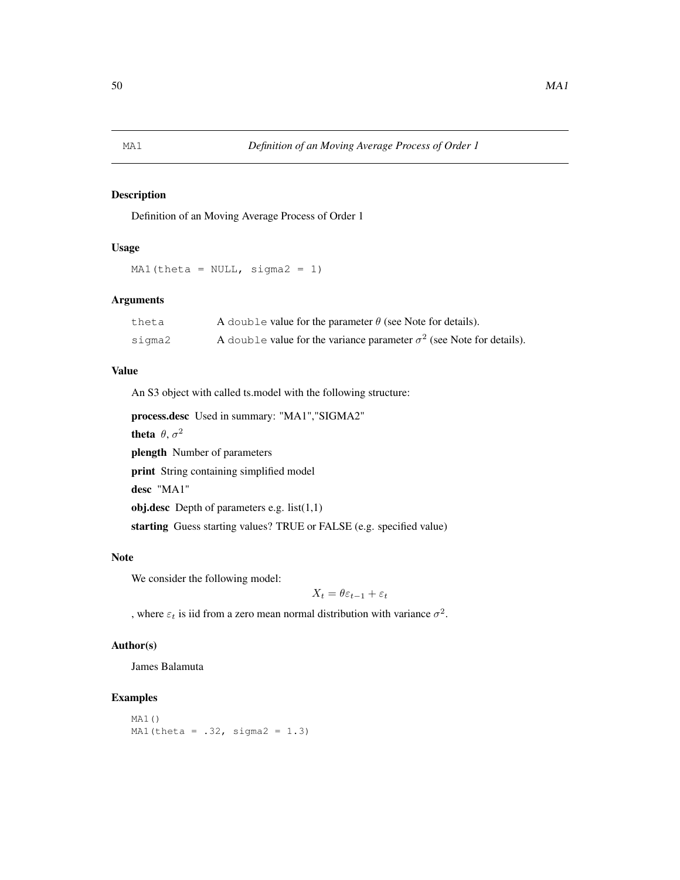## MA1 — *Definition of an Moving Average Process of Order 1*

### Description

Definition of an Moving Average Process of Order 1

### Usage

```
MA1(theta = NULL, sigma2 = 1)
```

### Arguments

| | |
|---|---|
| theta | A `double` value for the parameter $\theta$ (see Note for details). |
| sigma2 | A `double` value for the variance parameter $\sigma^2$ (see Note for details). |

### Value

An S3 object with called ts.model with the following structure:

**process.desc** Used in summary: "MA1","SIGMA2"

**theta** $\theta$, $\sigma^2$

**plength** Number of parameters

**print** String containing simplified model

**desc** "MA1"

**obj.desc** Depth of parameters e.g. list(1,1)

**starting** Guess starting values? TRUE or FALSE (e.g. specified value)

### Note

We consider the following model:

$$X_t = \theta \varepsilon_{t-1} + \varepsilon_t$$

, where $\varepsilon_t$ is iid from a zero mean normal distribution with variance $\sigma^2$.

### Author(s)

James Balamuta

### Examples

```
MA1()
MA1(theta = .32, sigma2 = 1.3)
```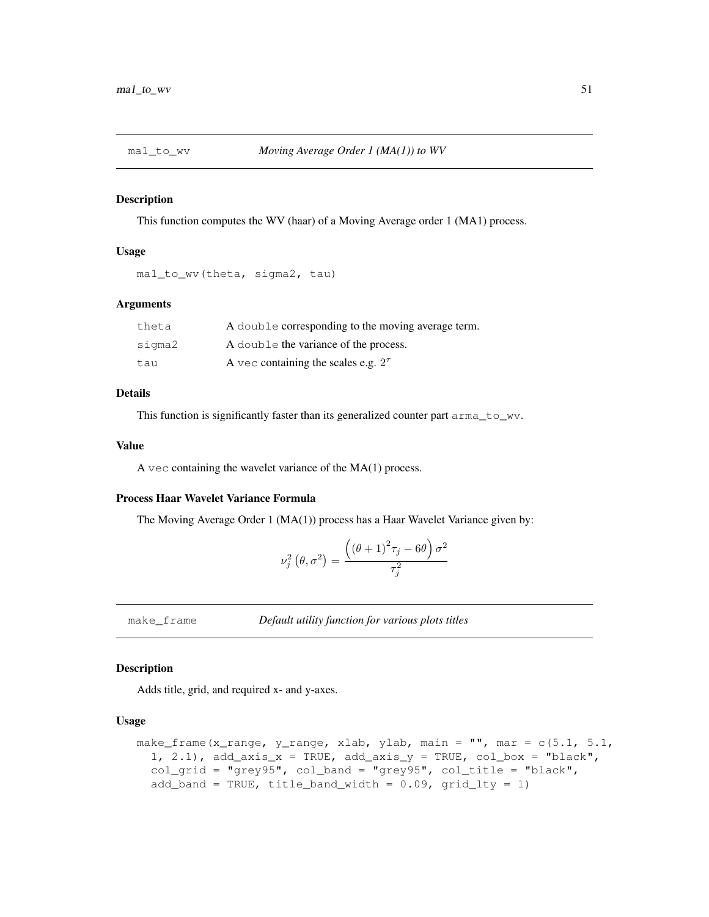## ma1_to_wv *Moving Average Order 1 (MA(1)) to WV*

### Description

This function computes the WV (haar) of a Moving Average order 1 (MA1) process.

### Usage

```
ma1_to_wv(theta, sigma2, tau)
```

### Arguments

| | |
|---|---|
| theta | A `double` corresponding to the moving average term. |
| sigma2 | A `double` the variance of the process. |
| tau | A `vec` containing the scales e.g. $2^\tau$ |

### Details

This function is significantly faster than its generalized counter part `arma_to_wv`.

### Value

A `vec` containing the wavelet variance of the MA(1) process.

### Process Haar Wavelet Variance Formula

The Moving Average Order 1 (MA(1)) process has a Haar Wavelet Variance given by:

$$\nu_j^2\left(\theta, \sigma^2\right) = \frac{\left(\left(\theta + 1\right)^2 \tau_j - 6\theta\right)\sigma^2}{\tau_j^2}$$

## make_frame *Default utility function for various plots titles*

### Description

Adds title, grid, and required x- and y-axes.

### Usage

```
make_frame(x_range, y_range, xlab, ylab, main = "", mar = c(5.1, 5.1,
  1, 2.1), add_axis_x = TRUE, add_axis_y = TRUE, col_box = "black",
  col_grid = "grey95", col_band = "grey95", col_title = "black",
  add_band = TRUE, title_band_width = 0.09, grid_lty = 1)
```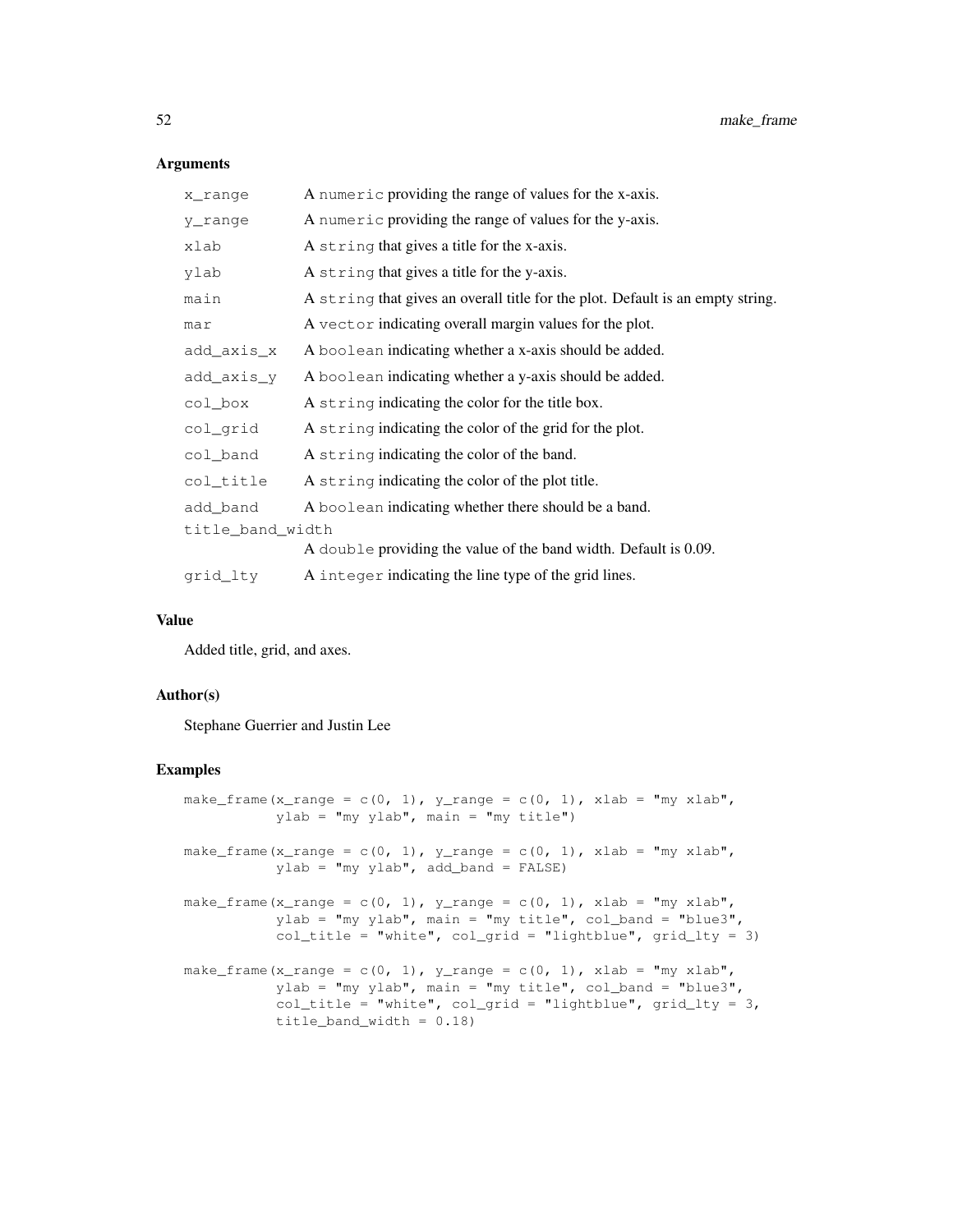## Arguments

| | |
|---|---|
| `x_range` | A `numeric` providing the range of values for the x-axis. |
| `y_range` | A `numeric` providing the range of values for the y-axis. |
| `xlab` | A `string` that gives a title for the x-axis. |
| `ylab` | A `string` that gives a title for the y-axis. |
| `main` | A `string` that gives an overall title for the plot. Default is an empty string. |
| `mar` | A `vector` indicating overall margin values for the plot. |
| `add_axis_x` | A `boolean` indicating whether a x-axis should be added. |
| `add_axis_y` | A `boolean` indicating whether a y-axis should be added. |
| `col_box` | A `string` indicating the color for the title box. |
| `col_grid` | A `string` indicating the color of the grid for the plot. |
| `col_band` | A `string` indicating the color of the band. |
| `col_title` | A `string` indicating the color of the plot title. |
| `add_band` | A `boolean` indicating whether there should be a band. |
| `title_band_width` | A `double` providing the value of the band width. Default is 0.09. |
| `grid_lty` | A `integer` indicating the line type of the grid lines. |

## Value

Added title, grid, and axes.

## Author(s)

Stephane Guerrier and Justin Lee

## Examples

```
make_frame(x_range = c(0, 1), y_range = c(0, 1), xlab = "my xlab",
           ylab = "my ylab", main = "my title")

make_frame(x_range = c(0, 1), y_range = c(0, 1), xlab = "my xlab",
           ylab = "my ylab", add_band = FALSE)

make_frame(x_range = c(0, 1), y_range = c(0, 1), xlab = "my xlab",
           ylab = "my ylab", main = "my title", col_band = "blue3",
           col_title = "white", col_grid = "lightblue", grid_lty = 3)

make_frame(x_range = c(0, 1), y_range = c(0, 1), xlab = "my xlab",
           ylab = "my ylab", main = "my title", col_band = "blue3",
           col_title = "white", col_grid = "lightblue", grid_lty = 3,
           title_band_width = 0.18)
```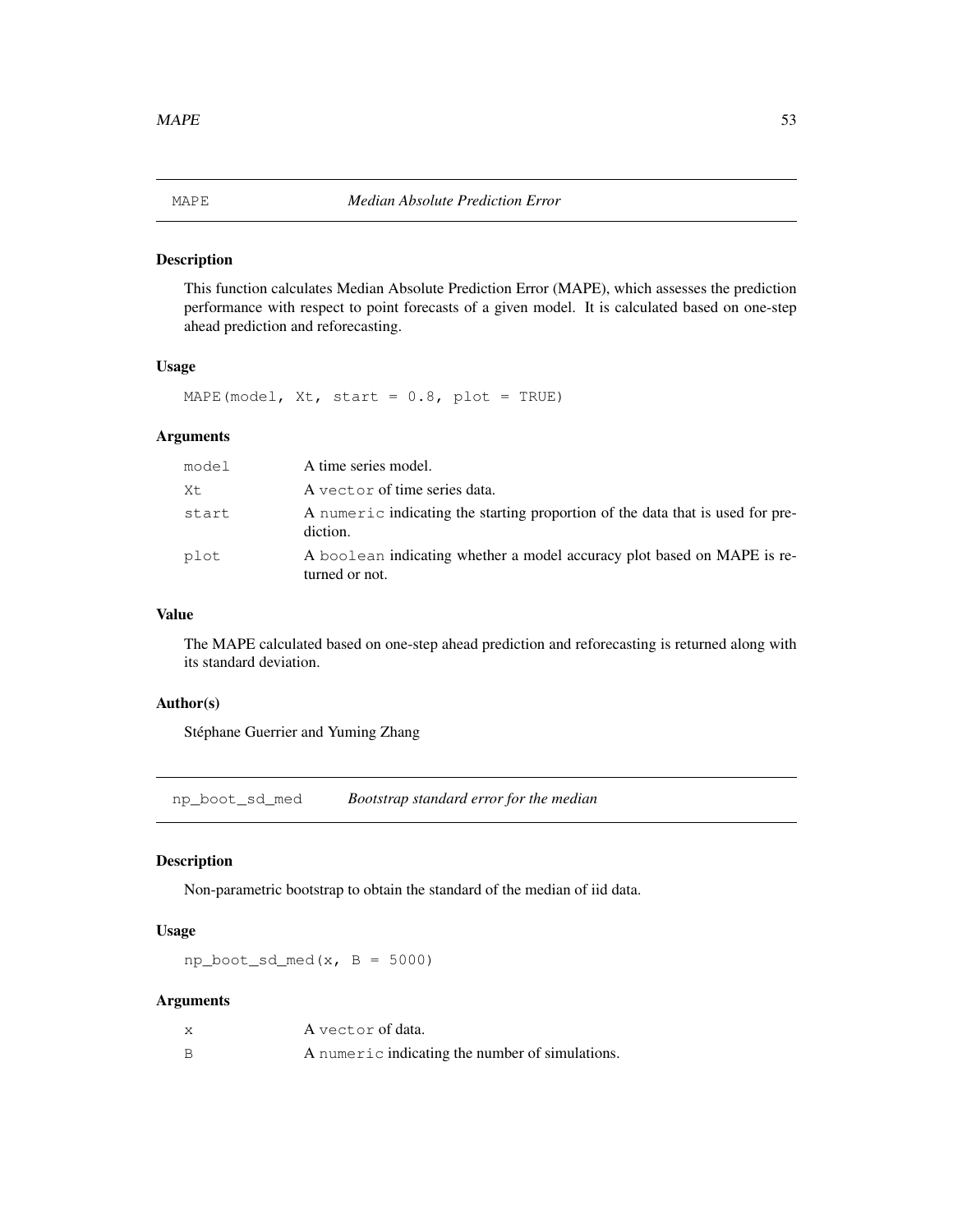## MAPE *Median Absolute Prediction Error*

### Description

This function calculates Median Absolute Prediction Error (MAPE), which assesses the prediction performance with respect to point forecasts of a given model. It is calculated based on one-step ahead prediction and reforecasting.

### Usage

```
MAPE(model, Xt, start = 0.8, plot = TRUE)
```

### Arguments

| | |
|---|---|
| `model` | A time series model. |
| `Xt` | A `vector` of time series data. |
| `start` | A `numeric` indicating the starting proportion of the data that is used for prediction. |
| `plot` | A `boolean` indicating whether a model accuracy plot based on MAPE is returned or not. |

### Value

The MAPE calculated based on one-step ahead prediction and reforecasting is returned along with its standard deviation.

### Author(s)

Stéphane Guerrier and Yuming Zhang

## np_boot_sd_med *Bootstrap standard error for the median*

### Description

Non-parametric bootstrap to obtain the standard of the median of iid data.

### Usage

```
np_boot_sd_med(x, B = 5000)
```

### Arguments

| | |
|---|---|
| `x` | A `vector` of data. |
| `B` | A `numeric` indicating the number of simulations. |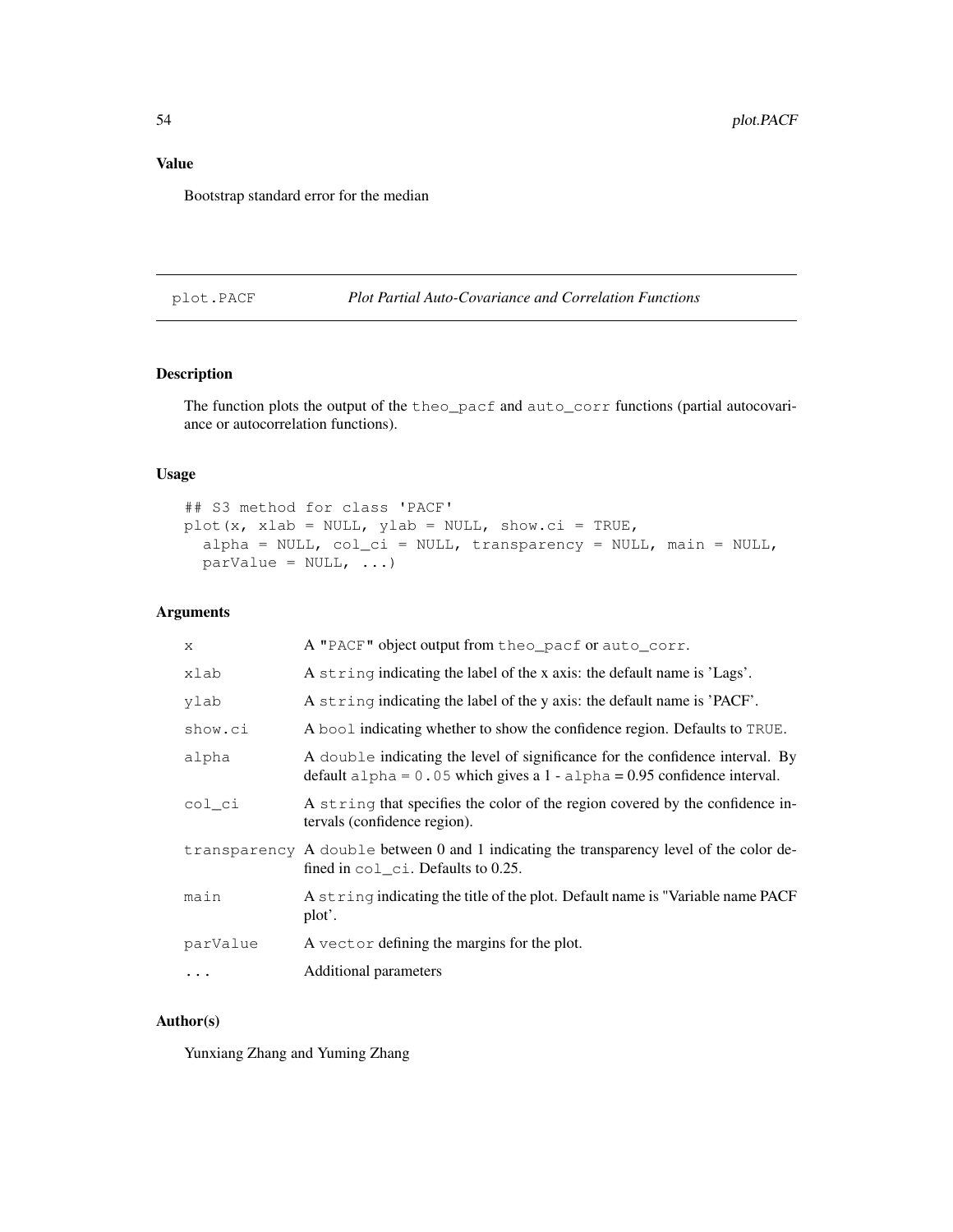### Value

Bootstrap standard error for the median

---

## plot.PACF — *Plot Partial Auto-Covariance and Correlation Functions*

---

### Description

The function plots the output of the `theo_pacf` and `auto_corr` functions (partial autocovariance or autocorrelation functions).

### Usage

```
## S3 method for class 'PACF'
plot(x, xlab = NULL, ylab = NULL, show.ci = TRUE,
  alpha = NULL, col_ci = NULL, transparency = NULL, main = NULL,
  parValue = NULL, ...)
```

### Arguments

| | |
|---|---|
| `x` | A `"PACF"` object output from `theo_pacf` or `auto_corr`. |
| `xlab` | A `string` indicating the label of the x axis: the default name is 'Lags'. |
| `ylab` | A `string` indicating the label of the y axis: the default name is 'PACF'. |
| `show.ci` | A `bool` indicating whether to show the confidence region. Defaults to `TRUE`. |
| `alpha` | A `double` indicating the level of significance for the confidence interval. By default `alpha = 0.05` which gives a 1 - `alpha` = 0.95 confidence interval. |
| `col_ci` | A `string` that specifies the color of the region covered by the confidence intervals (confidence region). |
| `transparency` | A `double` between 0 and 1 indicating the transparency level of the color defined in `col_ci`. Defaults to 0.25. |
| `main` | A `string` indicating the title of the plot. Default name is "Variable name PACF plot'. |
| `parValue` | A `vector` defining the margins for the plot. |
| `...` | Additional parameters |

### Author(s)

Yunxiang Zhang and Yuming Zhang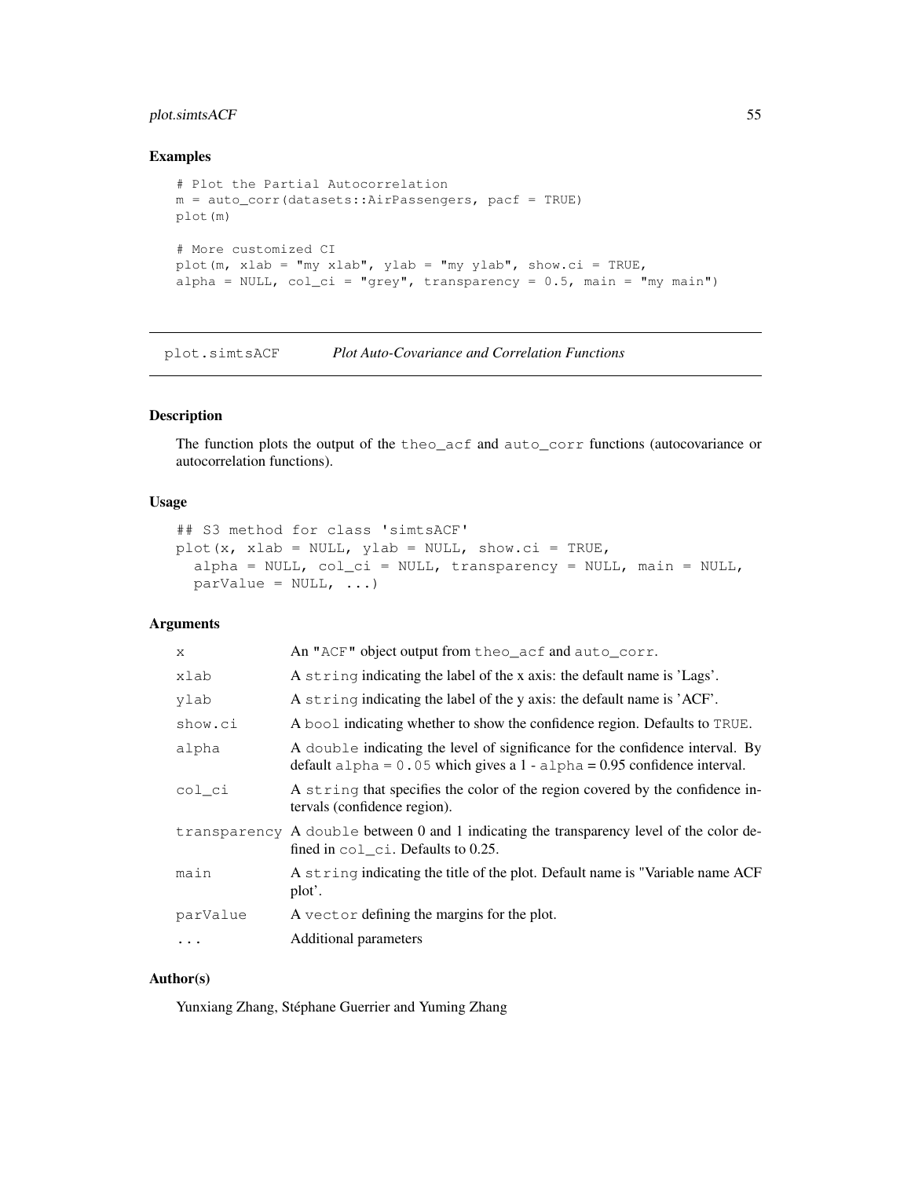### Examples

```
# Plot the Partial Autocorrelation
m = auto_corr(datasets::AirPassengers, pacf = TRUE)
plot(m)

# More customized CI
plot(m, xlab = "my xlab", ylab = "my ylab", show.ci = TRUE,
alpha = NULL, col_ci = "grey", transparency = 0.5, main = "my main")
```

---

## plot.simtsACF — *Plot Auto-Covariance and Correlation Functions*

---

### Description

The function plots the output of the `theo_acf` and `auto_corr` functions (autocovariance or autocorrelation functions).

### Usage

```
## S3 method for class 'simtsACF'
plot(x, xlab = NULL, ylab = NULL, show.ci = TRUE,
  alpha = NULL, col_ci = NULL, transparency = NULL, main = NULL,
  parValue = NULL, ...)
```

### Arguments

| | |
|---|---|
| `x` | An "ACF" object output from `theo_acf` and `auto_corr`. |
| `xlab` | A `string` indicating the label of the x axis: the default name is 'Lags'. |
| `ylab` | A `string` indicating the label of the y axis: the default name is 'ACF'. |
| `show.ci` | A `bool` indicating whether to show the confidence region. Defaults to `TRUE`. |
| `alpha` | A `double` indicating the level of significance for the confidence interval. By default `alpha = 0.05` which gives a 1 - `alpha` = 0.95 confidence interval. |
| `col_ci` | A `string` that specifies the color of the region covered by the confidence intervals (confidence region). |
| `transparency` | A `double` between 0 and 1 indicating the transparency level of the color defined in `col_ci`. Defaults to 0.25. |
| `main` | A `string` indicating the title of the plot. Default name is "Variable name ACF plot'. |
| `parValue` | A `vector` defining the margins for the plot. |
| `...` | Additional parameters |

### Author(s)

Yunxiang Zhang, Stéphane Guerrier and Yuming Zhang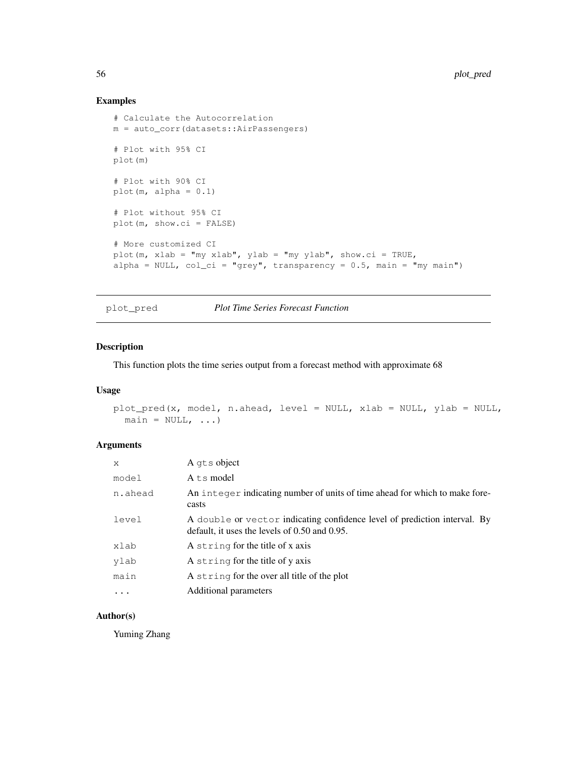### Examples

```
# Calculate the Autocorrelation
m = auto_corr(datasets::AirPassengers)

# Plot with 95% CI
plot(m)

# Plot with 90% CI
plot(m, alpha = 0.1)

# Plot without 95% CI
plot(m, show.ci = FALSE)

# More customized CI
plot(m, xlab = "my xlab", ylab = "my ylab", show.ci = TRUE,
alpha = NULL, col_ci = "grey", transparency = 0.5, main = "my main")
```

---

## plot_pred *Plot Time Series Forecast Function*

### Description

This function plots the time series output from a forecast method with approximate 68

### Usage

```
plot_pred(x, model, n.ahead, level = NULL, xlab = NULL, ylab = NULL,
  main = NULL, ...)
```

### Arguments

| | |
|---|---|
| x | A `gts` object |
| model | A `ts` model |
| n.ahead | An `integer` indicating number of units of time ahead for which to make forecasts |
| level | A `double` or `vector` indicating confidence level of prediction interval. By default, it uses the levels of 0.50 and 0.95. |
| xlab | A `string` for the title of x axis |
| ylab | A `string` for the title of y axis |
| main | A `string` for the over all title of the plot |
| ... | Additional parameters |

### Author(s)

Yuming Zhang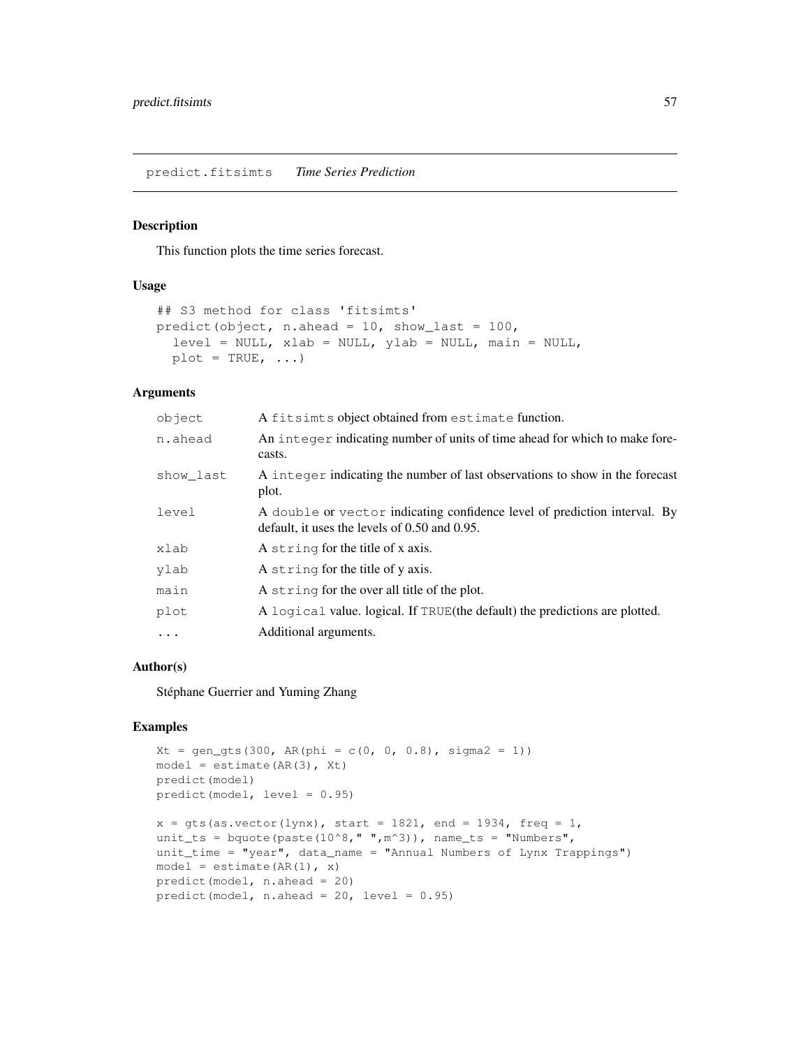## predict.fitsimts *Time Series Prediction*

### Description

This function plots the time series forecast.

### Usage

```
## S3 method for class 'fitsimts'
predict(object, n.ahead = 10, show_last = 100,
  level = NULL, xlab = NULL, ylab = NULL, main = NULL,
  plot = TRUE, ...)
```

### Arguments

| | |
|---|---|
| object | A fitsimts object obtained from estimate function. |
| n.ahead | An integer indicating number of units of time ahead for which to make forecasts. |
| show_last | A integer indicating the number of last observations to show in the forecast plot. |
| level | A double or vector indicating confidence level of prediction interval. By default, it uses the levels of 0.50 and 0.95. |
| xlab | A string for the title of x axis. |
| ylab | A string for the title of y axis. |
| main | A string for the over all title of the plot. |
| plot | A logical value. logical. If TRUE(the default) the predictions are plotted. |
| ... | Additional arguments. |

### Author(s)

Stéphane Guerrier and Yuming Zhang

### Examples

```
Xt = gen_gts(300, AR(phi = c(0, 0, 0.8), sigma2 = 1))
model = estimate(AR(3), Xt)
predict(model)
predict(model, level = 0.95)

x = gts(as.vector(lynx), start = 1821, end = 1934, freq = 1,
unit_ts = bquote(paste(10^8," ",m^3)), name_ts = "Numbers",
unit_time = "year", data_name = "Annual Numbers of Lynx Trappings")
model = estimate(AR(1), x)
predict(model, n.ahead = 20)
predict(model, n.ahead = 20, level = 0.95)
```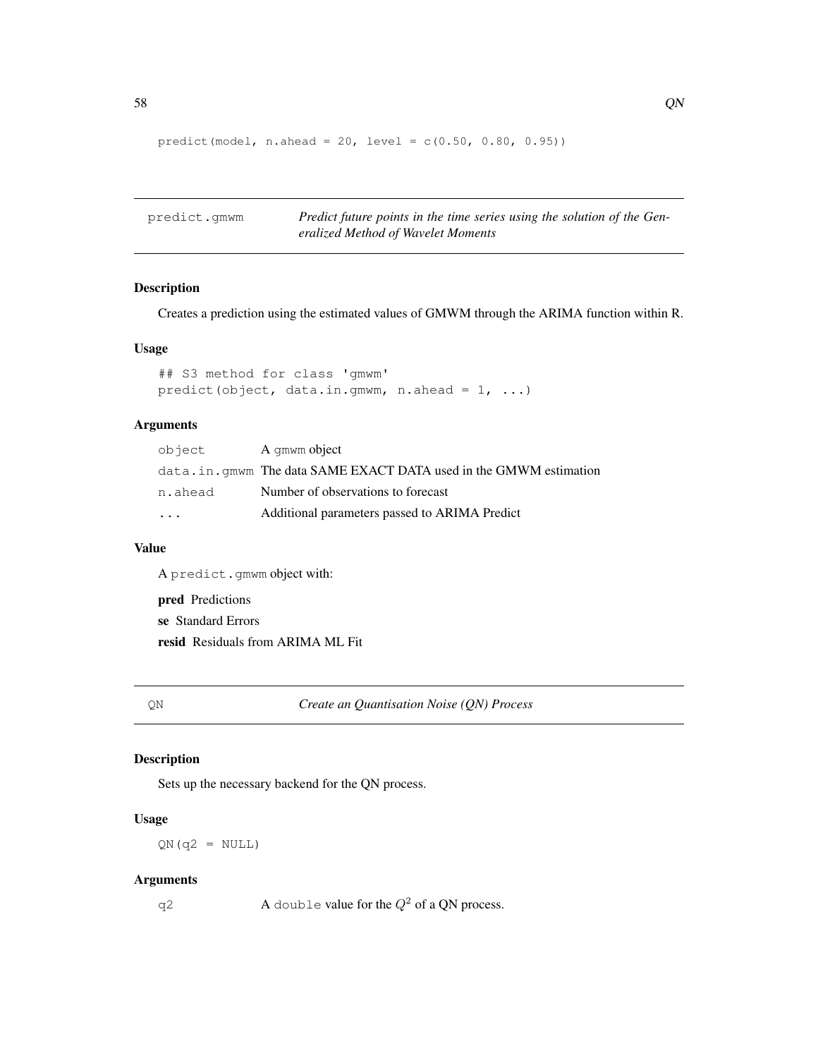```
predict(model, n.ahead = 20, level = c(0.50, 0.80, 0.95))
```

## predict.gmwm — *Predict future points in the time series using the solution of the Generalized Method of Wavelet Moments*

### Description

Creates a prediction using the estimated values of GMWM through the ARIMA function within R.

### Usage

```
## S3 method for class 'gmwm'
predict(object, data.in.gmwm, n.ahead = 1, ...)
```

### Arguments

| | |
|---|---|
| `object` | A `gmwm` object |
| `data.in.gmwm` | The data SAME EXACT DATA used in the GMWM estimation |
| `n.ahead` | Number of observations to forecast |
| `...` | Additional parameters passed to ARIMA Predict |

### Value

A `predict.gmwm` object with:

**pred** Predictions

**se** Standard Errors

**resid** Residuals from ARIMA ML Fit

## QN — *Create an Quantisation Noise (QN) Process*

### Description

Sets up the necessary backend for the QN process.

### Usage

```
QN(q2 = NULL)
```

### Arguments

| | |
|---|---|
| `q2` | A `double` value for the $Q^2$ of a QN process. |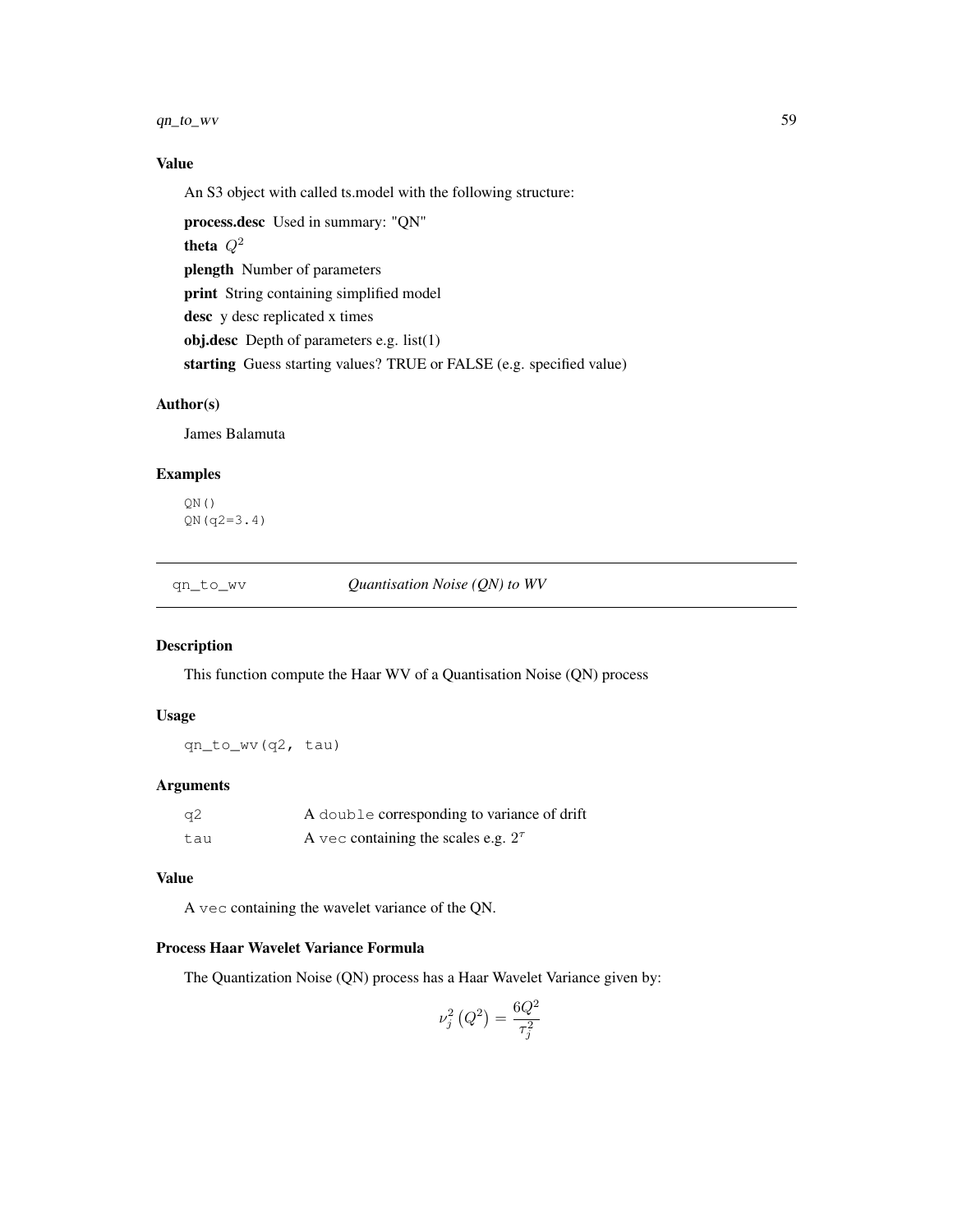### Value

An S3 object with called ts.model with the following structure:

**process.desc** Used in summary: "QN"

**theta** $Q^2$

**plength** Number of parameters

**print** String containing simplified model

**desc** y desc replicated x times

**obj.desc** Depth of parameters e.g. list(1)

**starting** Guess starting values? TRUE or FALSE (e.g. specified value)

### Author(s)

James Balamuta

### Examples

```
QN()
QN(q2=3.4)
```

---

## qn_to_wv — *Quantisation Noise (QN) to WV*

### Description

This function compute the Haar WV of a Quantisation Noise (QN) process

### Usage

```
qn_to_wv(q2, tau)
```

### Arguments

| | |
|---|---|
| `q2` | A `double` corresponding to variance of drift |
| `tau` | A `vec` containing the scales e.g. $2^\tau$ |

### Value

A `vec` containing the wavelet variance of the QN.

### Process Haar Wavelet Variance Formula

The Quantization Noise (QN) process has a Haar Wavelet Variance given by:

$$\nu_j^2\left(Q^2\right) = \frac{6Q^2}{\tau_j^2}$$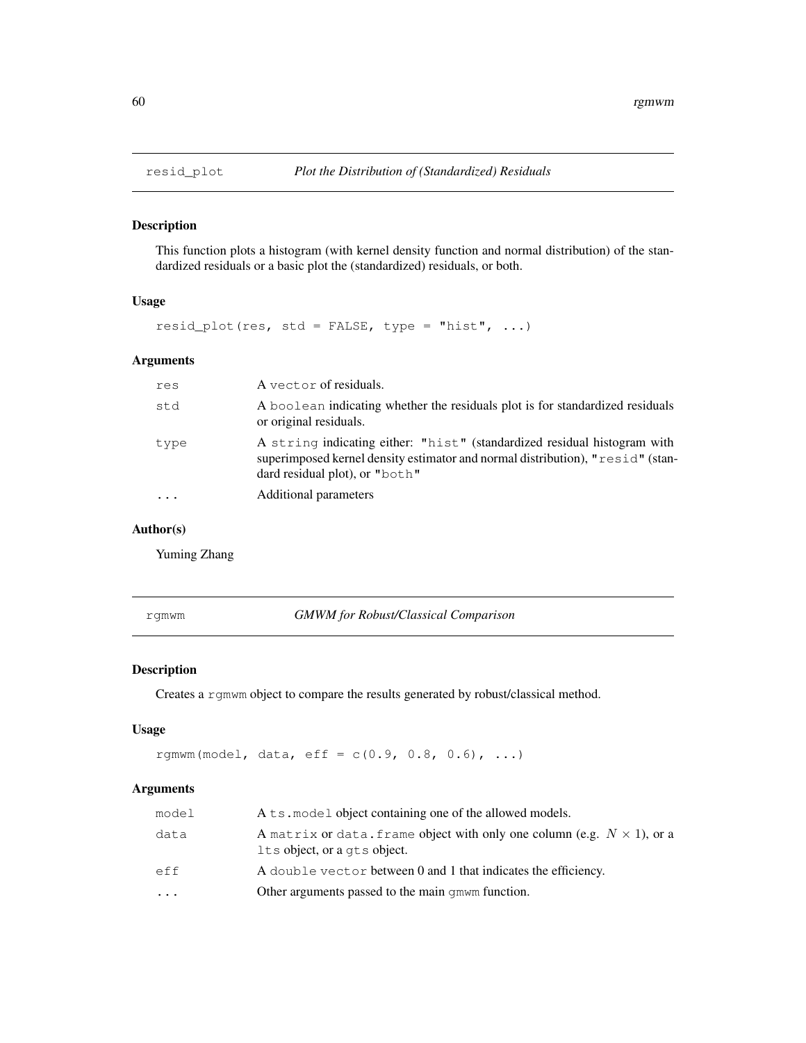## resid_plot *Plot the Distribution of (Standardized) Residuals*

### Description

This function plots a histogram (with kernel density function and normal distribution) of the standardized residuals or a basic plot the (standardized) residuals, or both.

### Usage

```
resid_plot(res, std = FALSE, type = "hist", ...)
```

### Arguments

| | |
|---|---|
| res | A vector of residuals. |
| std | A boolean indicating whether the residuals plot is for standardized residuals or original residuals. |
| type | A string indicating either: "hist" (standardized residual histogram with superimposed kernel density estimator and normal distribution), "resid" (standard residual plot), or "both" |
| ... | Additional parameters |

### Author(s)

Yuming Zhang

## rgmwm *GMWM for Robust/Classical Comparison*

### Description

Creates a rgmwm object to compare the results generated by robust/classical method.

### Usage

```
rgmwm(model, data, eff = c(0.9, 0.8, 0.6), ...)
```

### Arguments

| | |
|---|---|
| model | A ts.model object containing one of the allowed models. |
| data | A matrix or data.frame object with only one column (e.g. $N \times 1$), or a lts object, or a gts object. |
| eff | A double vector between 0 and 1 that indicates the efficiency. |
| ... | Other arguments passed to the main gmwm function. |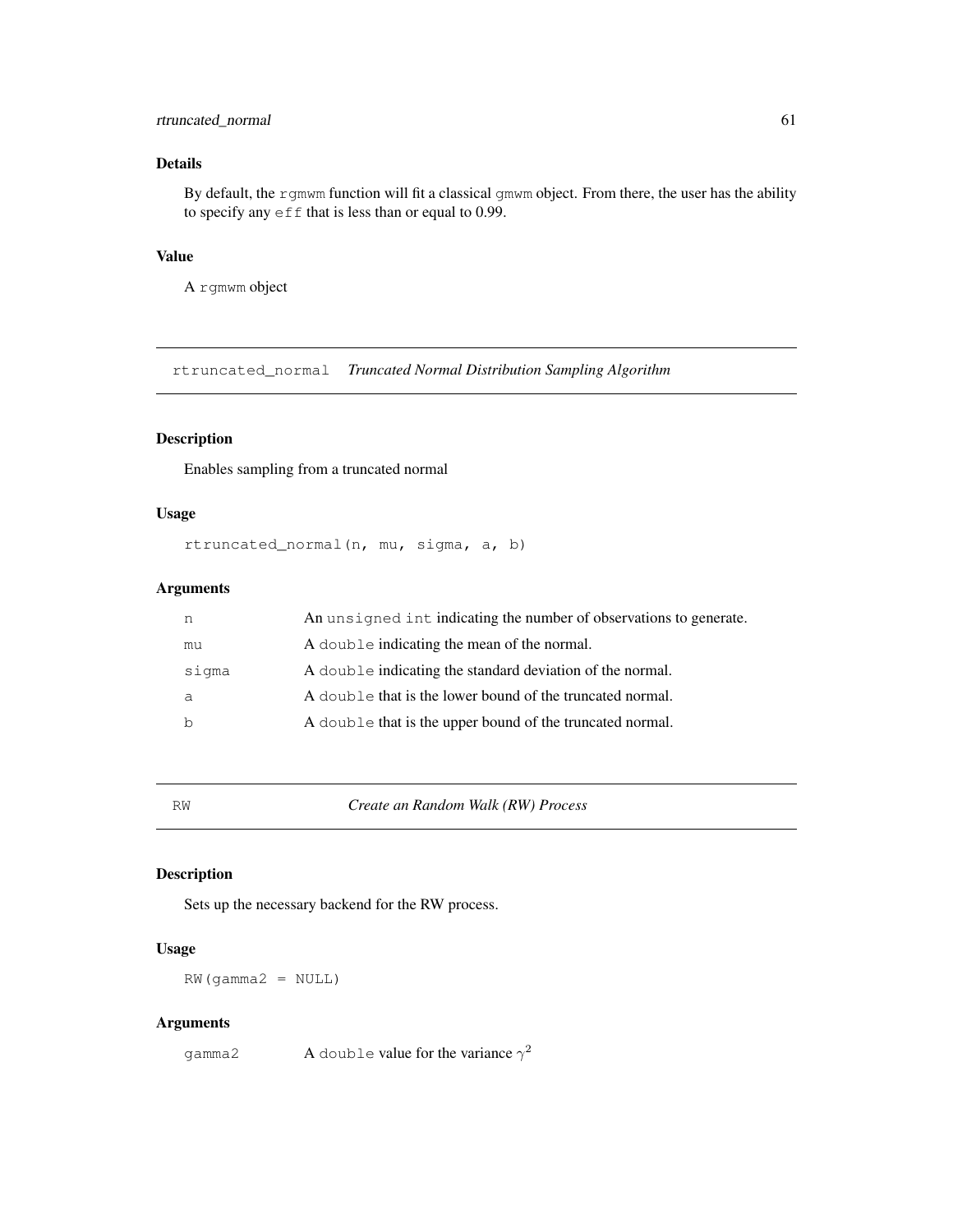### Details

By default, the `rgmwm` function will fit a classical `gmwm` object. From there, the user has the ability to specify any `eff` that is less than or equal to 0.99.

### Value

A `rgmwm` object

## rtruncated_normal *Truncated Normal Distribution Sampling Algorithm*

### Description

Enables sampling from a truncated normal

### Usage

```
rtruncated_normal(n, mu, sigma, a, b)
```

### Arguments

| | |
|---|---|
| n | An `unsigned int` indicating the number of observations to generate. |
| mu | A `double` indicating the mean of the normal. |
| sigma | A `double` indicating the standard deviation of the normal. |
| a | A `double` that is the lower bound of the truncated normal. |
| b | A `double` that is the upper bound of the truncated normal. |

## RW *Create an Random Walk (RW) Process*

### Description

Sets up the necessary backend for the RW process.

### Usage

```
RW(gamma2 = NULL)
```

### Arguments

| | |
|---|---|
| gamma2 | A `double` value for the variance $\gamma^2$ |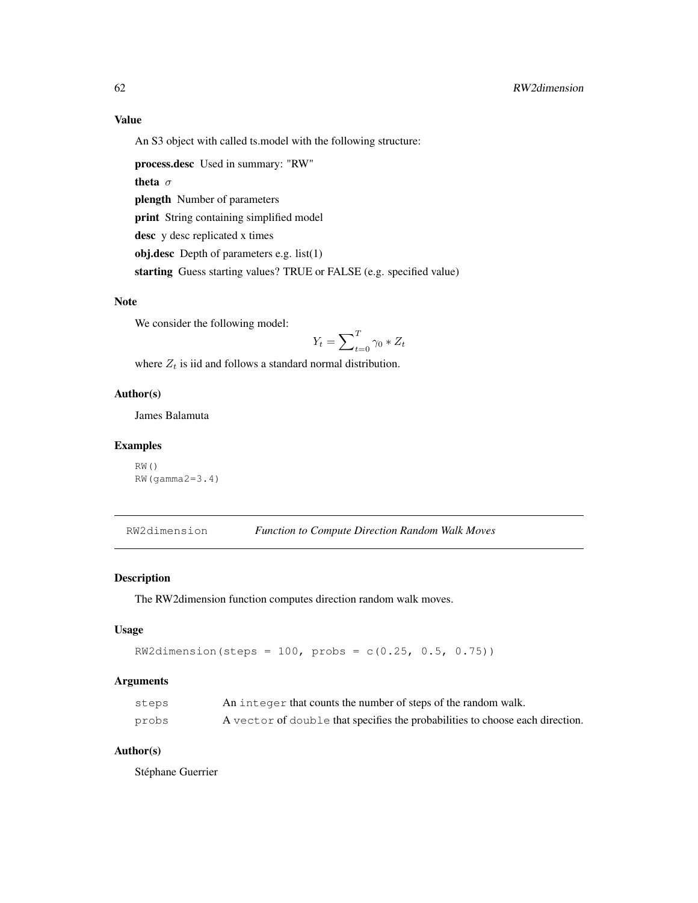## Value

An S3 object with called ts.model with the following structure:

**process.desc** Used in summary: "RW"

**theta** $\sigma$

**plength** Number of parameters

**print** String containing simplified model

**desc** y desc replicated x times

**obj.desc** Depth of parameters e.g. list(1)

**starting** Guess starting values? TRUE or FALSE (e.g. specified value)

## Note

We consider the following model:

$$Y_t = \sum_{t=0}^{T} \gamma_0 * Z_t$$

where $Z_t$ is iid and follows a standard normal distribution.

## Author(s)

James Balamuta

## Examples

```
RW()
RW(gamma2=3.4)
```

---

# RW2dimension *Function to Compute Direction Random Walk Moves*

---

## Description

The RW2dimension function computes direction random walk moves.

## Usage

```
RW2dimension(steps = 100, probs = c(0.25, 0.5, 0.75))
```

## Arguments

| | |
|---|---|
| steps | An `integer` that counts the number of steps of the random walk. |
| probs | A `vector` of `double` that specifies the probabilities to choose each direction. |

## Author(s)

Stéphane Guerrier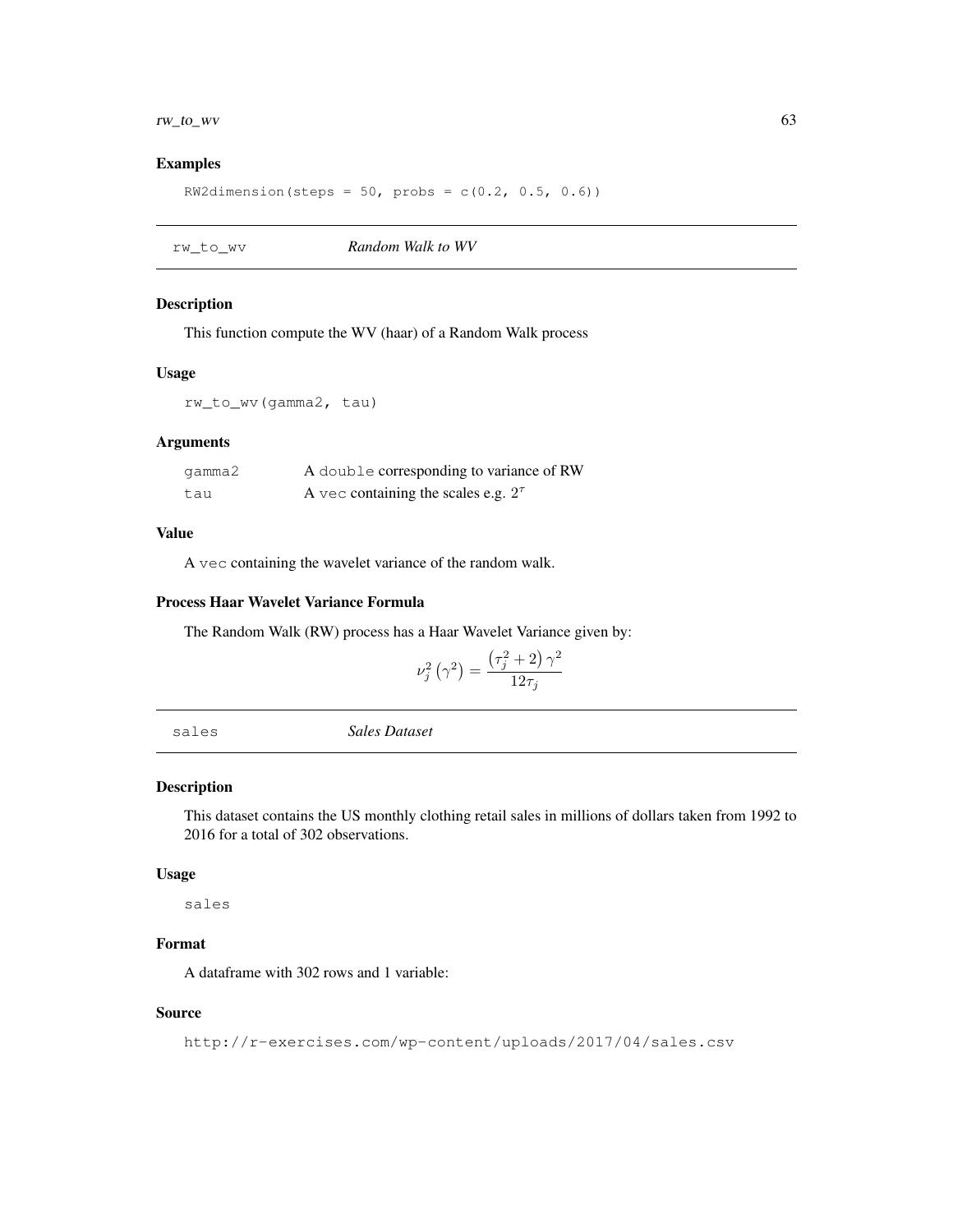### Examples

```
RW2dimension(steps = 50, probs = c(0.2, 0.5, 0.6))
```

## rw_to_wv *Random Walk to WV*

### Description

This function compute the WV (haar) of a Random Walk process

### Usage

```
rw_to_wv(gamma2, tau)
```

### Arguments

| | |
|---|---|
| gamma2 | A double corresponding to variance of RW |
| tau | A vec containing the scales e.g. $2^{\tau}$ |

### Value

A vec containing the wavelet variance of the random walk.

### Process Haar Wavelet Variance Formula

The Random Walk (RW) process has a Haar Wavelet Variance given by:

$$\nu_j^2\left(\gamma^2\right) = \frac{\left(\tau_j^2 + 2\right)\gamma^2}{12\tau_j}$$

## sales *Sales Dataset*

### Description

This dataset contains the US monthly clothing retail sales in millions of dollars taken from 1992 to 2016 for a total of 302 observations.

### Usage

```
sales
```

### Format

A dataframe with 302 rows and 1 variable:

### Source

http://r-exercises.com/wp-content/uploads/2017/04/sales.csv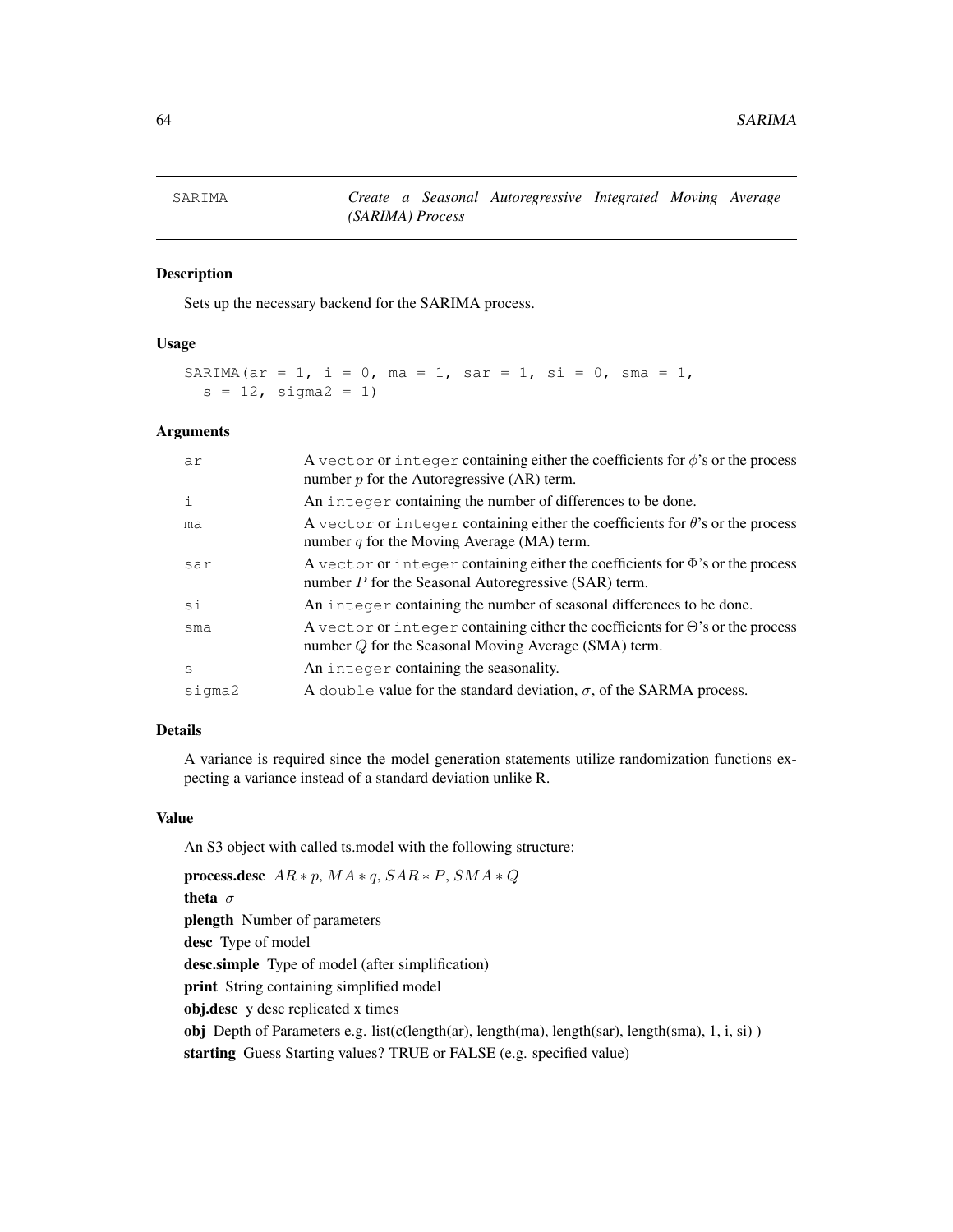# SARIMA — *Create a Seasonal Autoregressive Integrated Moving Average (SARIMA) Process*

## Description

Sets up the necessary backend for the SARIMA process.

## Usage

```
SARIMA(ar = 1, i = 0, ma = 1, sar = 1, si = 0, sma = 1,
  s = 12, sigma2 = 1)
```

## Arguments

| | |
|---|---|
| `ar` | A `vector` or `integer` containing either the coefficients for $\phi$'s or the process number $p$ for the Autoregressive (AR) term. |
| `i` | An `integer` containing the number of differences to be done. |
| `ma` | A `vector` or `integer` containing either the coefficients for $\theta$'s or the process number $q$ for the Moving Average (MA) term. |
| `sar` | A `vector` or `integer` containing either the coefficients for $\Phi$'s or the process number $P$ for the Seasonal Autoregressive (SAR) term. |
| `si` | An `integer` containing the number of seasonal differences to be done. |
| `sma` | A `vector` or `integer` containing either the coefficients for $\Theta$'s or the process number $Q$ for the Seasonal Moving Average (SMA) term. |
| `s` | An `integer` containing the seasonality. |
| `sigma2` | A `double` value for the standard deviation, $\sigma$, of the SARMA process. |

## Details

A variance is required since the model generation statements utilize randomization functions expecting a variance instead of a standard deviation unlike R.

## Value

An S3 object with called ts.model with the following structure:

**process.desc** $AR * p$, $MA * q$, $SAR * P$, $SMA * Q$

**theta** $\sigma$

**plength** Number of parameters

**desc** Type of model

**desc.simple** Type of model (after simplification)

**print** String containing simplified model

**obj.desc** y desc replicated x times

**obj** Depth of Parameters e.g. list(c(length(ar), length(ma), length(sar), length(sma), 1, i, si) )

**starting** Guess Starting values? TRUE or FALSE (e.g. specified value)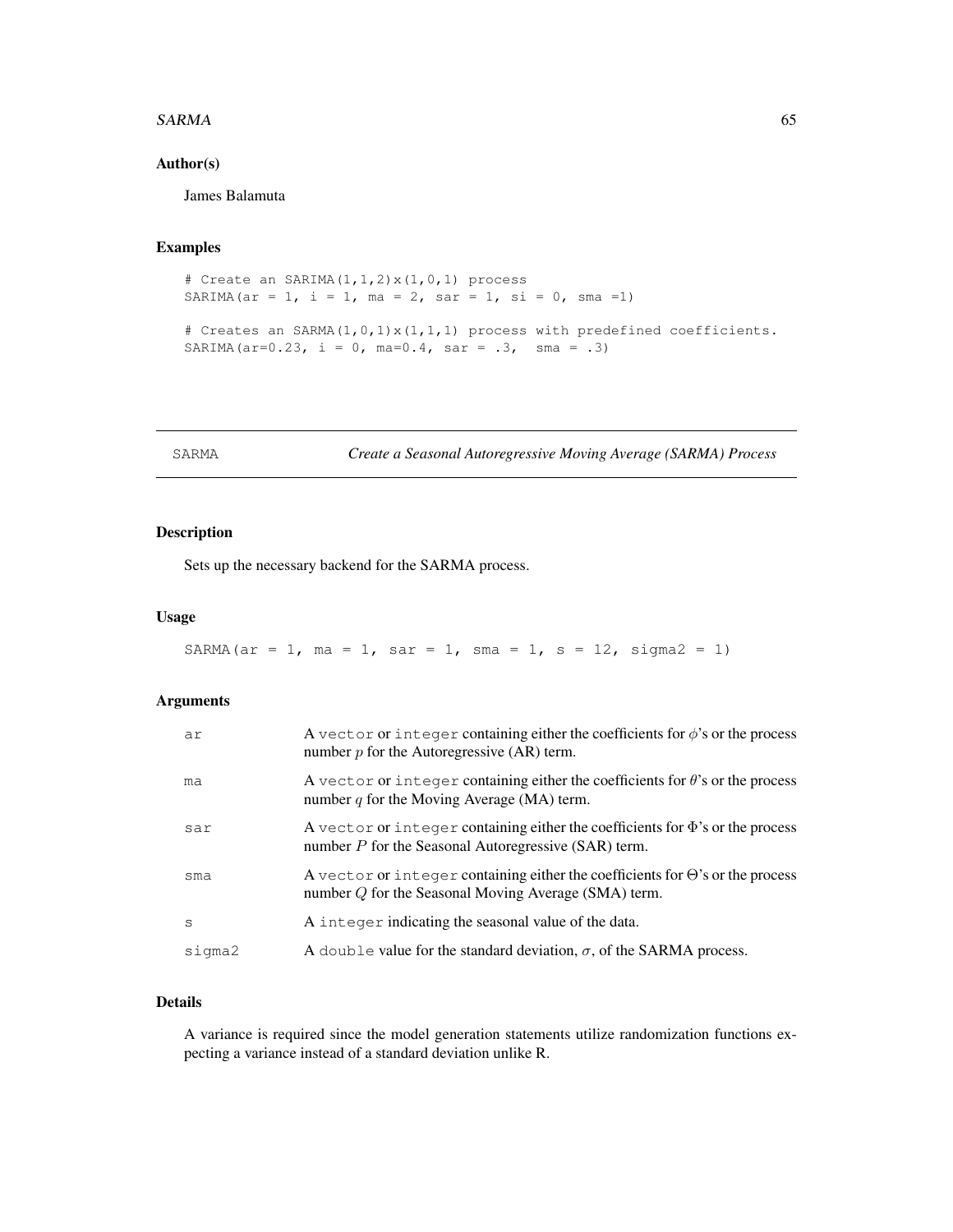### Author(s)

James Balamuta

### Examples

```
# Create an SARIMA(1,1,2)x(1,0,1) process
SARIMA(ar = 1, i = 1, ma = 2, sar = 1, si = 0, sma =1)

# Creates an SARMA(1,0,1)x(1,1,1) process with predefined coefficients.
SARIMA(ar=0.23, i = 0, ma=0.4, sar = .3,  sma = .3)
```

---

## SARMA — *Create a Seasonal Autoregressive Moving Average (SARMA) Process*

---

### Description

Sets up the necessary backend for the SARMA process.

### Usage

```
SARMA(ar = 1, ma = 1, sar = 1, sma = 1, s = 12, sigma2 = 1)
```

### Arguments

| | |
|---|---|
| `ar` | A `vector` or `integer` containing either the coefficients for $\phi$'s or the process number $p$ for the Autoregressive (AR) term. |
| `ma` | A `vector` or `integer` containing either the coefficients for $\theta$'s or the process number $q$ for the Moving Average (MA) term. |
| `sar` | A `vector` or `integer` containing either the coefficients for $\Phi$'s or the process number $P$ for the Seasonal Autoregressive (SAR) term. |
| `sma` | A `vector` or `integer` containing either the coefficients for $\Theta$'s or the process number $Q$ for the Seasonal Moving Average (SMA) term. |
| `s` | A `integer` indicating the seasonal value of the data. |
| `sigma2` | A `double` value for the standard deviation, $\sigma$, of the SARMA process. |

### Details

A variance is required since the model generation statements utilize randomization functions expecting a variance instead of a standard deviation unlike R.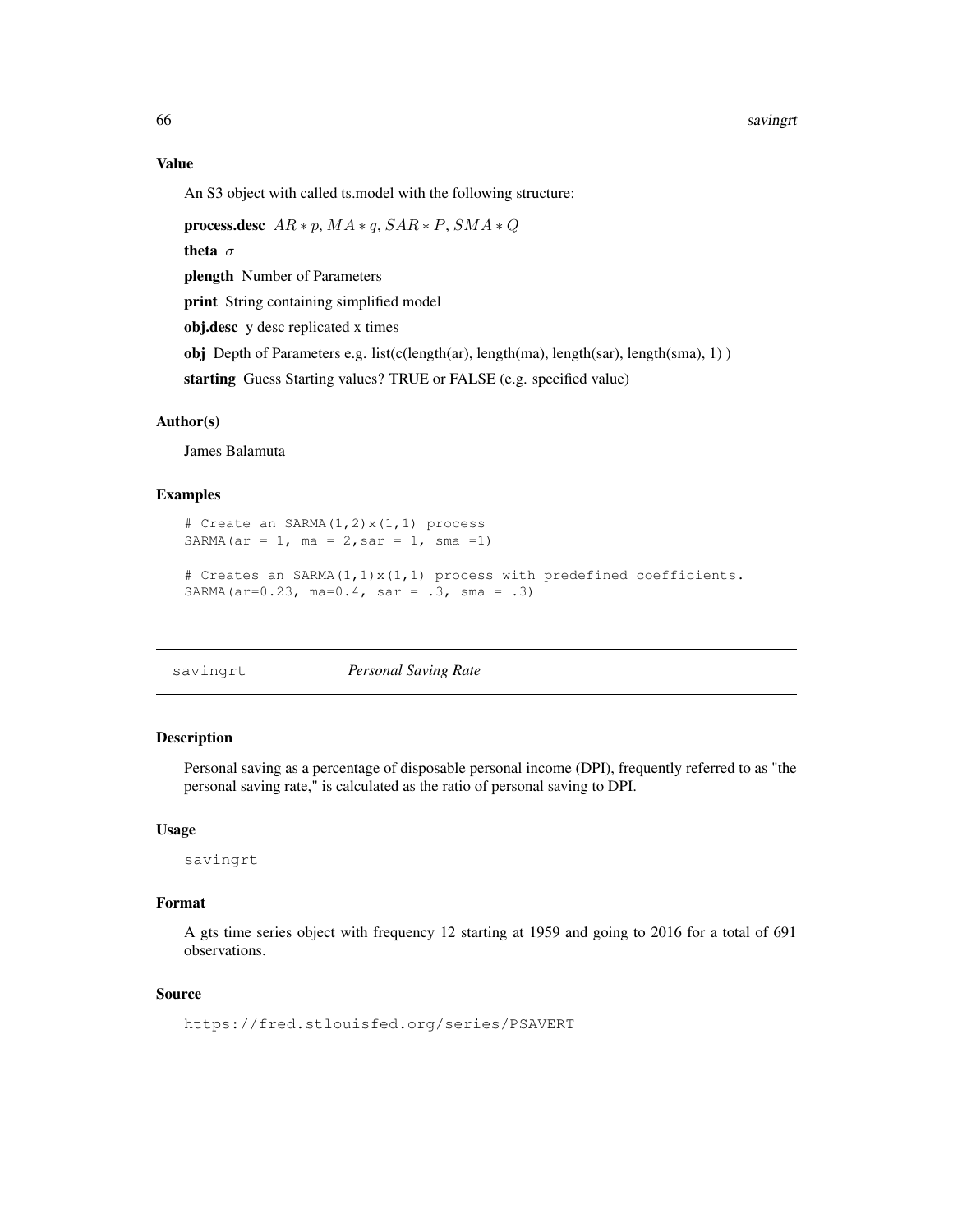### Value

An S3 object with called ts.model with the following structure:

**process.desc** $AR * p$, $MA * q$, $SAR * P$, $SMA * Q$

**theta** $\sigma$

**plength** Number of Parameters

**print** String containing simplified model

**obj.desc** y desc replicated x times

**obj** Depth of Parameters e.g. list(c(length(ar), length(ma), length(sar), length(sma), 1) )

**starting** Guess Starting values? TRUE or FALSE (e.g. specified value)

### Author(s)

James Balamuta

### Examples

```
# Create an SARMA(1,2)x(1,1) process
SARMA(ar = 1, ma = 2,sar = 1, sma =1)

# Creates an SARMA(1,1)x(1,1) process with predefined coefficients.
SARMA(ar=0.23, ma=0.4, sar = .3, sma = .3)
```

---

## savingrt *Personal Saving Rate*

---

### Description

Personal saving as a percentage of disposable personal income (DPI), frequently referred to as "the personal saving rate," is calculated as the ratio of personal saving to DPI.

### Usage

```
savingrt
```

### Format

A gts time series object with frequency 12 starting at 1959 and going to 2016 for a total of 691 observations.

### Source

https://fred.stlouisfed.org/series/PSAVERT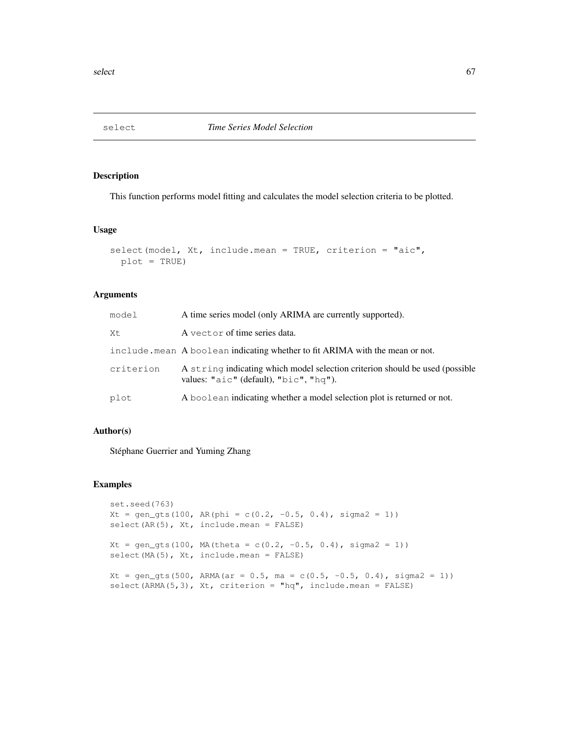# select — *Time Series Model Selection*

## Description

This function performs model fitting and calculates the model selection criteria to be plotted.

## Usage

```
select(model, Xt, include.mean = TRUE, criterion = "aic",
  plot = TRUE)
```

## Arguments

| | |
|---|---|
| `model` | A time series model (only ARIMA are currently supported). |
| `Xt` | A `vector` of time series data. |
| `include.mean` | A `boolean` indicating whether to fit ARIMA with the mean or not. |
| `criterion` | A `string` indicating which model selection criterion should be used (possible values: `"aic"` (default), `"bic"`, `"hq"`). |
| `plot` | A `boolean` indicating whether a model selection plot is returned or not. |

## Author(s)

Stéphane Guerrier and Yuming Zhang

## Examples

```
set.seed(763)
Xt = gen_gts(100, AR(phi = c(0.2, -0.5, 0.4), sigma2 = 1))
select(AR(5), Xt, include.mean = FALSE)

Xt = gen_gts(100, MA(theta = c(0.2, -0.5, 0.4), sigma2 = 1))
select(MA(5), Xt, include.mean = FALSE)

Xt = gen_gts(500, ARMA(ar = 0.5, ma = c(0.5, -0.5, 0.4), sigma2 = 1))
select(ARMA(5,3), Xt, criterion = "hq", include.mean = FALSE)
```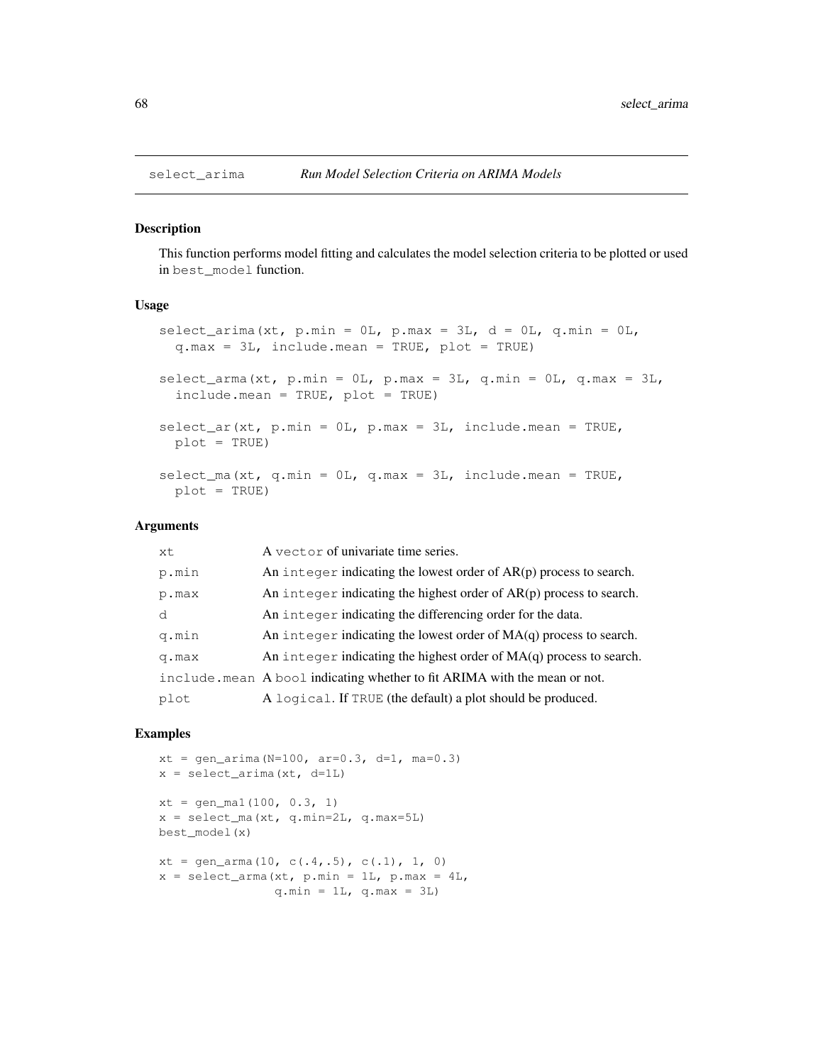# select_arima — *Run Model Selection Criteria on ARIMA Models*

## Description

This function performs model fitting and calculates the model selection criteria to be plotted or used in `best_model` function.

## Usage

```
select_arima(xt, p.min = 0L, p.max = 3L, d = 0L, q.min = 0L,
  q.max = 3L, include.mean = TRUE, plot = TRUE)

select_arma(xt, p.min = 0L, p.max = 3L, q.min = 0L, q.max = 3L,
  include.mean = TRUE, plot = TRUE)

select_ar(xt, p.min = 0L, p.max = 3L, include.mean = TRUE,
  plot = TRUE)

select_ma(xt, q.min = 0L, q.max = 3L, include.mean = TRUE,
  plot = TRUE)
```

## Arguments

| | |
|---|---|
| `xt` | A `vector` of univariate time series. |
| `p.min` | An `integer` indicating the lowest order of AR(p) process to search. |
| `p.max` | An `integer` indicating the highest order of AR(p) process to search. |
| `d` | An `integer` indicating the differencing order for the data. |
| `q.min` | An `integer` indicating the lowest order of MA(q) process to search. |
| `q.max` | An `integer` indicating the highest order of MA(q) process to search. |
| `include.mean` | A `bool` indicating whether to fit ARIMA with the mean or not. |
| `plot` | A `logical`. If `TRUE` (the default) a plot should be produced. |

## Examples

```
xt = gen_arima(N=100, ar=0.3, d=1, ma=0.3)
x = select_arima(xt, d=1L)

xt = gen_ma1(100, 0.3, 1)
x = select_ma(xt, q.min=2L, q.max=5L)
best_model(x)

xt = gen_arma(10, c(.4,.5), c(.1), 1, 0)
x = select_arma(xt, p.min = 1L, p.max = 4L,
                q.min = 1L, q.max = 3L)
```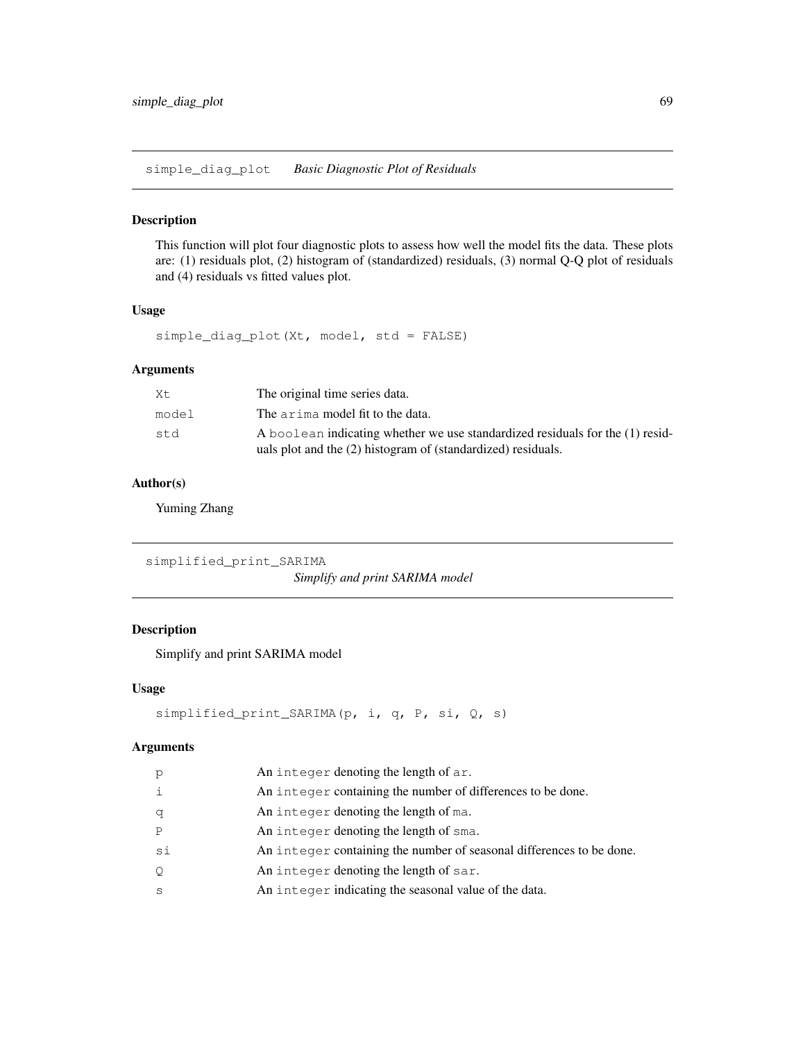## simple_diag_plot *Basic Diagnostic Plot of Residuals*

### Description

This function will plot four diagnostic plots to assess how well the model fits the data. These plots are: (1) residuals plot, (2) histogram of (standardized) residuals, (3) normal Q-Q plot of residuals and (4) residuals vs fitted values plot.

### Usage

```
simple_diag_plot(Xt, model, std = FALSE)
```

### Arguments

| | |
|---|---|
| `Xt` | The original time series data. |
| `model` | The `arima` model fit to the data. |
| `std` | A `boolean` indicating whether we use standardized residuals for the (1) residuals plot and the (2) histogram of (standardized) residuals. |

### Author(s)

Yuming Zhang

## simplified_print_SARIMA *Simplify and print SARIMA model*

### Description

Simplify and print SARIMA model

### Usage

```
simplified_print_SARIMA(p, i, q, P, si, Q, s)
```

### Arguments

| | |
|---|---|
| `p` | An `integer` denoting the length of `ar`. |
| `i` | An `integer` containing the number of differences to be done. |
| `q` | An `integer` denoting the length of `ma`. |
| `P` | An `integer` denoting the length of `sma`. |
| `si` | An `integer` containing the number of seasonal differences to be done. |
| `Q` | An `integer` denoting the length of `sar`. |
| `s` | An `integer` indicating the seasonal value of the data. |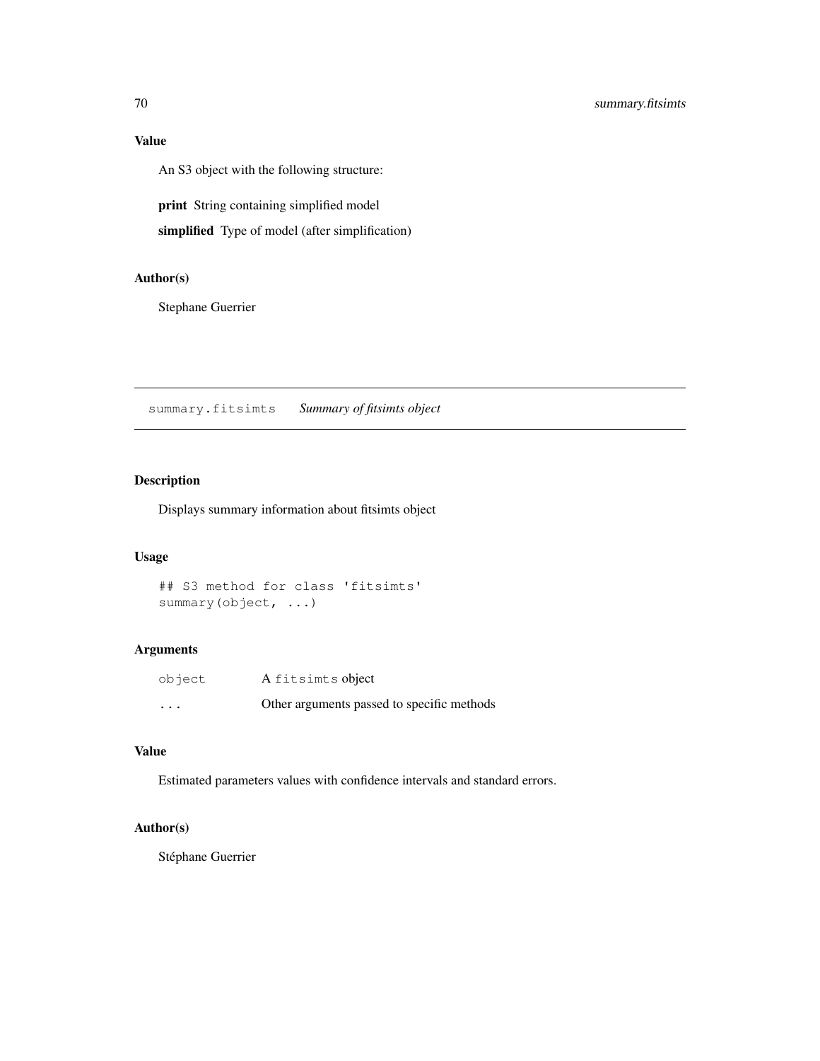### Value

An S3 object with the following structure:

**print** String containing simplified model

**simplified** Type of model (after simplification)

### Author(s)

Stephane Guerrier

---

## summary.fitsimts *Summary of fitsimts object*

---

### Description

Displays summary information about fitsimts object

### Usage

```
## S3 method for class 'fitsimts'
summary(object, ...)
```

### Arguments

| | |
|---|---|
| object | A fitsimts object |
| ... | Other arguments passed to specific methods |

### Value

Estimated parameters values with confidence intervals and standard errors.

### Author(s)

Stéphane Guerrier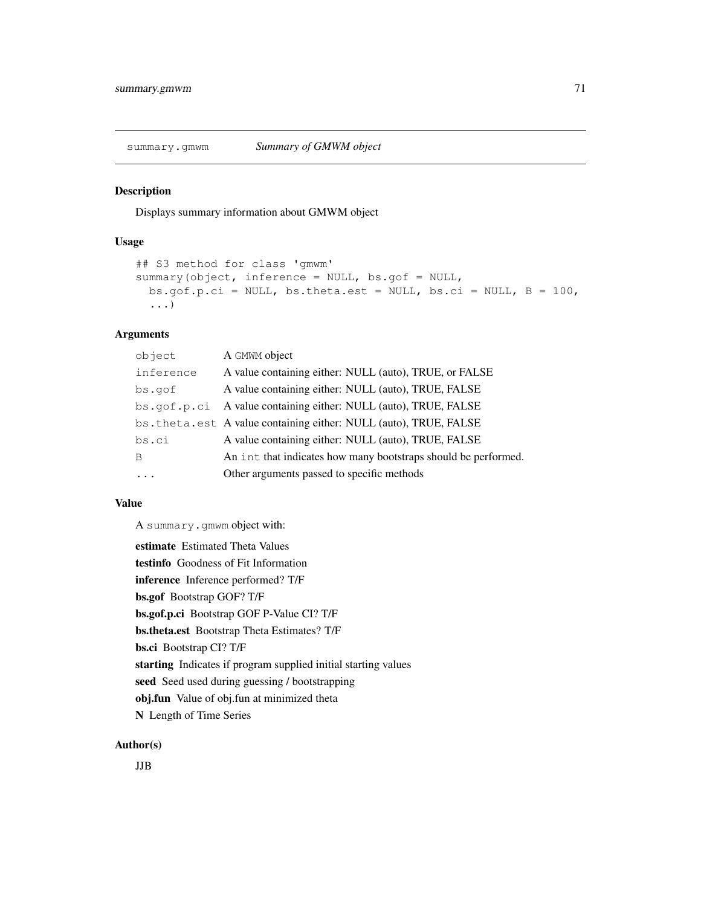summary.gmwm — *Summary of GMWM object*

## Description

Displays summary information about GMWM object

## Usage

```
## S3 method for class 'gmwm'
summary(object, inference = NULL, bs.gof = NULL,
  bs.gof.p.ci = NULL, bs.theta.est = NULL, bs.ci = NULL, B = 100,
  ...)
```

## Arguments

| | |
|---|---|
| `object` | A `GMWM` object |
| `inference` | A value containing either: NULL (auto), TRUE, or FALSE |
| `bs.gof` | A value containing either: NULL (auto), TRUE, FALSE |
| `bs.gof.p.ci` | A value containing either: NULL (auto), TRUE, FALSE |
| `bs.theta.est` | A value containing either: NULL (auto), TRUE, FALSE |
| `bs.ci` | A value containing either: NULL (auto), TRUE, FALSE |
| `B` | An `int` that indicates how many bootstraps should be performed. |
| `...` | Other arguments passed to specific methods |

## Value

A `summary.gmwm` object with:

**estimate** Estimated Theta Values

**testinfo** Goodness of Fit Information

**inference** Inference performed? T/F

**bs.gof** Bootstrap GOF? T/F

**bs.gof.p.ci** Bootstrap GOF P-Value CI? T/F

**bs.theta.est** Bootstrap Theta Estimates? T/F

**bs.ci** Bootstrap CI? T/F

**starting** Indicates if program supplied initial starting values

**seed** Seed used during guessing / bootstrapping

**obj.fun** Value of obj.fun at minimized theta

**N** Length of Time Series

## Author(s)

JJB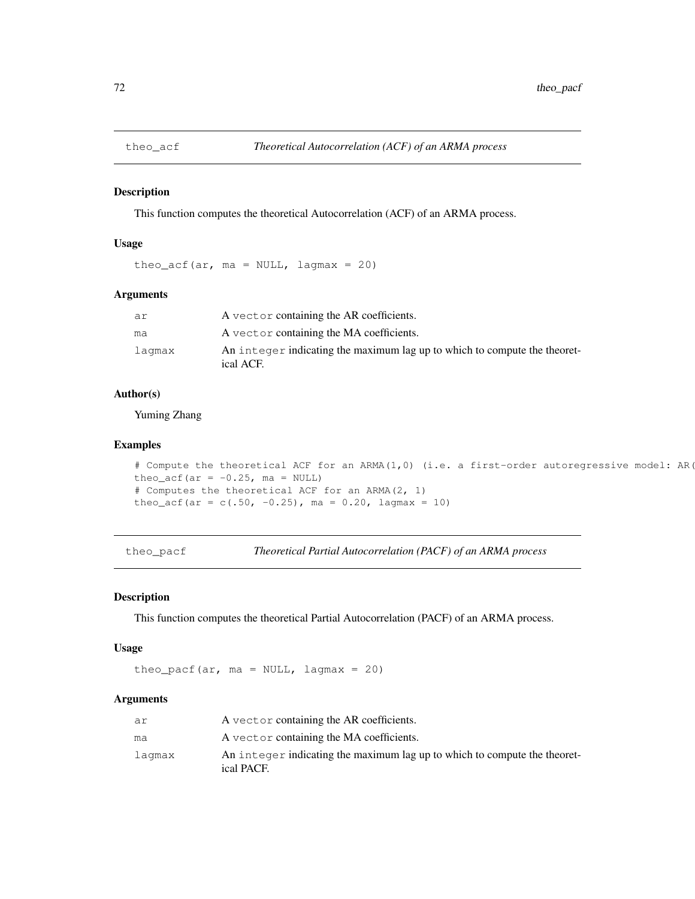## theo_acf — *Theoretical Autocorrelation (ACF) of an ARMA process*

### Description

This function computes the theoretical Autocorrelation (ACF) of an ARMA process.

### Usage

```
theo_acf(ar, ma = NULL, lagmax = 20)
```

### Arguments

| | |
|---|---|
| ar | A vector containing the AR coefficients. |
| ma | A vector containing the MA coefficients. |
| lagmax | An integer indicating the maximum lag up to which to compute the theoretical ACF. |

### Author(s)

Yuming Zhang

### Examples

```
# Compute the theoretical ACF for an ARMA(1,0) (i.e. a first-order autoregressive model: AR(
theo_acf(ar = -0.25, ma = NULL)
# Computes the theoretical ACF for an ARMA(2, 1)
theo_acf(ar = c(.50, -0.25), ma = 0.20, lagmax = 10)
```

## theo_pacf — *Theoretical Partial Autocorrelation (PACF) of an ARMA process*

### Description

This function computes the theoretical Partial Autocorrelation (PACF) of an ARMA process.

### Usage

```
theo_pacf(ar, ma = NULL, lagmax = 20)
```

### Arguments

| | |
|---|---|
| ar | A vector containing the AR coefficients. |
| ma | A vector containing the MA coefficients. |
| lagmax | An integer indicating the maximum lag up to which to compute the theoretical PACF. |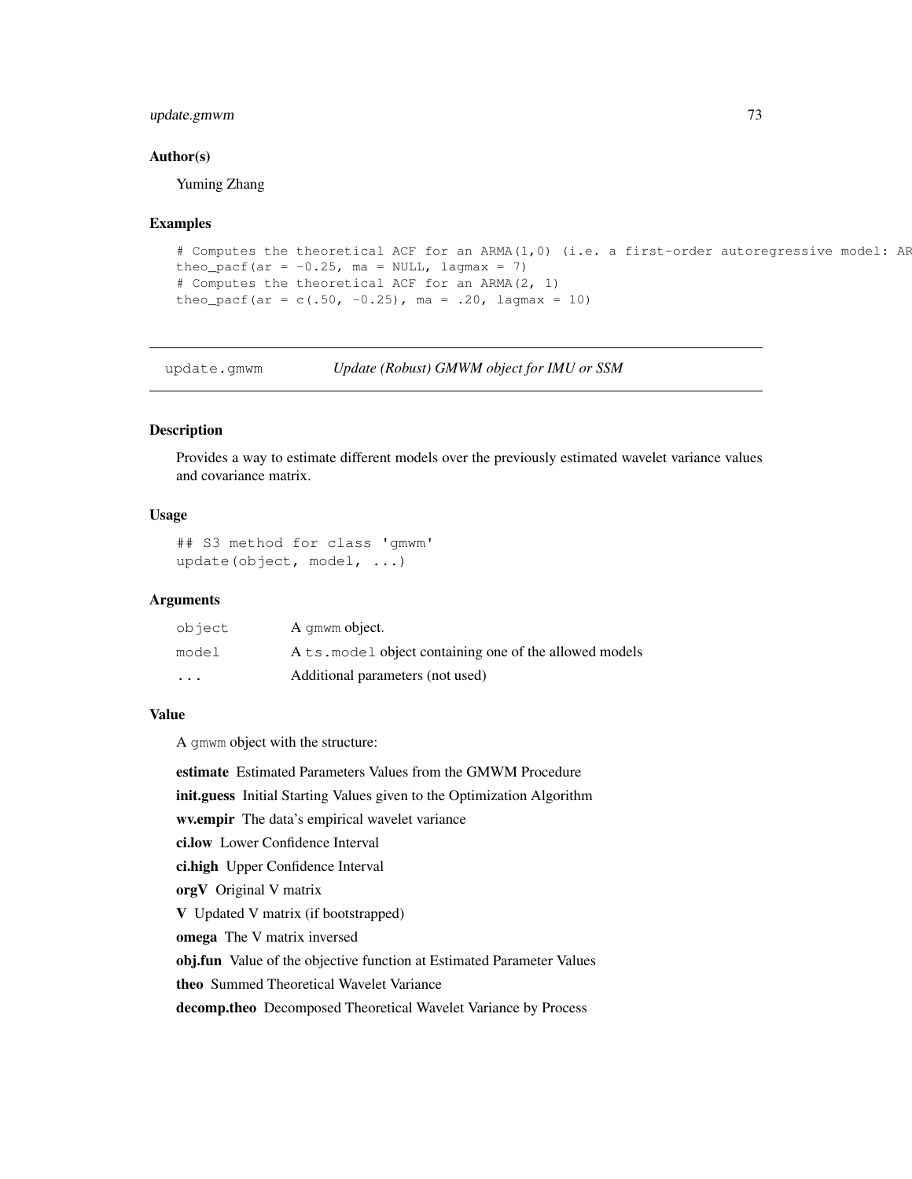### Author(s)

Yuming Zhang

### Examples

```
# Computes the theoretical ACF for an ARMA(1,0) (i.e. a first-order autoregressive model: AR
theo_pacf(ar = -0.25, ma = NULL, lagmax = 7)
# Computes the theoretical ACF for an ARMA(2, 1)
theo_pacf(ar = c(.50, -0.25), ma = .20, lagmax = 10)
```

---

## update.gmwm    *Update (Robust) GMWM object for IMU or SSM*

### Description

Provides a way to estimate different models over the previously estimated wavelet variance values and covariance matrix.

### Usage

```
## S3 method for class 'gmwm'
update(object, model, ...)
```

### Arguments

| | |
|---|---|
| object | A gmwm object. |
| model | A ts.model object containing one of the allowed models |
| ... | Additional parameters (not used) |

### Value

A gmwm object with the structure:

**estimate** Estimated Parameters Values from the GMWM Procedure

**init.guess** Initial Starting Values given to the Optimization Algorithm

**wv.empir** The data's empirical wavelet variance

**ci.low** Lower Confidence Interval

**ci.high** Upper Confidence Interval

**orgV** Original V matrix

**V** Updated V matrix (if bootstrapped)

**omega** The V matrix inversed

**obj.fun** Value of the objective function at Estimated Parameter Values

**theo** Summed Theoretical Wavelet Variance

**decomp.theo** Decomposed Theoretical Wavelet Variance by Process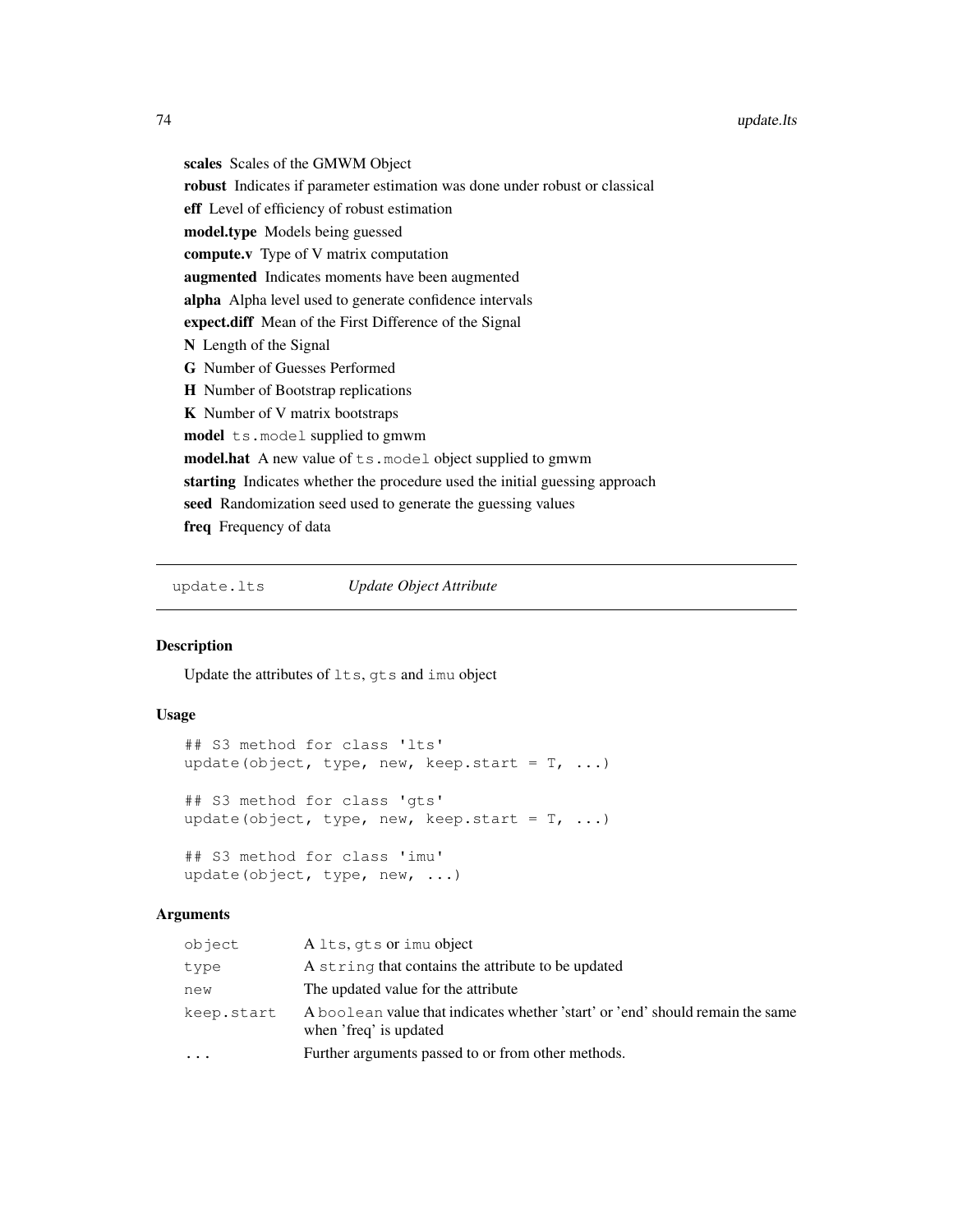**scales** Scales of the GMWM Object

**robust** Indicates if parameter estimation was done under robust or classical

**eff** Level of efficiency of robust estimation

**model.type** Models being guessed

**compute.v** Type of V matrix computation

**augmented** Indicates moments have been augmented

**alpha** Alpha level used to generate confidence intervals

**expect.diff** Mean of the First Difference of the Signal

**N** Length of the Signal

**G** Number of Guesses Performed

**H** Number of Bootstrap replications

**K** Number of V matrix bootstraps

**model** `ts.model` supplied to gmwm

**model.hat** A new value of `ts.model` object supplied to gmwm

**starting** Indicates whether the procedure used the initial guessing approach

**seed** Randomization seed used to generate the guessing values

**freq** Frequency of data

---

## update.lts — *Update Object Attribute*

### Description

Update the attributes of `lts`, `gts` and `imu` object

### Usage

```
## S3 method for class 'lts'
update(object, type, new, keep.start = T, ...)

## S3 method for class 'gts'
update(object, type, new, keep.start = T, ...)

## S3 method for class 'imu'
update(object, type, new, ...)
```

### Arguments

| | |
|---|---|
| `object` | A `lts`, `gts` or `imu` object |
| `type` | A `string` that contains the attribute to be updated |
| `new` | The updated value for the attribute |
| `keep.start` | A `boolean` value that indicates whether 'start' or 'end' should remain the same when 'freq' is updated |
| `...` | Further arguments passed to or from other methods. |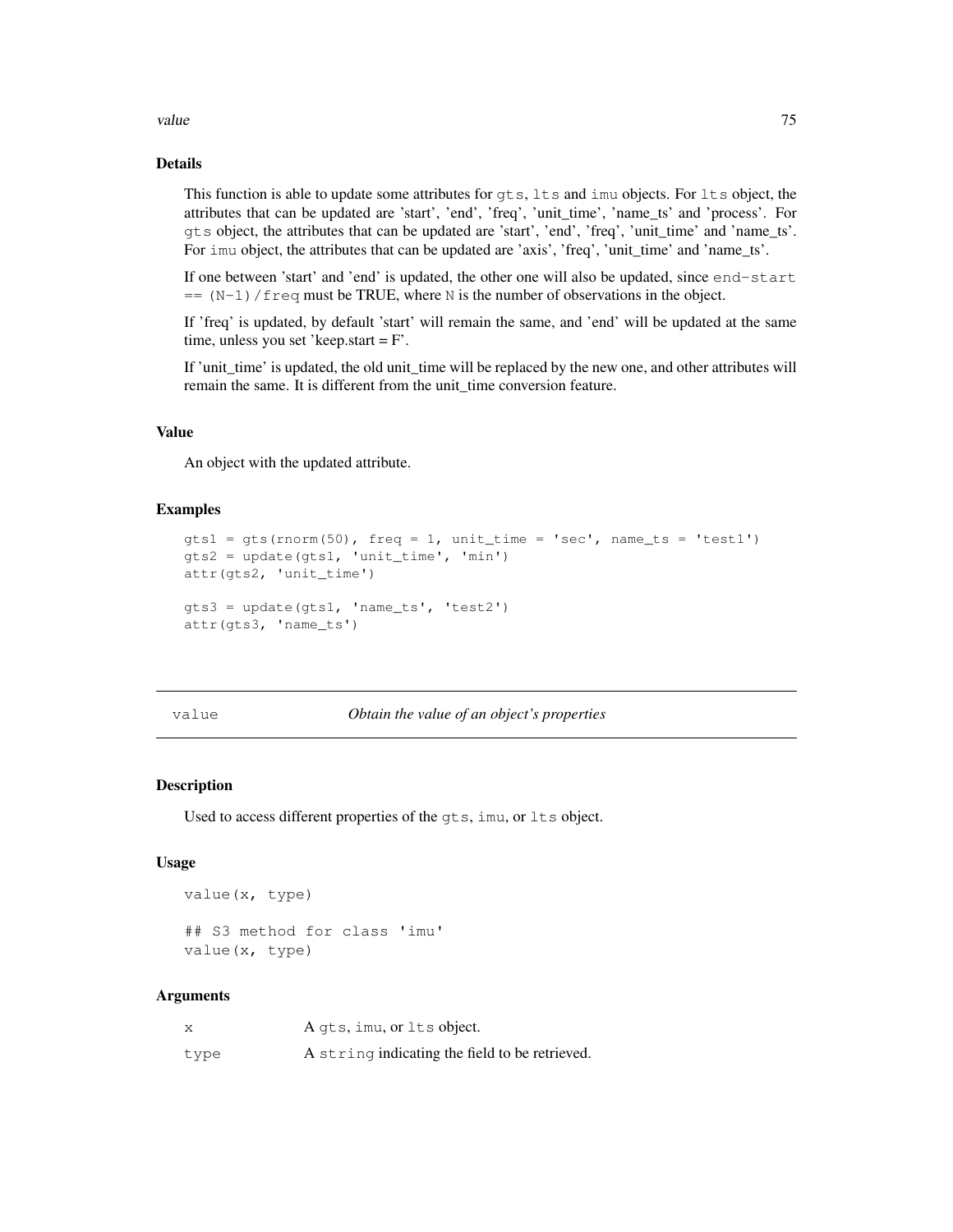### Details

This function is able to update some attributes for `gts`, `lts` and `imu` objects. For `lts` object, the attributes that can be updated are 'start', 'end', 'freq', 'unit_time', 'name_ts' and 'process'. For `gts` object, the attributes that can be updated are 'start', 'end', 'freq', 'unit_time' and 'name_ts'. For `imu` object, the attributes that can be updated are 'axis', 'freq', 'unit_time' and 'name_ts'.

If one between 'start' and 'end' is updated, the other one will also be updated, since `end-start == (N-1)/freq` must be TRUE, where `N` is the number of observations in the object.

If 'freq' is updated, by default 'start' will remain the same, and 'end' will be updated at the same time, unless you set 'keep.start = F'.

If 'unit_time' is updated, the old unit_time will be replaced by the new one, and other attributes will remain the same. It is different from the unit_time conversion feature.

### Value

An object with the updated attribute.

### Examples

```
gts1 = gts(rnorm(50), freq = 1, unit_time = 'sec', name_ts = 'test1')
gts2 = update(gts1, 'unit_time', 'min')
attr(gts2, 'unit_time')

gts3 = update(gts1, 'name_ts', 'test2')
attr(gts3, 'name_ts')
```

---

## value — *Obtain the value of an object's properties*

### Description

Used to access different properties of the `gts`, `imu`, or `lts` object.

### Usage

```
value(x, type)

## S3 method for class 'imu'
value(x, type)
```

### Arguments

| | |
|---|---|
| x | A `gts`, `imu`, or `lts` object. |
| type | A `string` indicating the field to be retrieved. |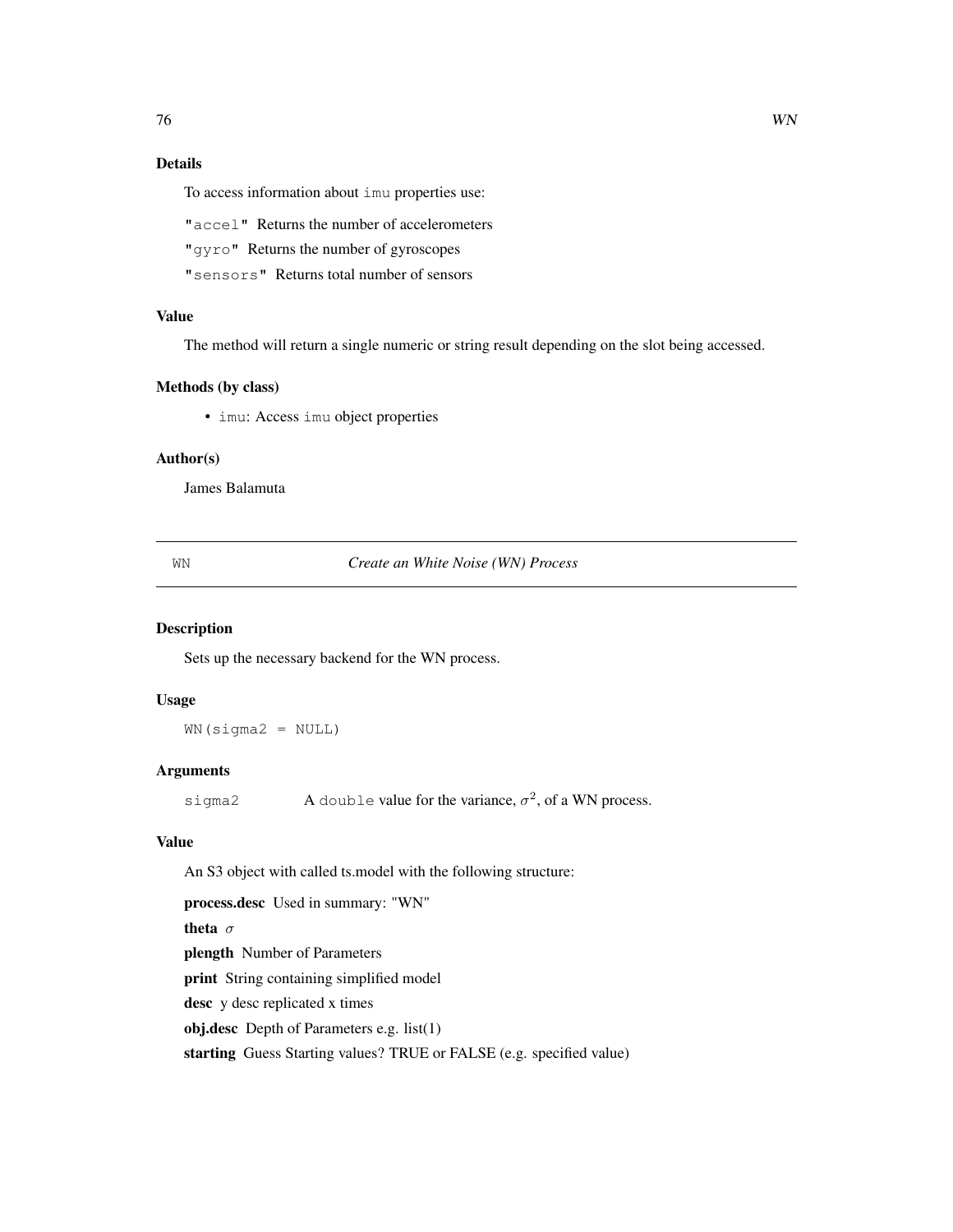### Details

To access information about `imu` properties use:

`"accel"` Returns the number of accelerometers

`"gyro"` Returns the number of gyroscopes

`"sensors"` Returns total number of sensors

### Value

The method will return a single numeric or string result depending on the slot being accessed.

### Methods (by class)

- `imu`: Access `imu` object properties

### Author(s)

James Balamuta

---

## WN — *Create an White Noise (WN) Process*

---

### Description

Sets up the necessary backend for the WN process.

### Usage

```
WN(sigma2 = NULL)
```

### Arguments

| | |
|---|---|
| `sigma2` | A `double` value for the variance, $\sigma^2$, of a WN process. |

### Value

An S3 object with called ts.model with the following structure:

**process.desc** Used in summary: "WN"

**theta** $\sigma$

**plength** Number of Parameters

**print** String containing simplified model

**desc** y desc replicated x times

**obj.desc** Depth of Parameters e.g. list(1)

**starting** Guess Starting values? TRUE or FALSE (e.g. specified value)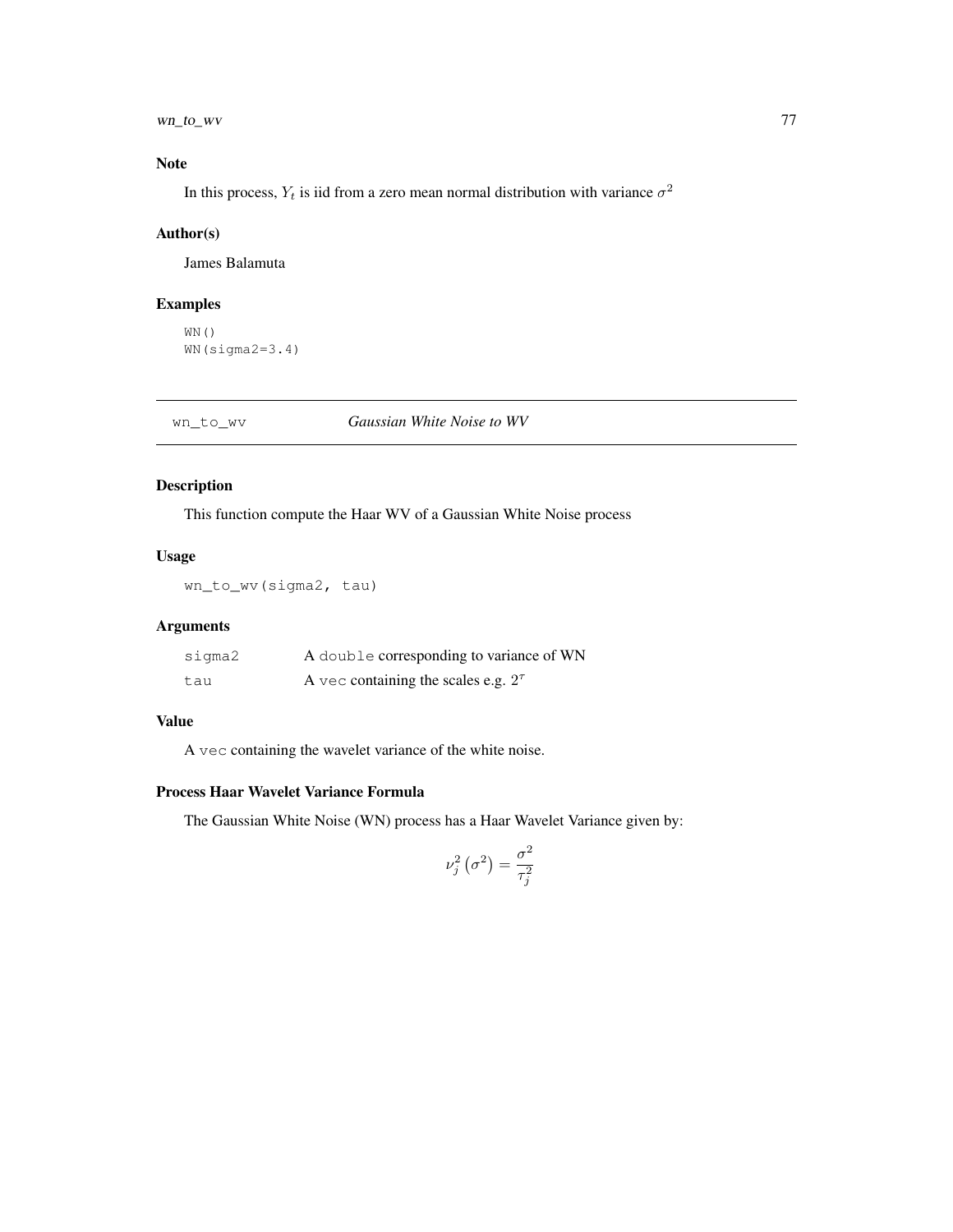### Note

In this process, $Y_t$ is iid from a zero mean normal distribution with variance $\sigma^2$

### Author(s)

James Balamuta

### Examples

```
WN()
WN(sigma2=3.4)
```

---

## wn_to_wv — *Gaussian White Noise to WV*

---

### Description

This function compute the Haar WV of a Gaussian White Noise process

### Usage

```
wn_to_wv(sigma2, tau)
```

### Arguments

| | |
|---|---|
| `sigma2` | A `double` corresponding to variance of WN |
| `tau` | A `vec` containing the scales e.g. $2^\tau$ |

### Value

A `vec` containing the wavelet variance of the white noise.

### Process Haar Wavelet Variance Formula

The Gaussian White Noise (WN) process has a Haar Wavelet Variance given by:

$$\nu_j^2\left(\sigma^2\right) = \frac{\sigma^2}{\tau_j^2}$$